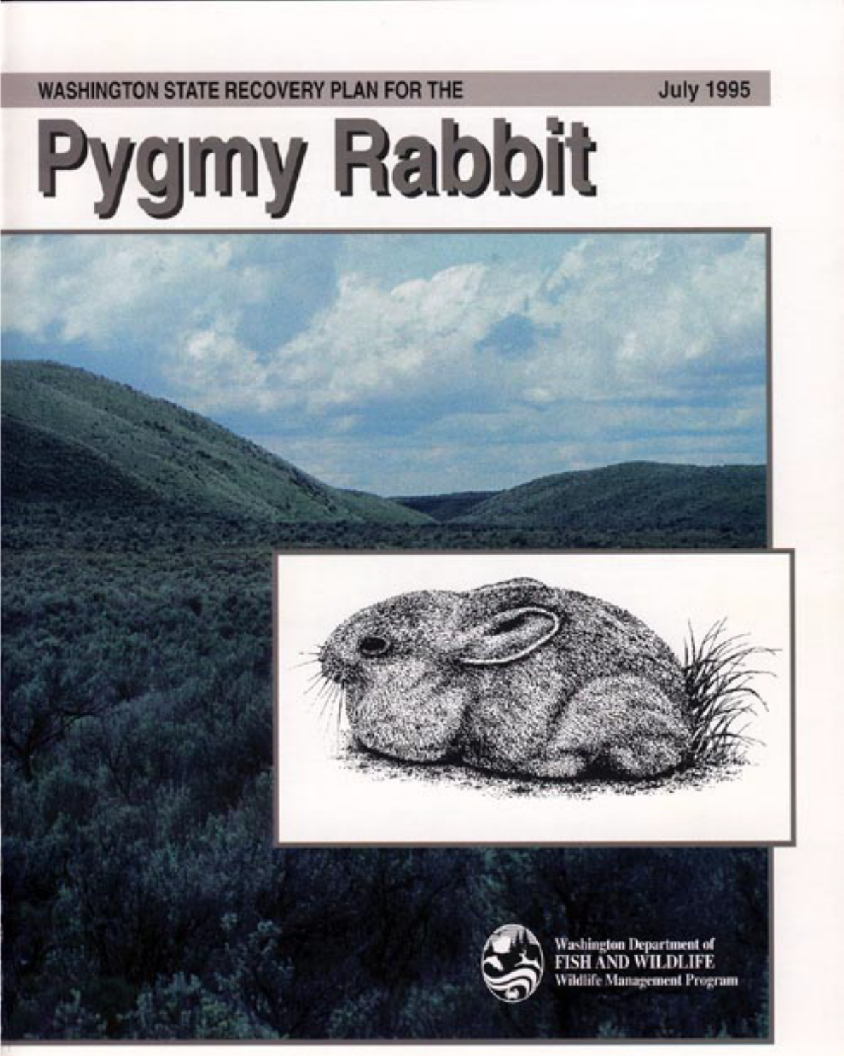WASHINGTON STATE RECOVERY PLAN FOR THE

July 1995

# Pygmy Rabbit

Washington Department of
FISH AND WILDLIFE
Wildlife Management Program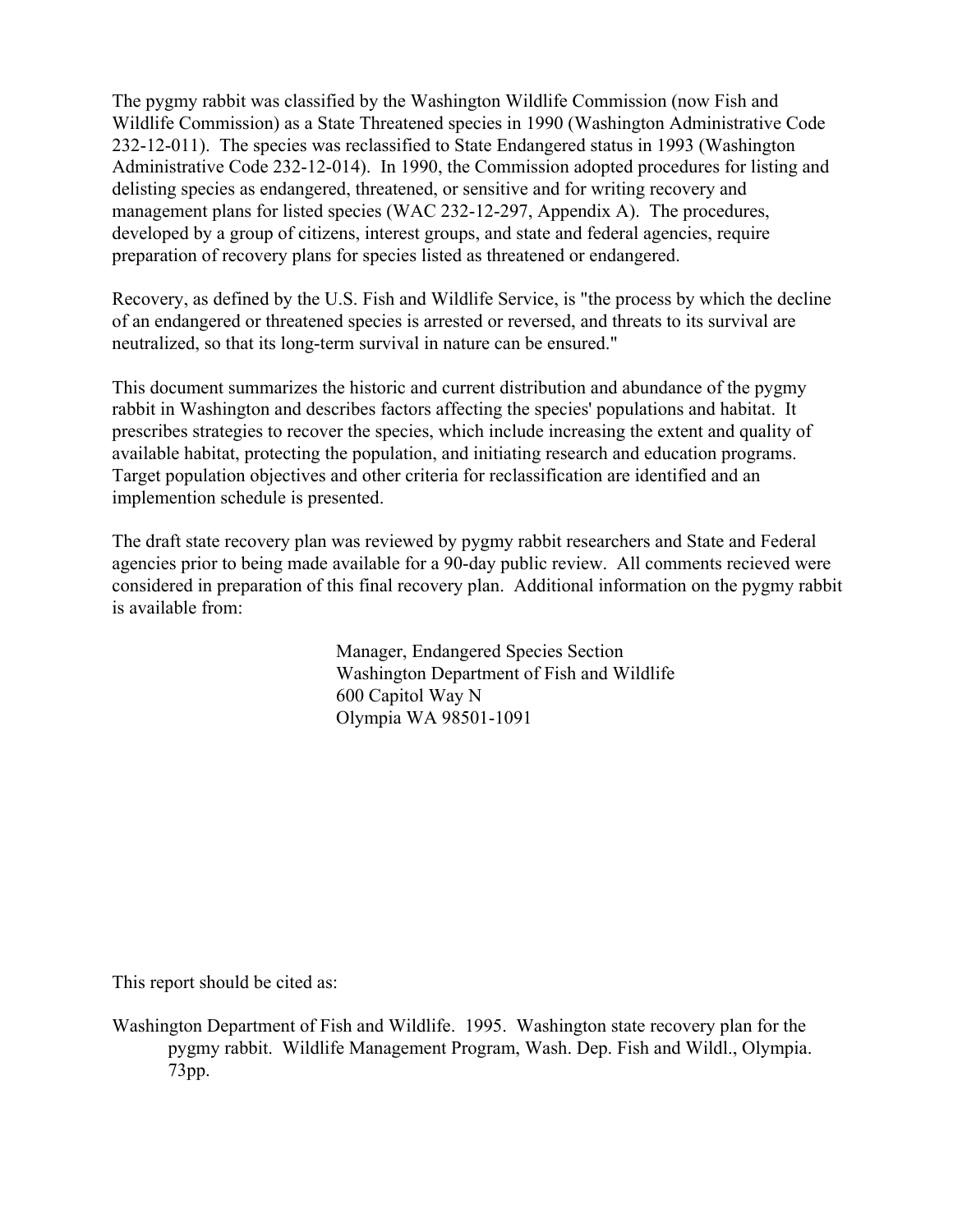The pygmy rabbit was classified by the Washington Wildlife Commission (now Fish and Wildlife Commission) as a State Threatened species in 1990 (Washington Administrative Code 232-12-011). The species was reclassified to State Endangered status in 1993 (Washington Administrative Code 232-12-014). In 1990, the Commission adopted procedures for listing and delisting species as endangered, threatened, or sensitive and for writing recovery and management plans for listed species (WAC 232-12-297, Appendix A). The procedures, developed by a group of citizens, interest groups, and state and federal agencies, require preparation of recovery plans for species listed as threatened or endangered.

Recovery, as defined by the U.S. Fish and Wildlife Service, is "the process by which the decline of an endangered or threatened species is arrested or reversed, and threats to its survival are neutralized, so that its long-term survival in nature can be ensured."

This document summarizes the historic and current distribution and abundance of the pygmy rabbit in Washington and describes factors affecting the species' populations and habitat. It prescribes strategies to recover the species, which include increasing the extent and quality of available habitat, protecting the population, and initiating research and education programs. Target population objectives and other criteria for reclassification are identified and an implemention schedule is presented.

The draft state recovery plan was reviewed by pygmy rabbit researchers and State and Federal agencies prior to being made available for a 90-day public review. All comments recieved were considered in preparation of this final recovery plan. Additional information on the pygmy rabbit is available from:

Manager, Endangered Species Section
Washington Department of Fish and Wildlife
600 Capitol Way N
Olympia WA 98501-1091

This report should be cited as:

Washington Department of Fish and Wildlife. 1995. Washington state recovery plan for the pygmy rabbit. Wildlife Management Program, Wash. Dep. Fish and Wildl., Olympia. 73pp.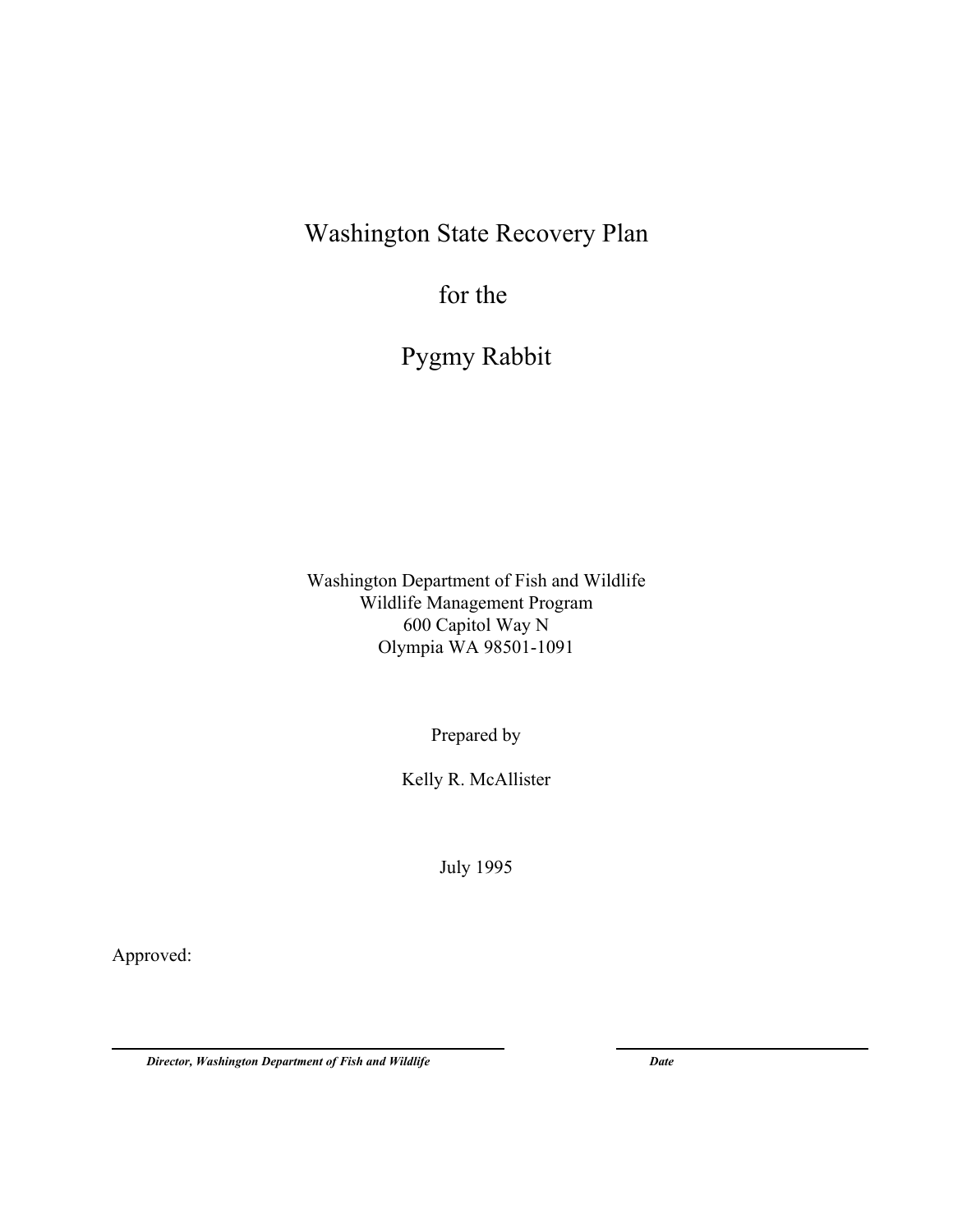# Washington State Recovery Plan

# for the

# Pygmy Rabbit

Washington Department of Fish and Wildlife
Wildlife Management Program
600 Capitol Way N
Olympia WA 98501-1091

Prepared by

Kelly R. McAllister

July 1995

Approved:

______________________________________ ______________________

***Director, Washington Department of Fish and Wildlife*** ***Date***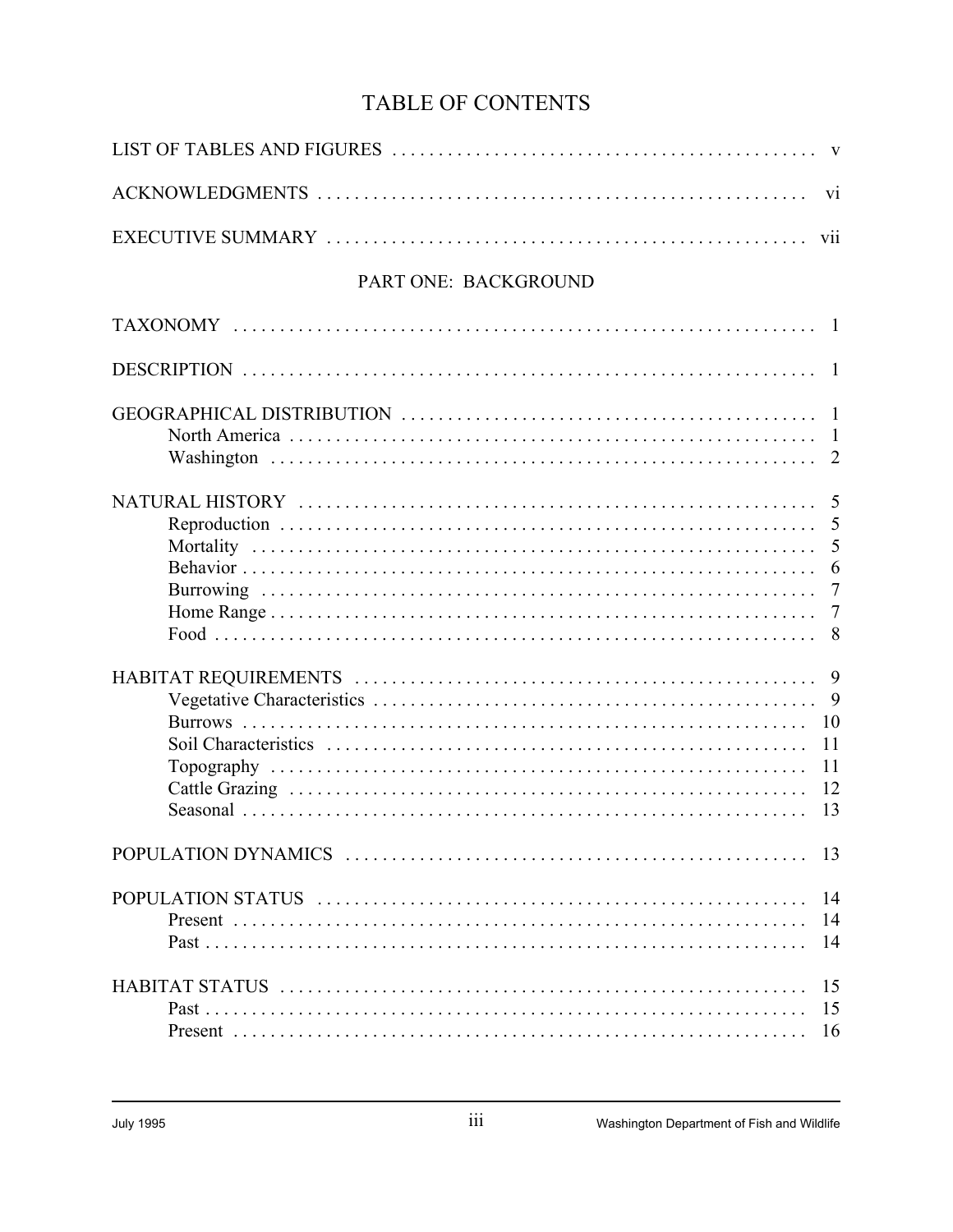# TABLE OF CONTENTS

LIST OF TABLES AND FIGURES . . . . . . . . . . v

ACKNOWLEDGMENTS . . . . . . . . . . vi

EXECUTIVE SUMMARY . . . . . . . . . . vii

## PART ONE: BACKGROUND

TAXONOMY . . . . . . . . . . 1

DESCRIPTION . . . . . . . . . . 1

GEOGRAPHICAL DISTRIBUTION . . . . . . . . . . 1
- North America . . . . . . . . . . 1
- Washington . . . . . . . . . . 2

NATURAL HISTORY . . . . . . . . . . 5
- Reproduction . . . . . . . . . . 5
- Mortality . . . . . . . . . . 5
- Behavior . . . . . . . . . . 6
- Burrowing . . . . . . . . . . 7
- Home Range . . . . . . . . . . 7
- Food . . . . . . . . . . 8

HABITAT REQUIREMENTS . . . . . . . . . . 9
- Vegetative Characteristics . . . . . . . . . . 9
- Burrows . . . . . . . . . . 10
- Soil Characteristics . . . . . . . . . . 11
- Topography . . . . . . . . . . 11
- Cattle Grazing . . . . . . . . . . 12
- Seasonal . . . . . . . . . . 13

POPULATION DYNAMICS . . . . . . . . . . 13

POPULATION STATUS . . . . . . . . . . 14
- Present . . . . . . . . . . 14
- Past . . . . . . . . . . 14

HABITAT STATUS . . . . . . . . . . 15
- Past . . . . . . . . . . 15
- Present . . . . . . . . . . 16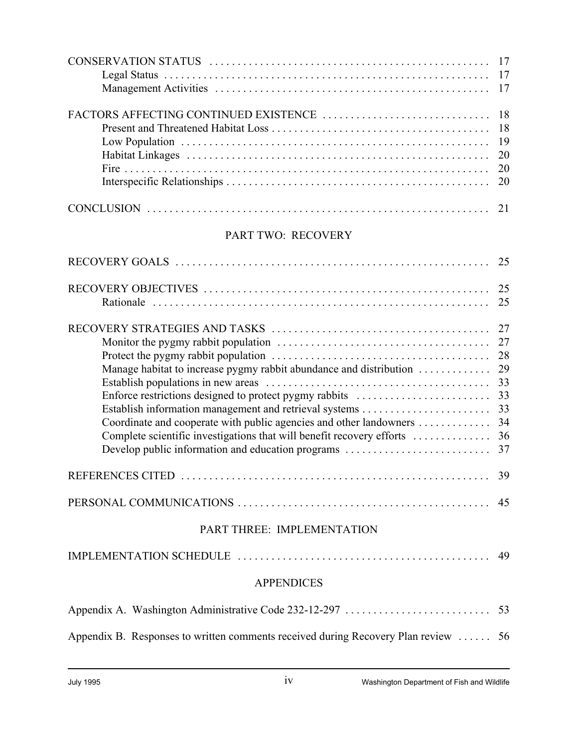CONSERVATION STATUS . . . . . . . . . . . . . . . . . . . . . . . . . . . . . . . . . . . . . . . . . . . . . . . . 17
- Legal Status . . . . . . . . . . . . . . . . . . . . . . . . . . . . . . . . . . . . . . . . . . . . . . . . . . . . . . . . . 17
- Management Activities . . . . . . . . . . . . . . . . . . . . . . . . . . . . . . . . . . . . . . . . . . . . . . . . 17

FACTORS AFFECTING CONTINUED EXISTENCE . . . . . . . . . . . . . . . . . . . . . . . . . . . . . 18
- Present and Threatened Habitat Loss . . . . . . . . . . . . . . . . . . . . . . . . . . . . . . . . . . . . . . 18
- Low Population . . . . . . . . . . . . . . . . . . . . . . . . . . . . . . . . . . . . . . . . . . . . . . . . . . . . . . 19
- Habitat Linkages . . . . . . . . . . . . . . . . . . . . . . . . . . . . . . . . . . . . . . . . . . . . . . . . . . . . . 20
- Fire . . . . . . . . . . . . . . . . . . . . . . . . . . . . . . . . . . . . . . . . . . . . . . . . . . . . . . . . . . . . . . . . 20
- Interspecific Relationships . . . . . . . . . . . . . . . . . . . . . . . . . . . . . . . . . . . . . . . . . . . . . . 20

CONCLUSION . . . . . . . . . . . . . . . . . . . . . . . . . . . . . . . . . . . . . . . . . . . . . . . . . . . . . . . . . . . 21

## PART TWO: RECOVERY

RECOVERY GOALS . . . . . . . . . . . . . . . . . . . . . . . . . . . . . . . . . . . . . . . . . . . . . . . . . . . . . . 25

RECOVERY OBJECTIVES . . . . . . . . . . . . . . . . . . . . . . . . . . . . . . . . . . . . . . . . . . . . . . . . . 25
- Rationale . . . . . . . . . . . . . . . . . . . . . . . . . . . . . . . . . . . . . . . . . . . . . . . . . . . . . . . . . . . . 25

RECOVERY STRATEGIES AND TASKS . . . . . . . . . . . . . . . . . . . . . . . . . . . . . . . . . . . . . . 27
- Monitor the pygmy rabbit population . . . . . . . . . . . . . . . . . . . . . . . . . . . . . . . . . . . . . . 27
- Protect the pygmy rabbit population . . . . . . . . . . . . . . . . . . . . . . . . . . . . . . . . . . . . . . . 28
- Manage habitat to increase pygmy rabbit abundance and distribution . . . . . . . . . . . . . 29
- Establish populations in new areas . . . . . . . . . . . . . . . . . . . . . . . . . . . . . . . . . . . . . . . . 33
- Enforce restrictions designed to protect pygmy rabbits . . . . . . . . . . . . . . . . . . . . . . . . 33
- Establish information management and retrieval systems . . . . . . . . . . . . . . . . . . . . . . . 33
- Coordinate and cooperate with public agencies and other landowners . . . . . . . . . . . . . 34
- Complete scientific investigations that will benefit recovery efforts . . . . . . . . . . . . . . 36
- Develop public information and education programs . . . . . . . . . . . . . . . . . . . . . . . . . . 37

REFERENCES CITED . . . . . . . . . . . . . . . . . . . . . . . . . . . . . . . . . . . . . . . . . . . . . . . . . . . . . 39

PERSONAL COMMUNICATIONS . . . . . . . . . . . . . . . . . . . . . . . . . . . . . . . . . . . . . . . . . . . . 45

## PART THREE: IMPLEMENTATION

IMPLEMENTATION SCHEDULE . . . . . . . . . . . . . . . . . . . . . . . . . . . . . . . . . . . . . . . . . . . . . 49

## APPENDICES

Appendix A. Washington Administrative Code 232-12-297 . . . . . . . . . . . . . . . . . . . . . . . . . . 53

Appendix B. Responses to written comments received during Recovery Plan review . . . . . . 56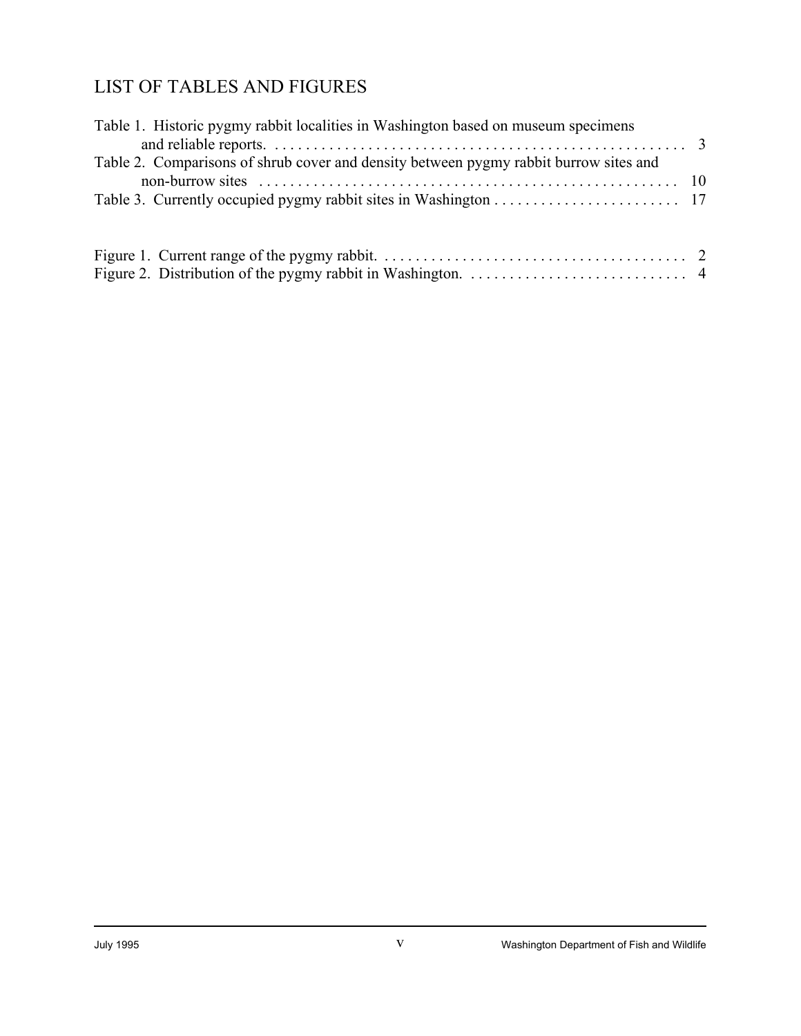# LIST OF TABLES AND FIGURES

Table 1. Historic pygmy rabbit localities in Washington based on museum specimens and reliable reports. . . . . . . . . . . . . . . . . . . . . . . . . . . . . . . . . . . . . . . . . . . . . . . . . . . . . 3

Table 2. Comparisons of shrub cover and density between pygmy rabbit burrow sites and non-burrow sites . . . . . . . . . . . . . . . . . . . . . . . . . . . . . . . . . . . . . . . . . . . . . . . . . . . . . 10

Table 3. Currently occupied pygmy rabbit sites in Washington . . . . . . . . . . . . . . . . . . . . . . . . 17

Figure 1. Current range of the pygmy rabbit. . . . . . . . . . . . . . . . . . . . . . . . . . . . . . . . . . . . . . . 2

Figure 2. Distribution of the pygmy rabbit in Washington. . . . . . . . . . . . . . . . . . . . . . . . . . . . 4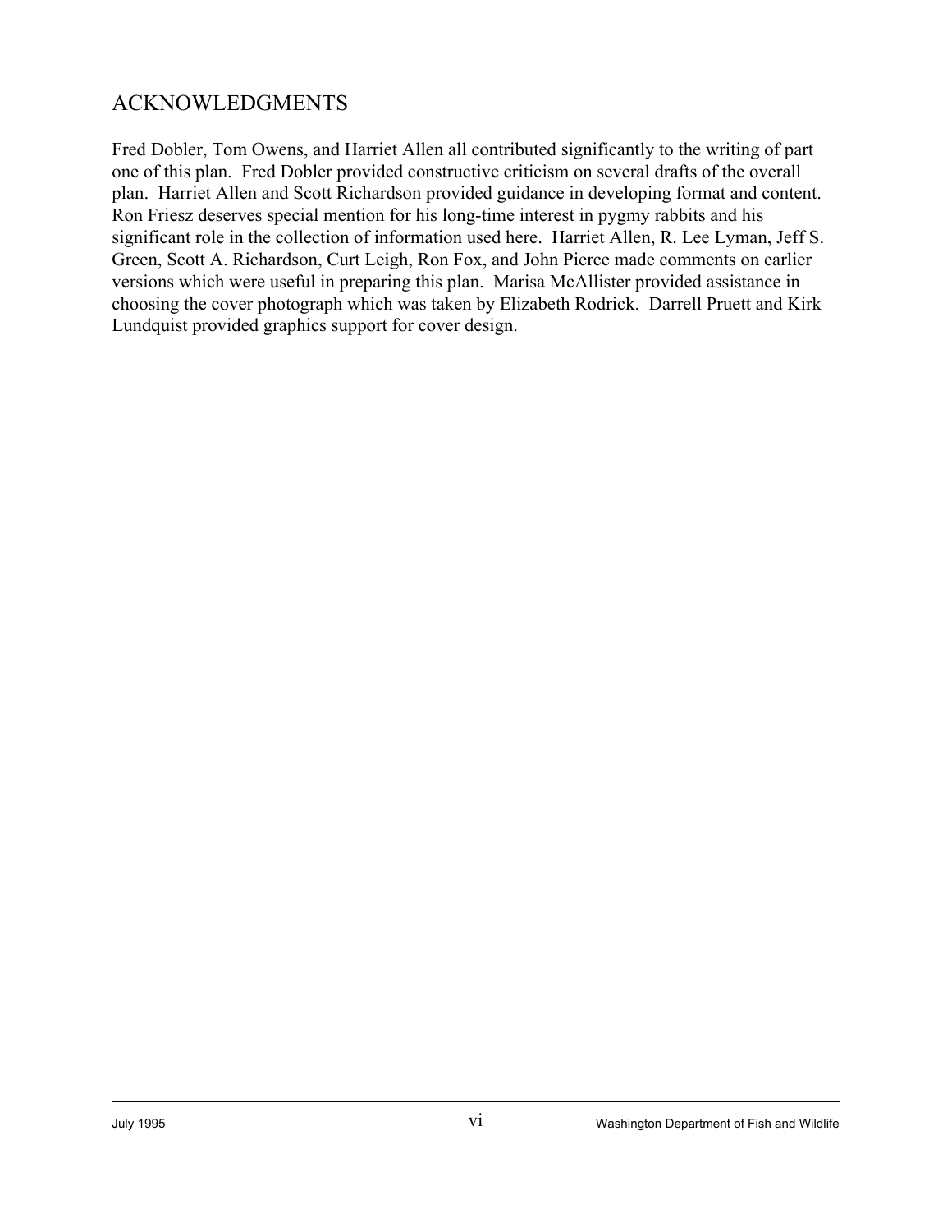## ACKNOWLEDGMENTS

Fred Dobler, Tom Owens, and Harriet Allen all contributed significantly to the writing of part one of this plan. Fred Dobler provided constructive criticism on several drafts of the overall plan. Harriet Allen and Scott Richardson provided guidance in developing format and content. Ron Friesz deserves special mention for his long-time interest in pygmy rabbits and his significant role in the collection of information used here. Harriet Allen, R. Lee Lyman, Jeff S. Green, Scott A. Richardson, Curt Leigh, Ron Fox, and John Pierce made comments on earlier versions which were useful in preparing this plan. Marisa McAllister provided assistance in choosing the cover photograph which was taken by Elizabeth Rodrick. Darrell Pruett and Kirk Lundquist provided graphics support for cover design.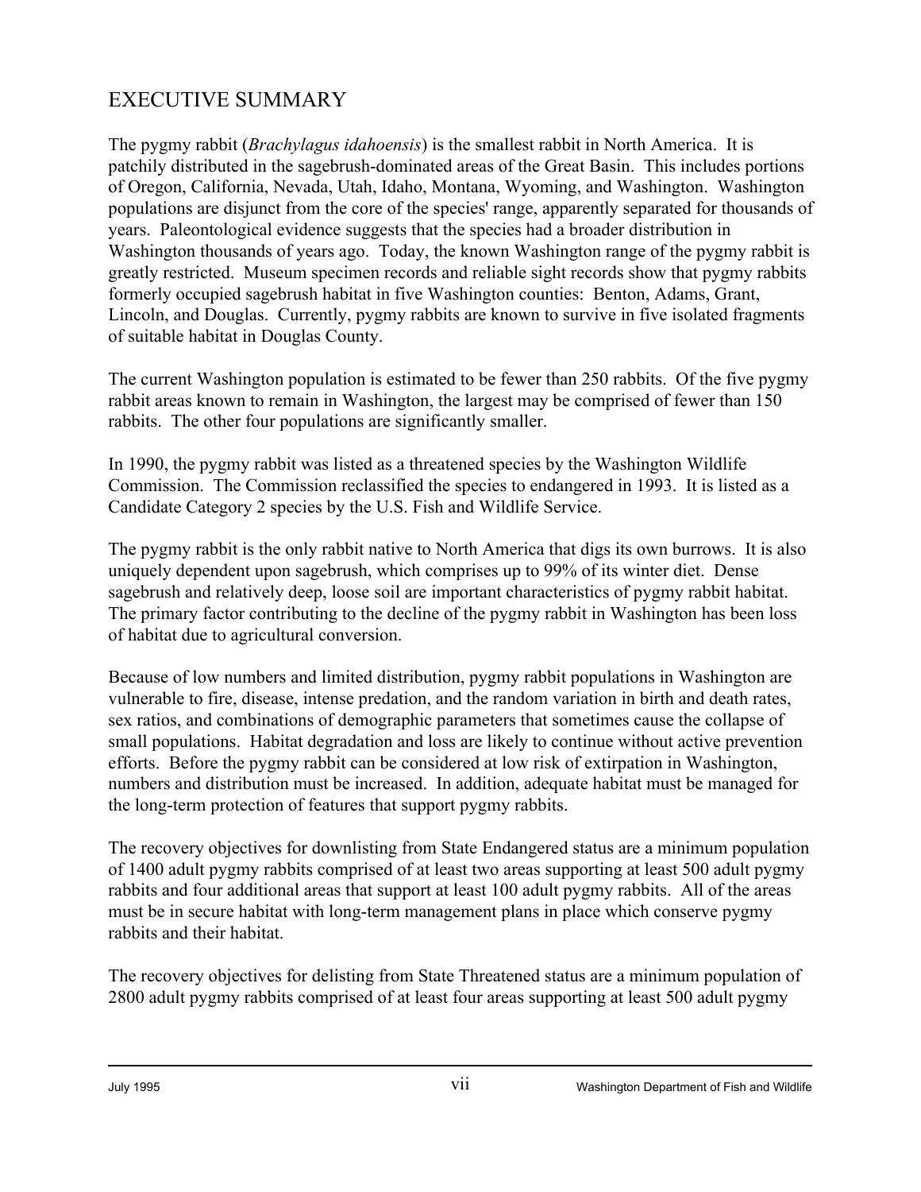## EXECUTIVE SUMMARY

The pygmy rabbit (*Brachylagus idahoensis*) is the smallest rabbit in North America. It is patchily distributed in the sagebrush-dominated areas of the Great Basin. This includes portions of Oregon, California, Nevada, Utah, Idaho, Montana, Wyoming, and Washington. Washington populations are disjunct from the core of the species' range, apparently separated for thousands of years. Paleontological evidence suggests that the species had a broader distribution in Washington thousands of years ago. Today, the known Washington range of the pygmy rabbit is greatly restricted. Museum specimen records and reliable sight records show that pygmy rabbits formerly occupied sagebrush habitat in five Washington counties: Benton, Adams, Grant, Lincoln, and Douglas. Currently, pygmy rabbits are known to survive in five isolated fragments of suitable habitat in Douglas County.

The current Washington population is estimated to be fewer than 250 rabbits. Of the five pygmy rabbit areas known to remain in Washington, the largest may be comprised of fewer than 150 rabbits. The other four populations are significantly smaller.

In 1990, the pygmy rabbit was listed as a threatened species by the Washington Wildlife Commission. The Commission reclassified the species to endangered in 1993. It is listed as a Candidate Category 2 species by the U.S. Fish and Wildlife Service.

The pygmy rabbit is the only rabbit native to North America that digs its own burrows. It is also uniquely dependent upon sagebrush, which comprises up to 99% of its winter diet. Dense sagebrush and relatively deep, loose soil are important characteristics of pygmy rabbit habitat. The primary factor contributing to the decline of the pygmy rabbit in Washington has been loss of habitat due to agricultural conversion.

Because of low numbers and limited distribution, pygmy rabbit populations in Washington are vulnerable to fire, disease, intense predation, and the random variation in birth and death rates, sex ratios, and combinations of demographic parameters that sometimes cause the collapse of small populations. Habitat degradation and loss are likely to continue without active prevention efforts. Before the pygmy rabbit can be considered at low risk of extirpation in Washington, numbers and distribution must be increased. In addition, adequate habitat must be managed for the long-term protection of features that support pygmy rabbits.

The recovery objectives for downlisting from State Endangered status are a minimum population of 1400 adult pygmy rabbits comprised of at least two areas supporting at least 500 adult pygmy rabbits and four additional areas that support at least 100 adult pygmy rabbits. All of the areas must be in secure habitat with long-term management plans in place which conserve pygmy rabbits and their habitat.

The recovery objectives for delisting from State Threatened status are a minimum population of 2800 adult pygmy rabbits comprised of at least four areas supporting at least 500 adult pygmy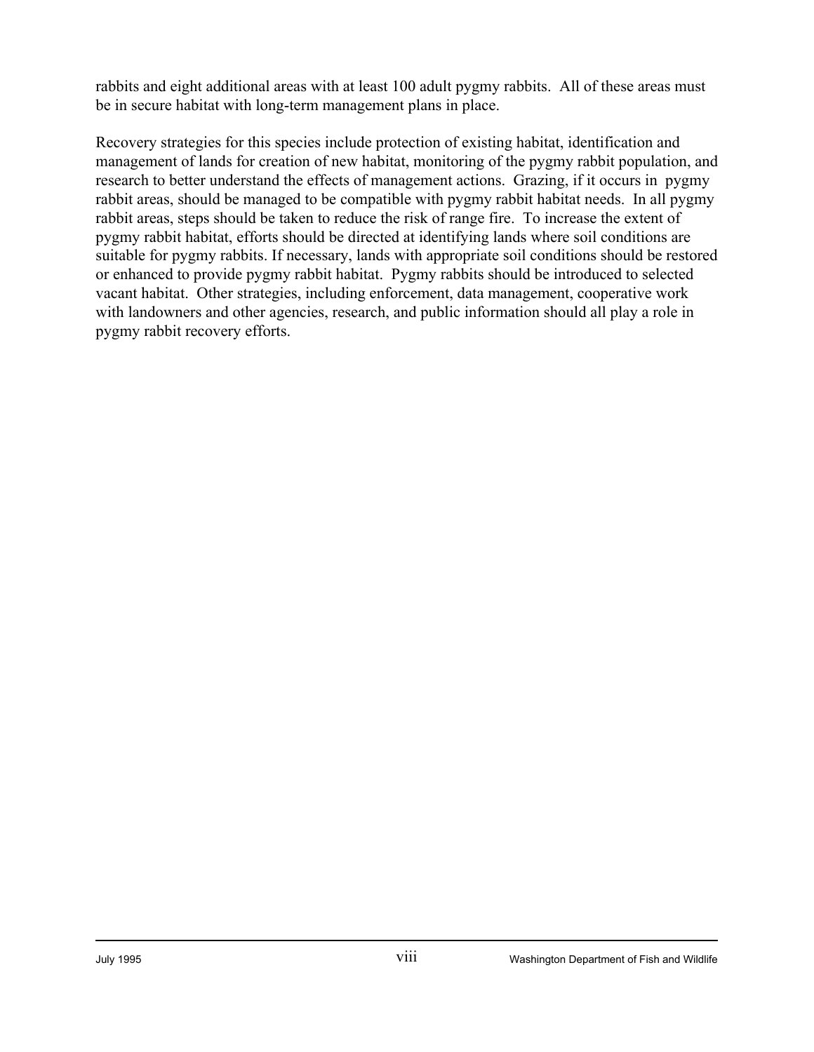rabbits and eight additional areas with at least 100 adult pygmy rabbits. All of these areas must be in secure habitat with long-term management plans in place.

Recovery strategies for this species include protection of existing habitat, identification and management of lands for creation of new habitat, monitoring of the pygmy rabbit population, and research to better understand the effects of management actions. Grazing, if it occurs in pygmy rabbit areas, should be managed to be compatible with pygmy rabbit habitat needs. In all pygmy rabbit areas, steps should be taken to reduce the risk of range fire. To increase the extent of pygmy rabbit habitat, efforts should be directed at identifying lands where soil conditions are suitable for pygmy rabbits. If necessary, lands with appropriate soil conditions should be restored or enhanced to provide pygmy rabbit habitat. Pygmy rabbits should be introduced to selected vacant habitat. Other strategies, including enforcement, data management, cooperative work with landowners and other agencies, research, and public information should all play a role in pygmy rabbit recovery efforts.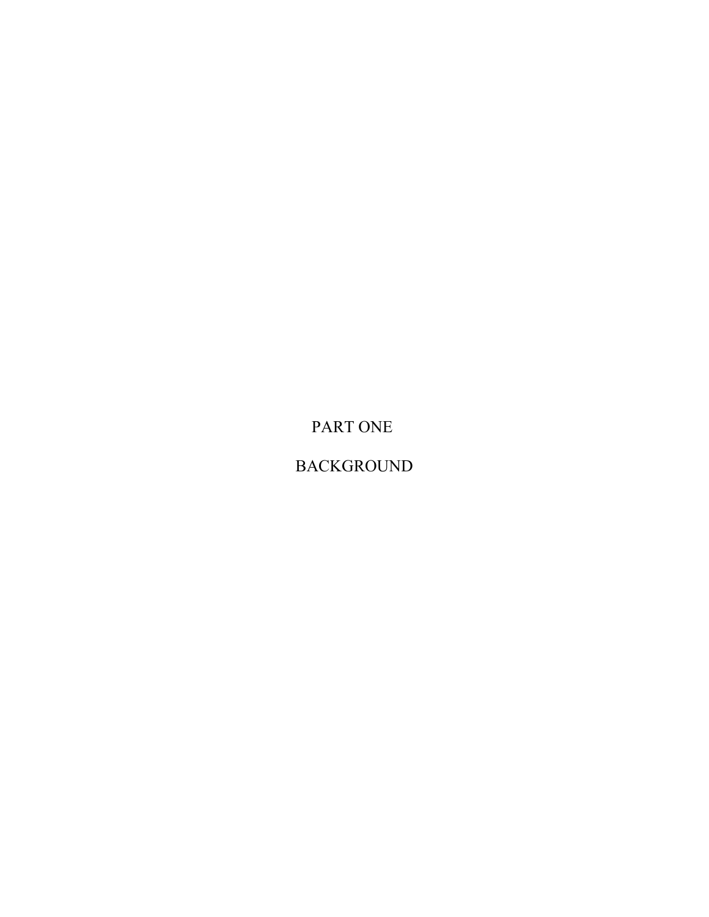# PART ONE

# BACKGROUND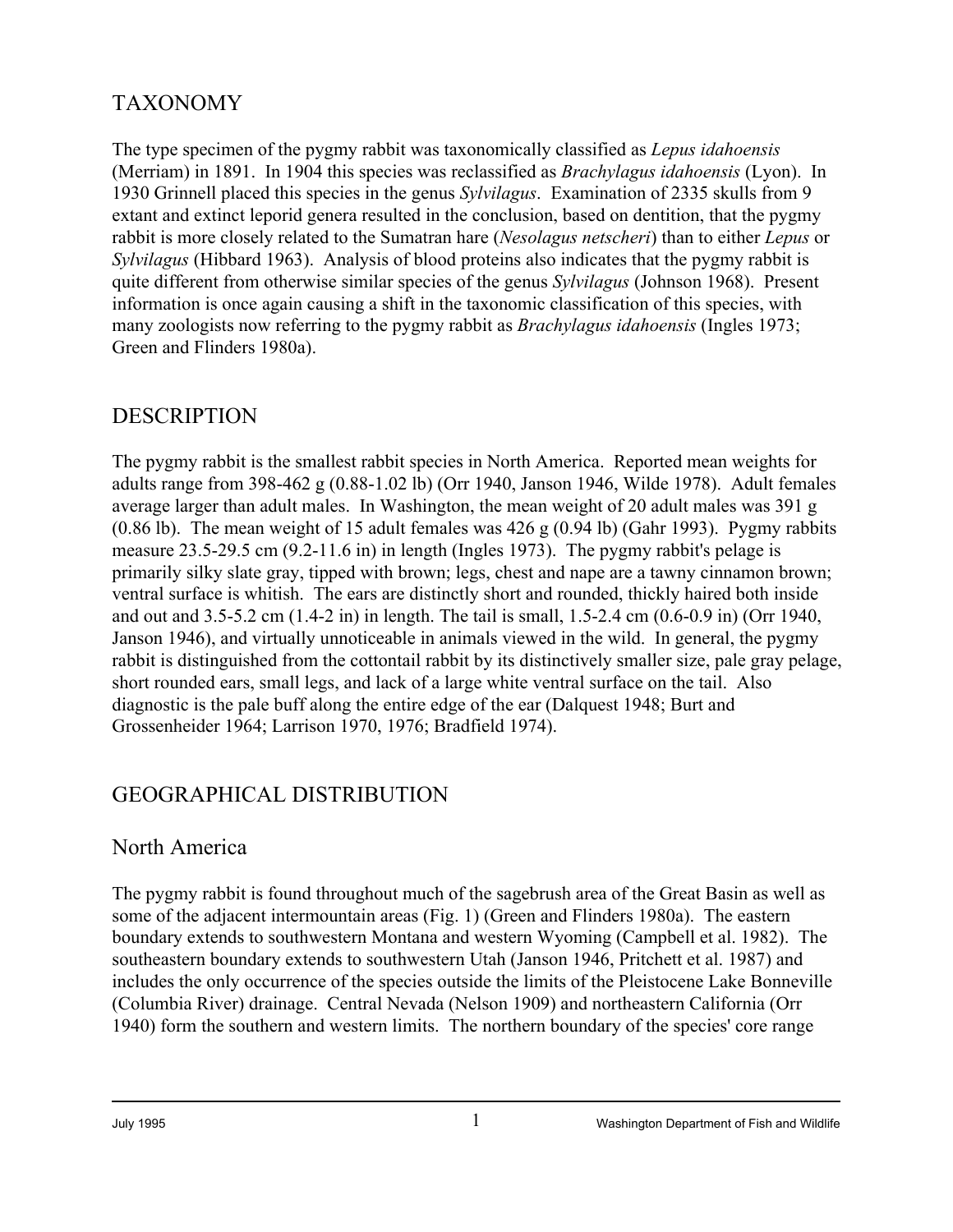## TAXONOMY

The type specimen of the pygmy rabbit was taxonomically classified as *Lepus idahoensis* (Merriam) in 1891. In 1904 this species was reclassified as *Brachylagus idahoensis* (Lyon). In 1930 Grinnell placed this species in the genus *Sylvilagus*. Examination of 2335 skulls from 9 extant and extinct leporid genera resulted in the conclusion, based on dentition, that the pygmy rabbit is more closely related to the Sumatran hare (*Nesolagus netscheri*) than to either *Lepus* or *Sylvilagus* (Hibbard 1963). Analysis of blood proteins also indicates that the pygmy rabbit is quite different from otherwise similar species of the genus *Sylvilagus* (Johnson 1968). Present information is once again causing a shift in the taxonomic classification of this species, with many zoologists now referring to the pygmy rabbit as *Brachylagus idahoensis* (Ingles 1973; Green and Flinders 1980a).

## DESCRIPTION

The pygmy rabbit is the smallest rabbit species in North America. Reported mean weights for adults range from 398-462 g (0.88-1.02 lb) (Orr 1940, Janson 1946, Wilde 1978). Adult females average larger than adult males. In Washington, the mean weight of 20 adult males was 391 g (0.86 lb). The mean weight of 15 adult females was 426 g (0.94 lb) (Gahr 1993). Pygmy rabbits measure 23.5-29.5 cm (9.2-11.6 in) in length (Ingles 1973). The pygmy rabbit's pelage is primarily silky slate gray, tipped with brown; legs, chest and nape are a tawny cinnamon brown; ventral surface is whitish. The ears are distinctly short and rounded, thickly haired both inside and out and 3.5-5.2 cm (1.4-2 in) in length. The tail is small, 1.5-2.4 cm (0.6-0.9 in) (Orr 1940, Janson 1946), and virtually unnoticeable in animals viewed in the wild. In general, the pygmy rabbit is distinguished from the cottontail rabbit by its distinctively smaller size, pale gray pelage, short rounded ears, small legs, and lack of a large white ventral surface on the tail. Also diagnostic is the pale buff along the entire edge of the ear (Dalquest 1948; Burt and Grossenheider 1964; Larrison 1970, 1976; Bradfield 1974).

## GEOGRAPHICAL DISTRIBUTION

### North America

The pygmy rabbit is found throughout much of the sagebrush area of the Great Basin as well as some of the adjacent intermountain areas (Fig. 1) (Green and Flinders 1980a). The eastern boundary extends to southwestern Montana and western Wyoming (Campbell et al. 1982). The southeastern boundary extends to southwestern Utah (Janson 1946, Pritchett et al. 1987) and includes the only occurrence of the species outside the limits of the Pleistocene Lake Bonneville (Columbia River) drainage. Central Nevada (Nelson 1909) and northeastern California (Orr 1940) form the southern and western limits. The northern boundary of the species' core range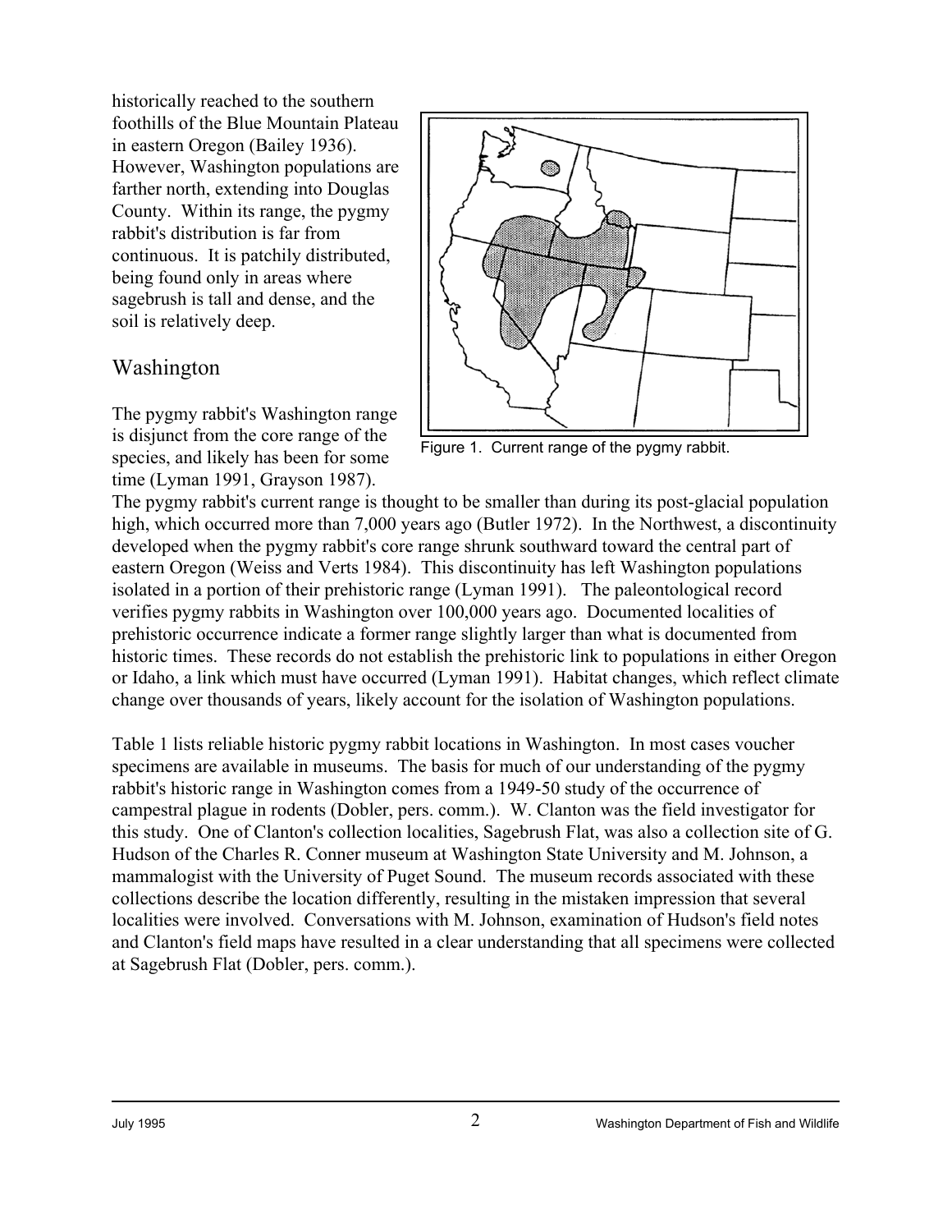historically reached to the southern foothills of the Blue Mountain Plateau in eastern Oregon (Bailey 1936). However, Washington populations are farther north, extending into Douglas County. Within its range, the pygmy rabbit's distribution is far from continuous. It is patchily distributed, being found only in areas where sagebrush is tall and dense, and the soil is relatively deep.

Figure 1. Current range of the pygmy rabbit.

## Washington

The pygmy rabbit's Washington range is disjunct from the core range of the species, and likely has been for some time (Lyman 1991, Grayson 1987). The pygmy rabbit's current range is thought to be smaller than during its post-glacial population high, which occurred more than 7,000 years ago (Butler 1972). In the Northwest, a discontinuity developed when the pygmy rabbit's core range shrunk southward toward the central part of eastern Oregon (Weiss and Verts 1984). This discontinuity has left Washington populations isolated in a portion of their prehistoric range (Lyman 1991). The paleontological record verifies pygmy rabbits in Washington over 100,000 years ago. Documented localities of prehistoric occurrence indicate a former range slightly larger than what is documented from historic times. These records do not establish the prehistoric link to populations in either Oregon or Idaho, a link which must have occurred (Lyman 1991). Habitat changes, which reflect climate change over thousands of years, likely account for the isolation of Washington populations.

Table 1 lists reliable historic pygmy rabbit locations in Washington. In most cases voucher specimens are available in museums. The basis for much of our understanding of the pygmy rabbit's historic range in Washington comes from a 1949-50 study of the occurrence of campestral plague in rodents (Dobler, pers. comm.). W. Clanton was the field investigator for this study. One of Clanton's collection localities, Sagebrush Flat, was also a collection site of G. Hudson of the Charles R. Conner museum at Washington State University and M. Johnson, a mammalogist with the University of Puget Sound. The museum records associated with these collections describe the location differently, resulting in the mistaken impression that several localities were involved. Conversations with M. Johnson, examination of Hudson's field notes and Clanton's field maps have resulted in a clear understanding that all specimens were collected at Sagebrush Flat (Dobler, pers. comm.).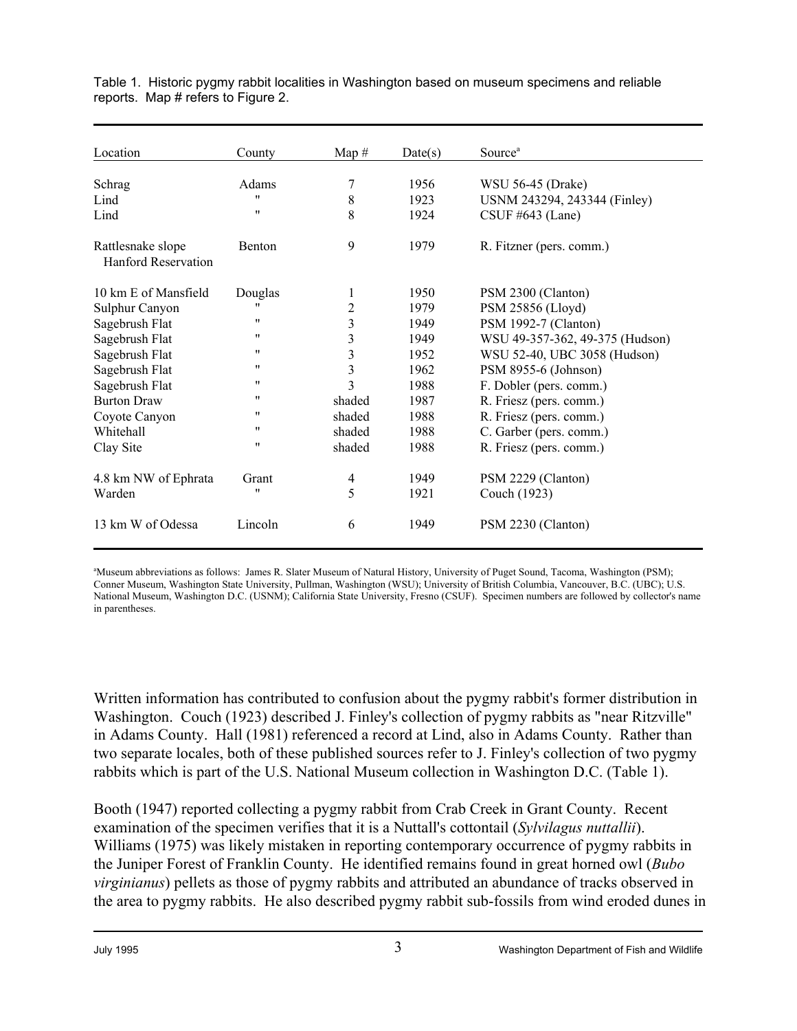Table 1. Historic pygmy rabbit localities in Washington based on museum specimens and reliable reports. Map # refers to Figure 2.

| Location | County | Map # | Date(s) | Source[a] |
|---|---|---|---|---|
| Schrag | Adams | 7 | 1956 | WSU 56-45 (Drake) |
| Lind | " | 8 | 1923 | USNM 243294, 243344 (Finley) |
| Lind | " | 8 | 1924 | CSUF #643 (Lane) |
| Rattlesnake slope Hanford Reservation | Benton | 9 | 1979 | R. Fitzner (pers. comm.) |
| 10 km E of Mansfield | Douglas | 1 | 1950 | PSM 2300 (Clanton) |
| Sulphur Canyon | " | 2 | 1979 | PSM 25856 (Lloyd) |
| Sagebrush Flat | " | 3 | 1949 | PSM 1992-7 (Clanton) |
| Sagebrush Flat | " | 3 | 1949 | WSU 49-357-362, 49-375 (Hudson) |
| Sagebrush Flat | " | 3 | 1952 | WSU 52-40, UBC 3058 (Hudson) |
| Sagebrush Flat | " | 3 | 1962 | PSM 8955-6 (Johnson) |
| Sagebrush Flat | " | 3 | 1988 | F. Dobler (pers. comm.) |
| Burton Draw | " | shaded | 1987 | R. Friesz (pers. comm.) |
| Coyote Canyon | " | shaded | 1988 | R. Friesz (pers. comm.) |
| Whitehall | " | shaded | 1988 | C. Garber (pers. comm.) |
| Clay Site | " | shaded | 1988 | R. Friesz (pers. comm.) |
| 4.8 km NW of Ephrata | Grant | 4 | 1949 | PSM 2229 (Clanton) |
| Warden | " | 5 | 1921 | Couch (1923) |
| 13 km W of Odessa | Lincoln | 6 | 1949 | PSM 2230 (Clanton) |

[a]Museum abbreviations as follows: James R. Slater Museum of Natural History, University of Puget Sound, Tacoma, Washington (PSM); Conner Museum, Washington State University, Pullman, Washington (WSU); University of British Columbia, Vancouver, B.C. (UBC); U.S. National Museum, Washington D.C. (USNM); California State University, Fresno (CSUF). Specimen numbers are followed by collector's name in parentheses.

Written information has contributed to confusion about the pygmy rabbit's former distribution in Washington. Couch (1923) described J. Finley's collection of pygmy rabbits as "near Ritzville" in Adams County. Hall (1981) referenced a record at Lind, also in Adams County. Rather than two separate locales, both of these published sources refer to J. Finley's collection of two pygmy rabbits which is part of the U.S. National Museum collection in Washington D.C. (Table 1).

Booth (1947) reported collecting a pygmy rabbit from Crab Creek in Grant County. Recent examination of the specimen verifies that it is a Nuttall's cottontail (*Sylvilagus nuttallii*). Williams (1975) was likely mistaken in reporting contemporary occurrence of pygmy rabbits in the Juniper Forest of Franklin County. He identified remains found in great horned owl (*Bubo virginianus*) pellets as those of pygmy rabbits and attributed an abundance of tracks observed in the area to pygmy rabbits. He also described pygmy rabbit sub-fossils from wind eroded dunes in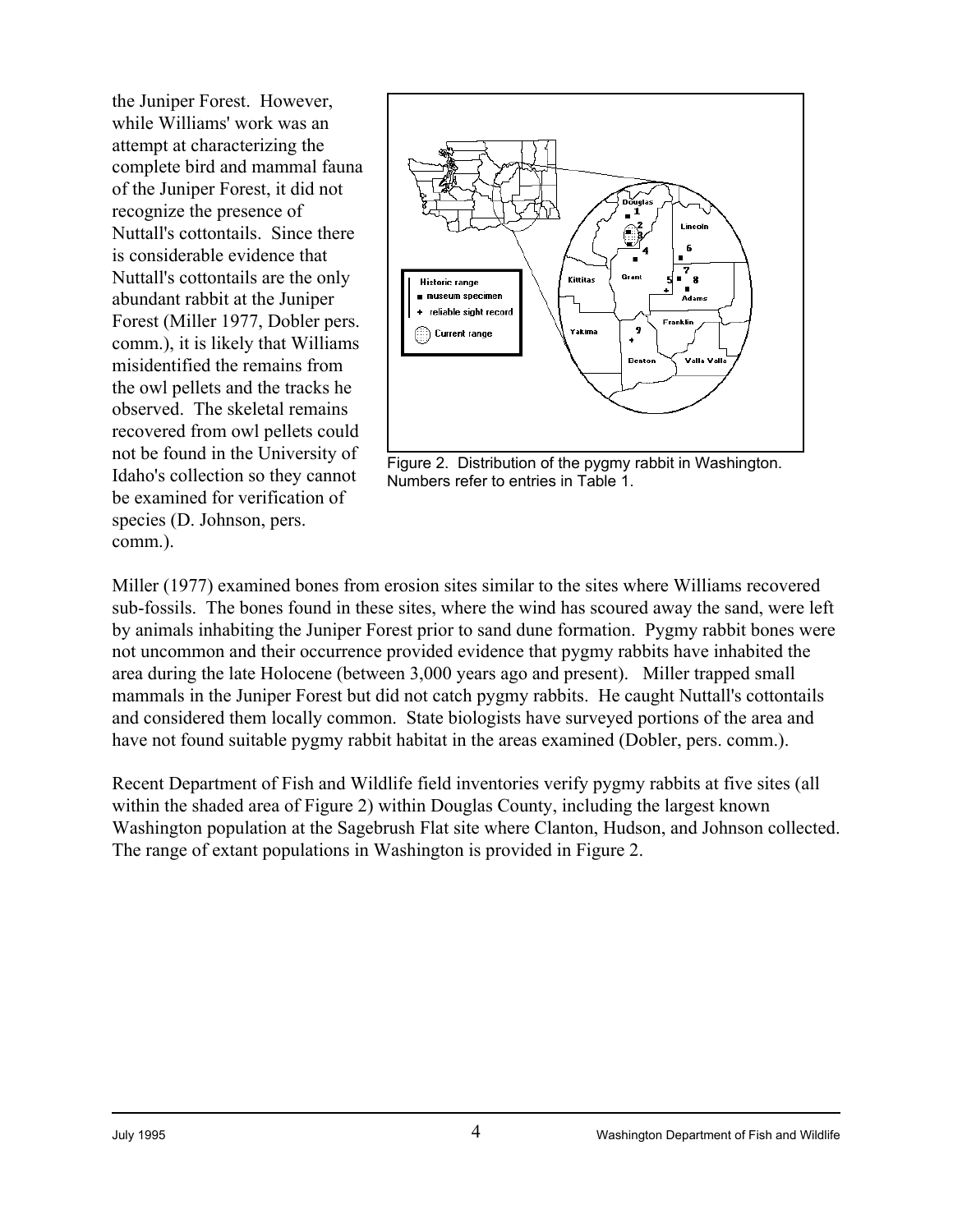the Juniper Forest. However, while Williams' work was an attempt at characterizing the complete bird and mammal fauna of the Juniper Forest, it did not recognize the presence of Nuttall's cottontails. Since there is considerable evidence that Nuttall's cottontails are the only abundant rabbit at the Juniper Forest (Miller 1977, Dobler pers. comm.), it is likely that Williams misidentified the remains from the owl pellets and the tracks he observed. The skeletal remains recovered from owl pellets could not be found in the University of Idaho's collection so they cannot be examined for verification of species (D. Johnson, pers. comm.).

Historic range
■ museum specimen
+ reliable sight record
Current range

Douglas
Lincoln
Kittitas
Grant
Adams
Franklin
Yakima
Benton
Walla Walla

1
2
3
4
5
6
7
8
9

Figure 2. Distribution of the pygmy rabbit in Washington. Numbers refer to entries in Table 1.

Miller (1977) examined bones from erosion sites similar to the sites where Williams recovered sub-fossils. The bones found in these sites, where the wind has scoured away the sand, were left by animals inhabiting the Juniper Forest prior to sand dune formation. Pygmy rabbit bones were not uncommon and their occurrence provided evidence that pygmy rabbits have inhabited the area during the late Holocene (between 3,000 years ago and present). Miller trapped small mammals in the Juniper Forest but did not catch pygmy rabbits. He caught Nuttall's cottontails and considered them locally common. State biologists have surveyed portions of the area and have not found suitable pygmy rabbit habitat in the areas examined (Dobler, pers. comm.).

Recent Department of Fish and Wildlife field inventories verify pygmy rabbits at five sites (all within the shaded area of Figure 2) within Douglas County, including the largest known Washington population at the Sagebrush Flat site where Clanton, Hudson, and Johnson collected. The range of extant populations in Washington is provided in Figure 2.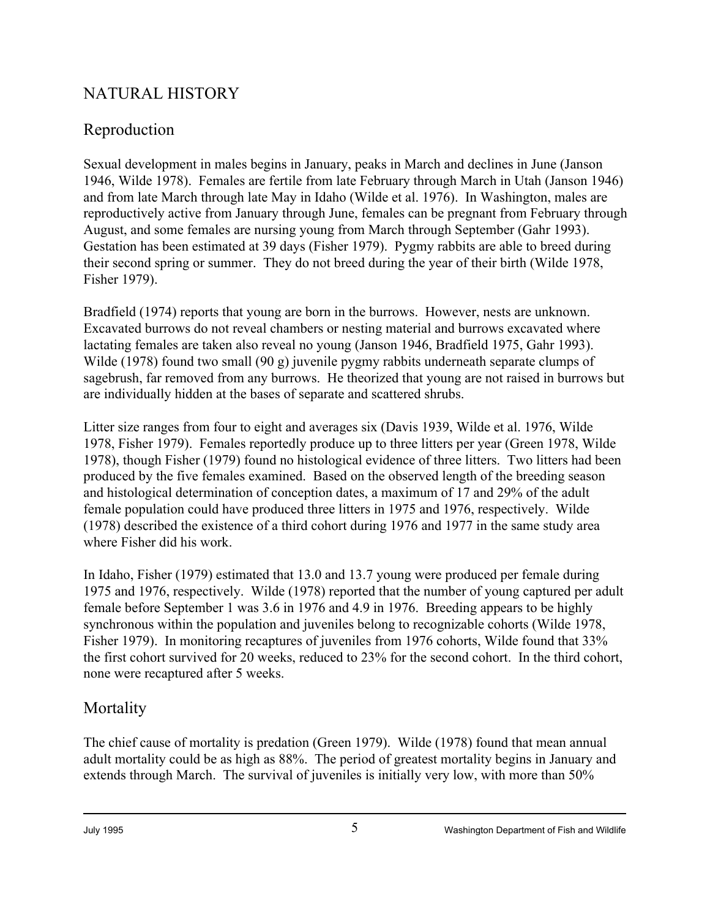# NATURAL HISTORY

## Reproduction

Sexual development in males begins in January, peaks in March and declines in June (Janson 1946, Wilde 1978). Females are fertile from late February through March in Utah (Janson 1946) and from late March through late May in Idaho (Wilde et al. 1976). In Washington, males are reproductively active from January through June, females can be pregnant from February through August, and some females are nursing young from March through September (Gahr 1993). Gestation has been estimated at 39 days (Fisher 1979). Pygmy rabbits are able to breed during their second spring or summer. They do not breed during the year of their birth (Wilde 1978, Fisher 1979).

Bradfield (1974) reports that young are born in the burrows. However, nests are unknown. Excavated burrows do not reveal chambers or nesting material and burrows excavated where lactating females are taken also reveal no young (Janson 1946, Bradfield 1975, Gahr 1993). Wilde (1978) found two small (90 g) juvenile pygmy rabbits underneath separate clumps of sagebrush, far removed from any burrows. He theorized that young are not raised in burrows but are individually hidden at the bases of separate and scattered shrubs.

Litter size ranges from four to eight and averages six (Davis 1939, Wilde et al. 1976, Wilde 1978, Fisher 1979). Females reportedly produce up to three litters per year (Green 1978, Wilde 1978), though Fisher (1979) found no histological evidence of three litters. Two litters had been produced by the five females examined. Based on the observed length of the breeding season and histological determination of conception dates, a maximum of 17 and 29% of the adult female population could have produced three litters in 1975 and 1976, respectively. Wilde (1978) described the existence of a third cohort during 1976 and 1977 in the same study area where Fisher did his work.

In Idaho, Fisher (1979) estimated that 13.0 and 13.7 young were produced per female during 1975 and 1976, respectively. Wilde (1978) reported that the number of young captured per adult female before September 1 was 3.6 in 1976 and 4.9 in 1976. Breeding appears to be highly synchronous within the population and juveniles belong to recognizable cohorts (Wilde 1978, Fisher 1979). In monitoring recaptures of juveniles from 1976 cohorts, Wilde found that 33% the first cohort survived for 20 weeks, reduced to 23% for the second cohort. In the third cohort, none were recaptured after 5 weeks.

## Mortality

The chief cause of mortality is predation (Green 1979). Wilde (1978) found that mean annual adult mortality could be as high as 88%. The period of greatest mortality begins in January and extends through March. The survival of juveniles is initially very low, with more than 50%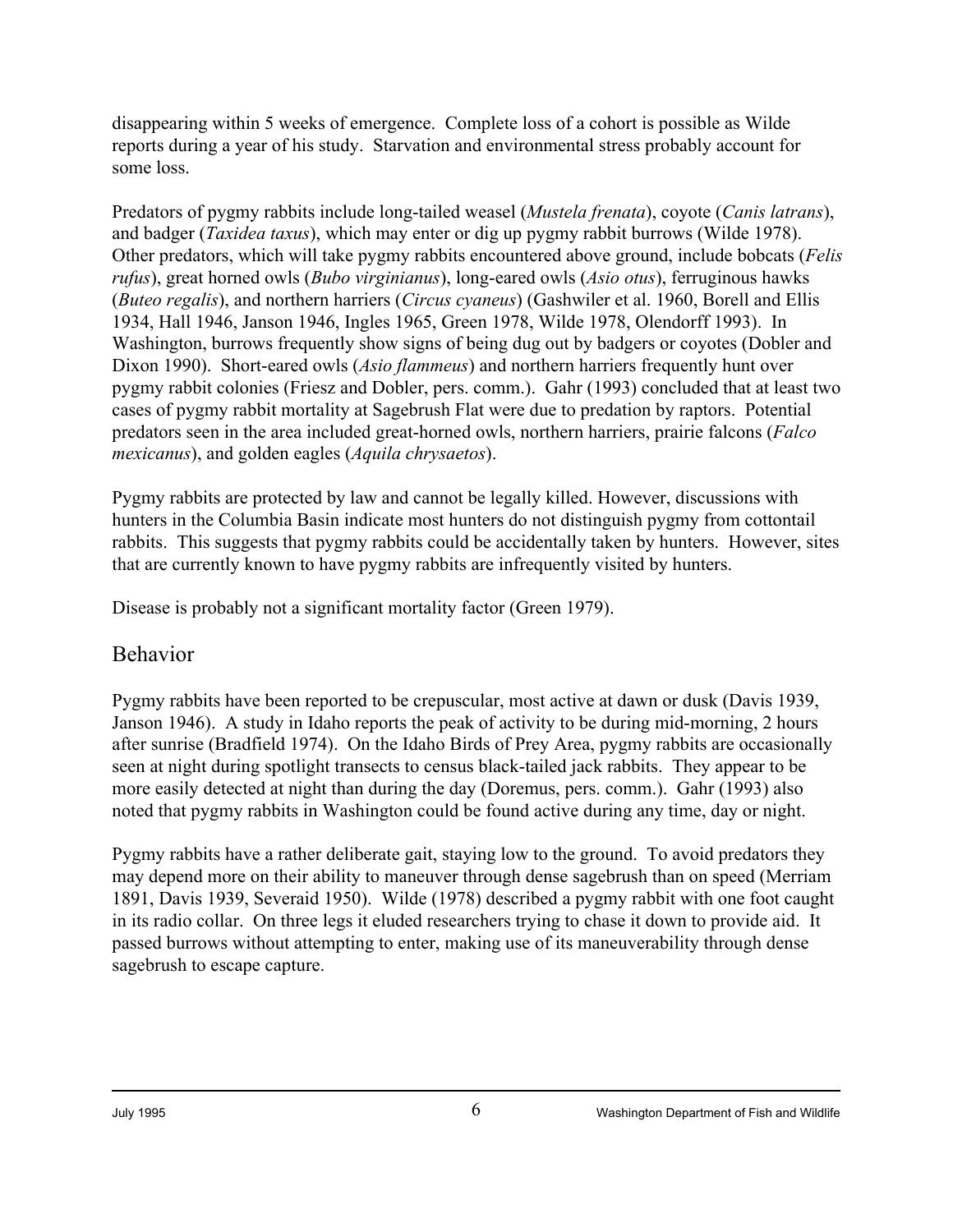disappearing within 5 weeks of emergence. Complete loss of a cohort is possible as Wilde reports during a year of his study. Starvation and environmental stress probably account for some loss.

Predators of pygmy rabbits include long-tailed weasel (*Mustela frenata*), coyote (*Canis latrans*), and badger (*Taxidea taxus*), which may enter or dig up pygmy rabbit burrows (Wilde 1978). Other predators, which will take pygmy rabbits encountered above ground, include bobcats (*Felis rufus*), great horned owls (*Bubo virginianus*), long-eared owls (*Asio otus*), ferruginous hawks (*Buteo regalis*), and northern harriers (*Circus cyaneus*) (Gashwiler et al. 1960, Borell and Ellis 1934, Hall 1946, Janson 1946, Ingles 1965, Green 1978, Wilde 1978, Olendorff 1993). In Washington, burrows frequently show signs of being dug out by badgers or coyotes (Dobler and Dixon 1990). Short-eared owls (*Asio flammeus*) and northern harriers frequently hunt over pygmy rabbit colonies (Friesz and Dobler, pers. comm.). Gahr (1993) concluded that at least two cases of pygmy rabbit mortality at Sagebrush Flat were due to predation by raptors. Potential predators seen in the area included great-horned owls, northern harriers, prairie falcons (*Falco mexicanus*), and golden eagles (*Aquila chrysaetos*).

Pygmy rabbits are protected by law and cannot be legally killed. However, discussions with hunters in the Columbia Basin indicate most hunters do not distinguish pygmy from cottontail rabbits. This suggests that pygmy rabbits could be accidentally taken by hunters. However, sites that are currently known to have pygmy rabbits are infrequently visited by hunters.

Disease is probably not a significant mortality factor (Green 1979).

## Behavior

Pygmy rabbits have been reported to be crepuscular, most active at dawn or dusk (Davis 1939, Janson 1946). A study in Idaho reports the peak of activity to be during mid-morning, 2 hours after sunrise (Bradfield 1974). On the Idaho Birds of Prey Area, pygmy rabbits are occasionally seen at night during spotlight transects to census black-tailed jack rabbits. They appear to be more easily detected at night than during the day (Doremus, pers. comm.). Gahr (1993) also noted that pygmy rabbits in Washington could be found active during any time, day or night.

Pygmy rabbits have a rather deliberate gait, staying low to the ground. To avoid predators they may depend more on their ability to maneuver through dense sagebrush than on speed (Merriam 1891, Davis 1939, Severaid 1950). Wilde (1978) described a pygmy rabbit with one foot caught in its radio collar. On three legs it eluded researchers trying to chase it down to provide aid. It passed burrows without attempting to enter, making use of its maneuverability through dense sagebrush to escape capture.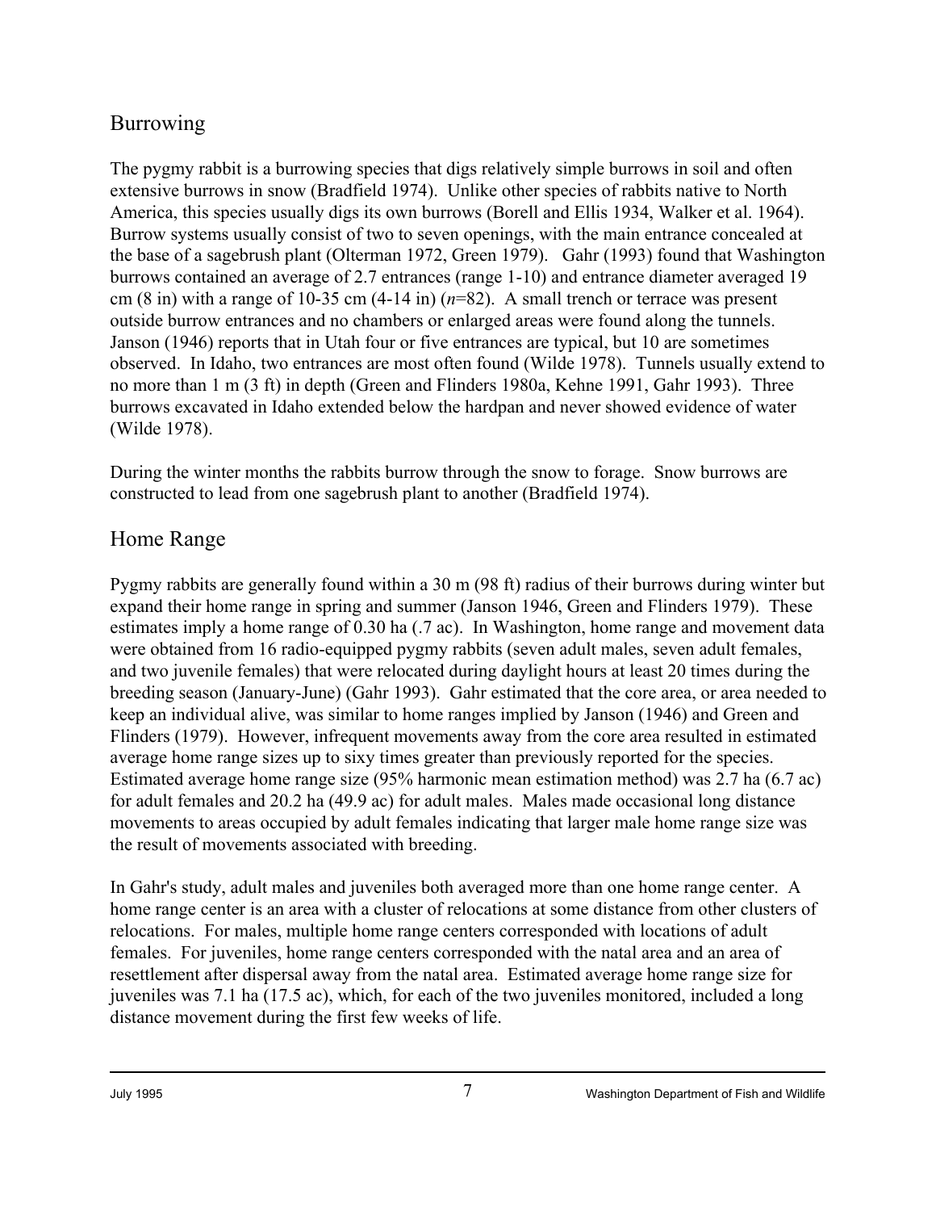## Burrowing

The pygmy rabbit is a burrowing species that digs relatively simple burrows in soil and often extensive burrows in snow (Bradfield 1974). Unlike other species of rabbits native to North America, this species usually digs its own burrows (Borell and Ellis 1934, Walker et al. 1964). Burrow systems usually consist of two to seven openings, with the main entrance concealed at the base of a sagebrush plant (Olterman 1972, Green 1979). Gahr (1993) found that Washington burrows contained an average of 2.7 entrances (range 1-10) and entrance diameter averaged 19 cm (8 in) with a range of 10-35 cm (4-14 in) ($n$=82). A small trench or terrace was present outside burrow entrances and no chambers or enlarged areas were found along the tunnels. Janson (1946) reports that in Utah four or five entrances are typical, but 10 are sometimes observed. In Idaho, two entrances are most often found (Wilde 1978). Tunnels usually extend to no more than 1 m (3 ft) in depth (Green and Flinders 1980a, Kehne 1991, Gahr 1993). Three burrows excavated in Idaho extended below the hardpan and never showed evidence of water (Wilde 1978).

During the winter months the rabbits burrow through the snow to forage. Snow burrows are constructed to lead from one sagebrush plant to another (Bradfield 1974).

## Home Range

Pygmy rabbits are generally found within a 30 m (98 ft) radius of their burrows during winter but expand their home range in spring and summer (Janson 1946, Green and Flinders 1979). These estimates imply a home range of 0.30 ha (.7 ac). In Washington, home range and movement data were obtained from 16 radio-equipped pygmy rabbits (seven adult males, seven adult females, and two juvenile females) that were relocated during daylight hours at least 20 times during the breeding season (January-June) (Gahr 1993). Gahr estimated that the core area, or area needed to keep an individual alive, was similar to home ranges implied by Janson (1946) and Green and Flinders (1979). However, infrequent movements away from the core area resulted in estimated average home range sizes up to sixy times greater than previously reported for the species. Estimated average home range size (95% harmonic mean estimation method) was 2.7 ha (6.7 ac) for adult females and 20.2 ha (49.9 ac) for adult males. Males made occasional long distance movements to areas occupied by adult females indicating that larger male home range size was the result of movements associated with breeding.

In Gahr's study, adult males and juveniles both averaged more than one home range center. A home range center is an area with a cluster of relocations at some distance from other clusters of relocations. For males, multiple home range centers corresponded with locations of adult females. For juveniles, home range centers corresponded with the natal area and an area of resettlement after dispersal away from the natal area. Estimated average home range size for juveniles was 7.1 ha (17.5 ac), which, for each of the two juveniles monitored, included a long distance movement during the first few weeks of life.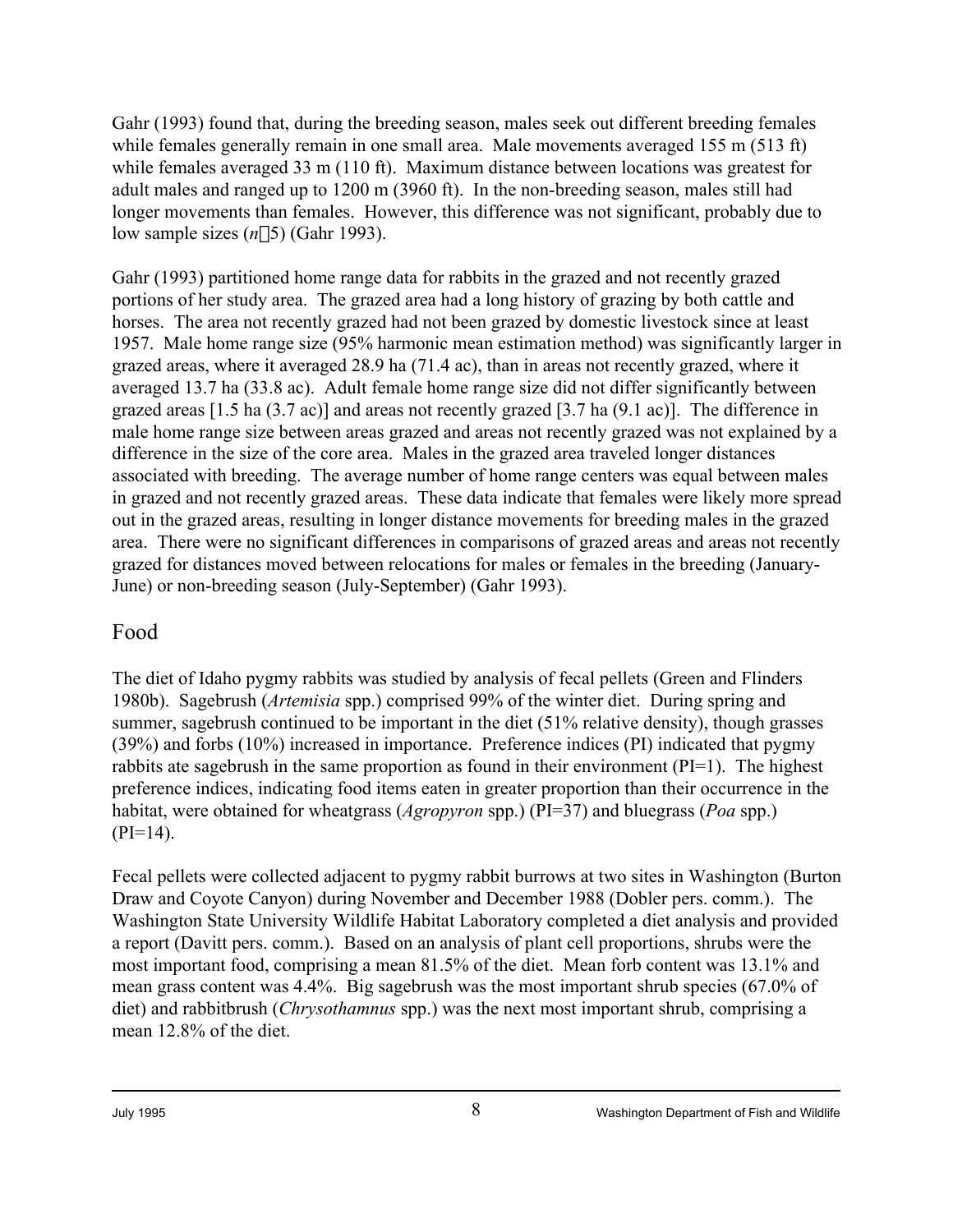Gahr (1993) found that, during the breeding season, males seek out different breeding females while females generally remain in one small area. Male movements averaged 155 m (513 ft) while females averaged 33 m (110 ft). Maximum distance between locations was greatest for adult males and ranged up to 1200 m (3960 ft). In the non-breeding season, males still had longer movements than females. However, this difference was not significant, probably due to low sample sizes ($n \leq 5$) (Gahr 1993).

Gahr (1993) partitioned home range data for rabbits in the grazed and not recently grazed portions of her study area. The grazed area had a long history of grazing by both cattle and horses. The area not recently grazed had not been grazed by domestic livestock since at least 1957. Male home range size (95% harmonic mean estimation method) was significantly larger in grazed areas, where it averaged 28.9 ha (71.4 ac), than in areas not recently grazed, where it averaged 13.7 ha (33.8 ac). Adult female home range size did not differ significantly between grazed areas [1.5 ha (3.7 ac)] and areas not recently grazed [3.7 ha (9.1 ac)]. The difference in male home range size between areas grazed and areas not recently grazed was not explained by a difference in the size of the core area. Males in the grazed area traveled longer distances associated with breeding. The average number of home range centers was equal between males in grazed and not recently grazed areas. These data indicate that females were likely more spread out in the grazed areas, resulting in longer distance movements for breeding males in the grazed area. There were no significant differences in comparisons of grazed areas and areas not recently grazed for distances moved between relocations for males or females in the breeding (January-June) or non-breeding season (July-September) (Gahr 1993).

## Food

The diet of Idaho pygmy rabbits was studied by analysis of fecal pellets (Green and Flinders 1980b). Sagebrush (*Artemisia* spp.) comprised 99% of the winter diet. During spring and summer, sagebrush continued to be important in the diet (51% relative density), though grasses (39%) and forbs (10%) increased in importance. Preference indices (PI) indicated that pygmy rabbits ate sagebrush in the same proportion as found in their environment (PI=1). The highest preference indices, indicating food items eaten in greater proportion than their occurrence in the habitat, were obtained for wheatgrass (*Agropyron* spp.) (PI=37) and bluegrass (*Poa* spp.) (PI=14).

Fecal pellets were collected adjacent to pygmy rabbit burrows at two sites in Washington (Burton Draw and Coyote Canyon) during November and December 1988 (Dobler pers. comm.). The Washington State University Wildlife Habitat Laboratory completed a diet analysis and provided a report (Davitt pers. comm.). Based on an analysis of plant cell proportions, shrubs were the most important food, comprising a mean 81.5% of the diet. Mean forb content was 13.1% and mean grass content was 4.4%. Big sagebrush was the most important shrub species (67.0% of diet) and rabbitbrush (*Chrysothamnus* spp.) was the next most important shrub, comprising a mean 12.8% of the diet.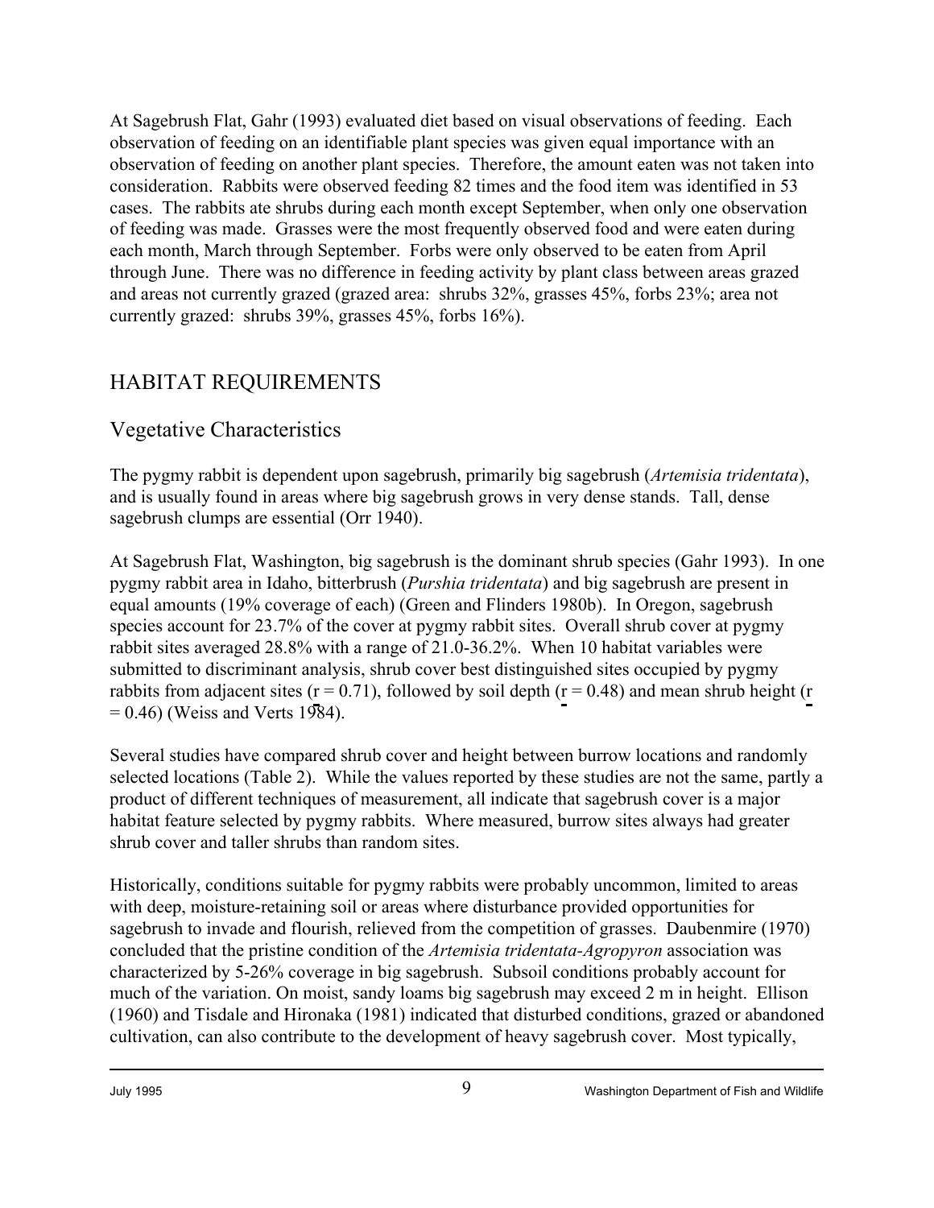At Sagebrush Flat, Gahr (1993) evaluated diet based on visual observations of feeding. Each observation of feeding on an identifiable plant species was given equal importance with an observation of feeding on another plant species. Therefore, the amount eaten was not taken into consideration. Rabbits were observed feeding 82 times and the food item was identified in 53 cases. The rabbits ate shrubs during each month except September, when only one observation of feeding was made. Grasses were the most frequently observed food and were eaten during each month, March through September. Forbs were only observed to be eaten from April through June. There was no difference in feeding activity by plant class between areas grazed and areas not currently grazed (grazed area: shrubs 32%, grasses 45%, forbs 23%; area not currently grazed: shrubs 39%, grasses 45%, forbs 16%).

# HABITAT REQUIREMENTS

## Vegetative Characteristics

The pygmy rabbit is dependent upon sagebrush, primarily big sagebrush (*Artemisia tridentata*), and is usually found in areas where big sagebrush grows in very dense stands. Tall, dense sagebrush clumps are essential (Orr 1940).

At Sagebrush Flat, Washington, big sagebrush is the dominant shrub species (Gahr 1993). In one pygmy rabbit area in Idaho, bitterbrush (*Purshia tridentata*) and big sagebrush are present in equal amounts (19% coverage of each) (Green and Flinders 1980b). In Oregon, sagebrush species account for 23.7% of the cover at pygmy rabbit sites. Overall shrub cover at pygmy rabbit sites averaged 28.8% with a range of 21.0-36.2%. When 10 habitat variables were submitted to discriminant analysis, shrub cover best distinguished sites occupied by pygmy rabbits from adjacent sites ($r = 0.71$), followed by soil depth ($r = 0.48$) and mean shrub height ($r = 0.46$) (Weiss and Verts 1984).

Several studies have compared shrub cover and height between burrow locations and randomly selected locations (Table 2). While the values reported by these studies are not the same, partly a product of different techniques of measurement, all indicate that sagebrush cover is a major habitat feature selected by pygmy rabbits. Where measured, burrow sites always had greater shrub cover and taller shrubs than random sites.

Historically, conditions suitable for pygmy rabbits were probably uncommon, limited to areas with deep, moisture-retaining soil or areas where disturbance provided opportunities for sagebrush to invade and flourish, relieved from the competition of grasses. Daubenmire (1970) concluded that the pristine condition of the *Artemisia tridentata-Agropyron* association was characterized by 5-26% coverage in big sagebrush. Subsoil conditions probably account for much of the variation. On moist, sandy loams big sagebrush may exceed 2 m in height. Ellison (1960) and Tisdale and Hironaka (1981) indicated that disturbed conditions, grazed or abandoned cultivation, can also contribute to the development of heavy sagebrush cover. Most typically,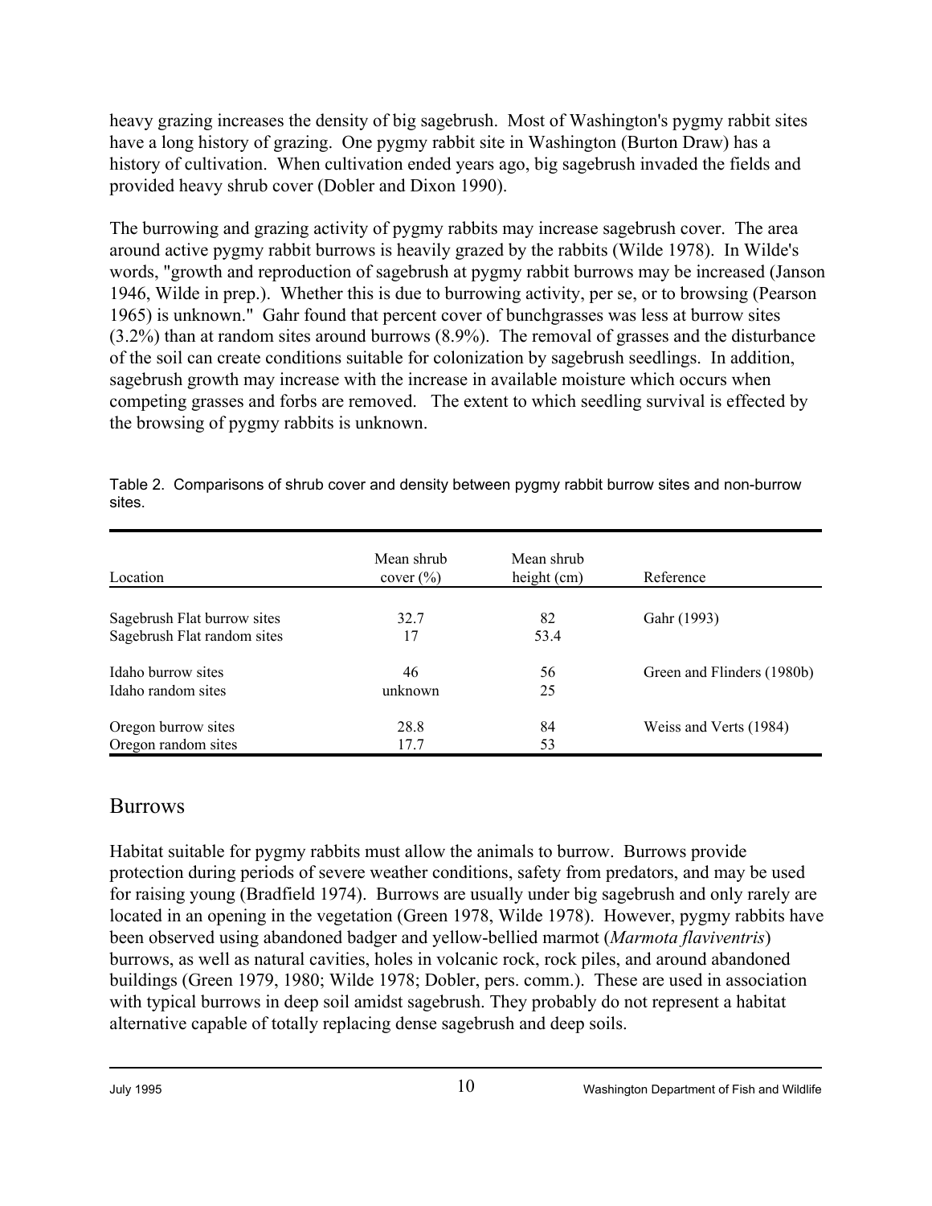heavy grazing increases the density of big sagebrush. Most of Washington's pygmy rabbit sites have a long history of grazing. One pygmy rabbit site in Washington (Burton Draw) has a history of cultivation. When cultivation ended years ago, big sagebrush invaded the fields and provided heavy shrub cover (Dobler and Dixon 1990).

The burrowing and grazing activity of pygmy rabbits may increase sagebrush cover. The area around active pygmy rabbit burrows is heavily grazed by the rabbits (Wilde 1978). In Wilde's words, "growth and reproduction of sagebrush at pygmy rabbit burrows may be increased (Janson 1946, Wilde in prep.). Whether this is due to burrowing activity, per se, or to browsing (Pearson 1965) is unknown." Gahr found that percent cover of bunchgrasses was less at burrow sites (3.2%) than at random sites around burrows (8.9%). The removal of grasses and the disturbance of the soil can create conditions suitable for colonization by sagebrush seedlings. In addition, sagebrush growth may increase with the increase in available moisture which occurs when competing grasses and forbs are removed. The extent to which seedling survival is effected by the browsing of pygmy rabbits is unknown.

Table 2. Comparisons of shrub cover and density between pygmy rabbit burrow sites and non-burrow sites.

| Location | Mean shrub cover (%) | Mean shrub height (cm) | Reference |
|---|---|---|---|
| Sagebrush Flat burrow sites | 32.7 | 82 | Gahr (1993) |
| Sagebrush Flat random sites | 17 | 53.4 | |
| Idaho burrow sites | 46 | 56 | Green and Flinders (1980b) |
| Idaho random sites | unknown | 25 | |
| Oregon burrow sites | 28.8 | 84 | Weiss and Verts (1984) |
| Oregon random sites | 17.7 | 53 | |

## Burrows

Habitat suitable for pygmy rabbits must allow the animals to burrow. Burrows provide protection during periods of severe weather conditions, safety from predators, and may be used for raising young (Bradfield 1974). Burrows are usually under big sagebrush and only rarely are located in an opening in the vegetation (Green 1978, Wilde 1978). However, pygmy rabbits have been observed using abandoned badger and yellow-bellied marmot (*Marmota flaviventris*) burrows, as well as natural cavities, holes in volcanic rock, rock piles, and around abandoned buildings (Green 1979, 1980; Wilde 1978; Dobler, pers. comm.). These are used in association with typical burrows in deep soil amidst sagebrush. They probably do not represent a habitat alternative capable of totally replacing dense sagebrush and deep soils.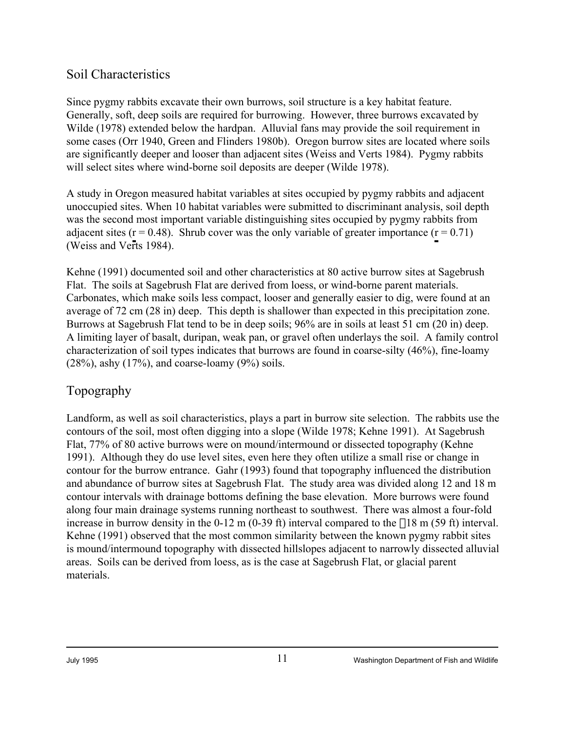## Soil Characteristics

Since pygmy rabbits excavate their own burrows, soil structure is a key habitat feature. Generally, soft, deep soils are required for burrowing. However, three burrows excavated by Wilde (1978) extended below the hardpan. Alluvial fans may provide the soil requirement in some cases (Orr 1940, Green and Flinders 1980b). Oregon burrow sites are located where soils are significantly deeper and looser than adjacent sites (Weiss and Verts 1984). Pygmy rabbits will select sites where wind-borne soil deposits are deeper (Wilde 1978).

A study in Oregon measured habitat variables at sites occupied by pygmy rabbits and adjacent unoccupied sites. When 10 habitat variables were submitted to discriminant analysis, soil depth was the second most important variable distinguishing sites occupied by pygmy rabbits from adjacent sites ($r = 0.48$). Shrub cover was the only variable of greater importance ($r = 0.71$) (Weiss and Verts 1984).

Kehne (1991) documented soil and other characteristics at 80 active burrow sites at Sagebrush Flat. The soils at Sagebrush Flat are derived from loess, or wind-borne parent materials. Carbonates, which make soils less compact, looser and generally easier to dig, were found at an average of 72 cm (28 in) deep. This depth is shallower than expected in this precipitation zone. Burrows at Sagebrush Flat tend to be in deep soils; 96% are in soils at least 51 cm (20 in) deep. A limiting layer of basalt, duripan, weak pan, or gravel often underlays the soil. A family control characterization of soil types indicates that burrows are found in coarse-silty (46%), fine-loamy (28%), ashy (17%), and coarse-loamy (9%) soils.

## Topography

Landform, as well as soil characteristics, plays a part in burrow site selection. The rabbits use the contours of the soil, most often digging into a slope (Wilde 1978; Kehne 1991). At Sagebrush Flat, 77% of 80 active burrows were on mound/intermound or dissected topography (Kehne 1991). Although they do use level sites, even here they often utilize a small rise or change in contour for the burrow entrance. Gahr (1993) found that topography influenced the distribution and abundance of burrow sites at Sagebrush Flat. The study area was divided along 12 and 18 m contour intervals with drainage bottoms defining the base elevation. More burrows were found along four main drainage systems running northeast to southwest. There was almost a four-fold increase in burrow density in the 0-12 m (0-39 ft) interval compared to the $\geq$18 m (59 ft) interval. Kehne (1991) observed that the most common similarity between the known pygmy rabbit sites is mound/intermound topography with dissected hillslopes adjacent to narrowly dissected alluvial areas. Soils can be derived from loess, as is the case at Sagebrush Flat, or glacial parent materials.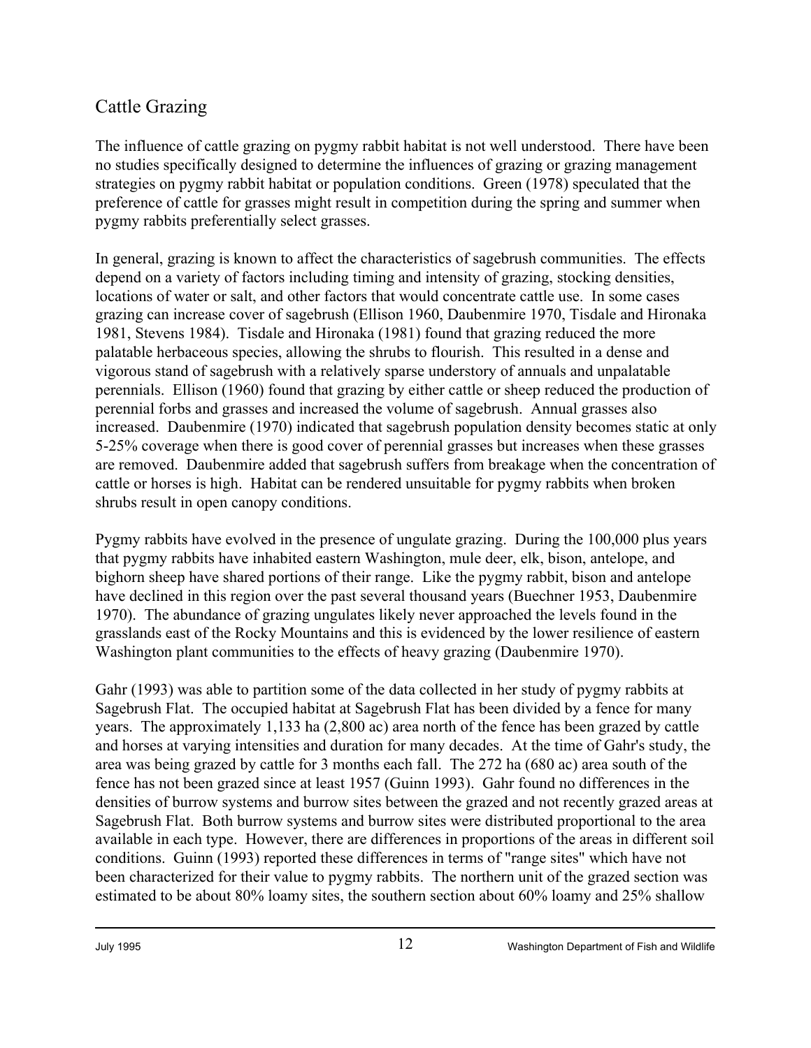## Cattle Grazing

The influence of cattle grazing on pygmy rabbit habitat is not well understood. There have been no studies specifically designed to determine the influences of grazing or grazing management strategies on pygmy rabbit habitat or population conditions. Green (1978) speculated that the preference of cattle for grasses might result in competition during the spring and summer when pygmy rabbits preferentially select grasses.

In general, grazing is known to affect the characteristics of sagebrush communities. The effects depend on a variety of factors including timing and intensity of grazing, stocking densities, locations of water or salt, and other factors that would concentrate cattle use. In some cases grazing can increase cover of sagebrush (Ellison 1960, Daubenmire 1970, Tisdale and Hironaka 1981, Stevens 1984). Tisdale and Hironaka (1981) found that grazing reduced the more palatable herbaceous species, allowing the shrubs to flourish. This resulted in a dense and vigorous stand of sagebrush with a relatively sparse understory of annuals and unpalatable perennials. Ellison (1960) found that grazing by either cattle or sheep reduced the production of perennial forbs and grasses and increased the volume of sagebrush. Annual grasses also increased. Daubenmire (1970) indicated that sagebrush population density becomes static at only 5-25% coverage when there is good cover of perennial grasses but increases when these grasses are removed. Daubenmire added that sagebrush suffers from breakage when the concentration of cattle or horses is high. Habitat can be rendered unsuitable for pygmy rabbits when broken shrubs result in open canopy conditions.

Pygmy rabbits have evolved in the presence of ungulate grazing. During the 100,000 plus years that pygmy rabbits have inhabited eastern Washington, mule deer, elk, bison, antelope, and bighorn sheep have shared portions of their range. Like the pygmy rabbit, bison and antelope have declined in this region over the past several thousand years (Buechner 1953, Daubenmire 1970). The abundance of grazing ungulates likely never approached the levels found in the grasslands east of the Rocky Mountains and this is evidenced by the lower resilience of eastern Washington plant communities to the effects of heavy grazing (Daubenmire 1970).

Gahr (1993) was able to partition some of the data collected in her study of pygmy rabbits at Sagebrush Flat. The occupied habitat at Sagebrush Flat has been divided by a fence for many years. The approximately 1,133 ha (2,800 ac) area north of the fence has been grazed by cattle and horses at varying intensities and duration for many decades. At the time of Gahr's study, the area was being grazed by cattle for 3 months each fall. The 272 ha (680 ac) area south of the fence has not been grazed since at least 1957 (Guinn 1993). Gahr found no differences in the densities of burrow systems and burrow sites between the grazed and not recently grazed areas at Sagebrush Flat. Both burrow systems and burrow sites were distributed proportional to the area available in each type. However, there are differences in proportions of the areas in different soil conditions. Guinn (1993) reported these differences in terms of "range sites" which have not been characterized for their value to pygmy rabbits. The northern unit of the grazed section was estimated to be about 80% loamy sites, the southern section about 60% loamy and 25% shallow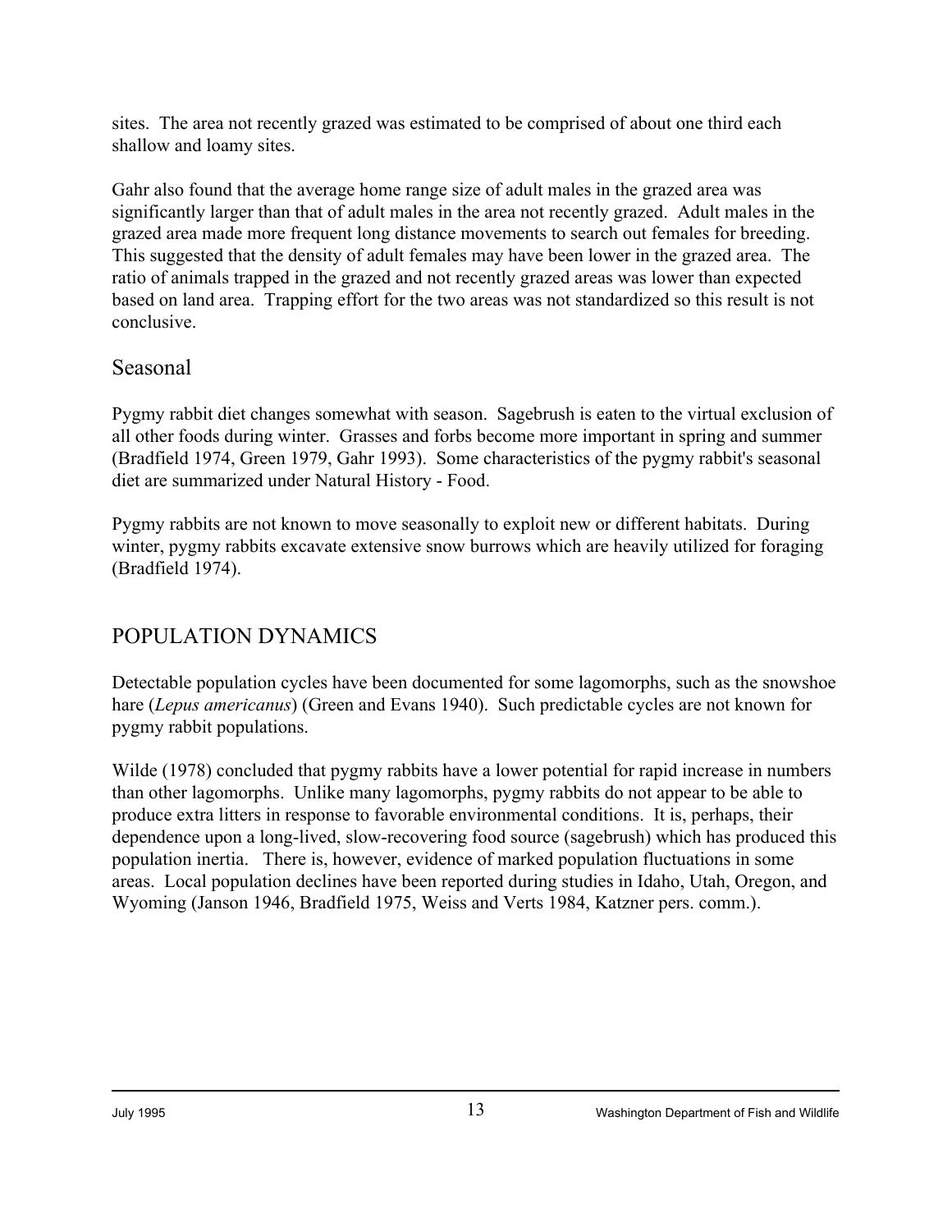sites. The area not recently grazed was estimated to be comprised of about one third each shallow and loamy sites.

Gahr also found that the average home range size of adult males in the grazed area was significantly larger than that of adult males in the area not recently grazed. Adult males in the grazed area made more frequent long distance movements to search out females for breeding. This suggested that the density of adult females may have been lower in the grazed area. The ratio of animals trapped in the grazed and not recently grazed areas was lower than expected based on land area. Trapping effort for the two areas was not standardized so this result is not conclusive.

### Seasonal

Pygmy rabbit diet changes somewhat with season. Sagebrush is eaten to the virtual exclusion of all other foods during winter. Grasses and forbs become more important in spring and summer (Bradfield 1974, Green 1979, Gahr 1993). Some characteristics of the pygmy rabbit's seasonal diet are summarized under Natural History - Food.

Pygmy rabbits are not known to move seasonally to exploit new or different habitats. During winter, pygmy rabbits excavate extensive snow burrows which are heavily utilized for foraging (Bradfield 1974).

## POPULATION DYNAMICS

Detectable population cycles have been documented for some lagomorphs, such as the snowshoe hare (*Lepus americanus*) (Green and Evans 1940). Such predictable cycles are not known for pygmy rabbit populations.

Wilde (1978) concluded that pygmy rabbits have a lower potential for rapid increase in numbers than other lagomorphs. Unlike many lagomorphs, pygmy rabbits do not appear to be able to produce extra litters in response to favorable environmental conditions. It is, perhaps, their dependence upon a long-lived, slow-recovering food source (sagebrush) which has produced this population inertia. There is, however, evidence of marked population fluctuations in some areas. Local population declines have been reported during studies in Idaho, Utah, Oregon, and Wyoming (Janson 1946, Bradfield 1975, Weiss and Verts 1984, Katzner pers. comm.).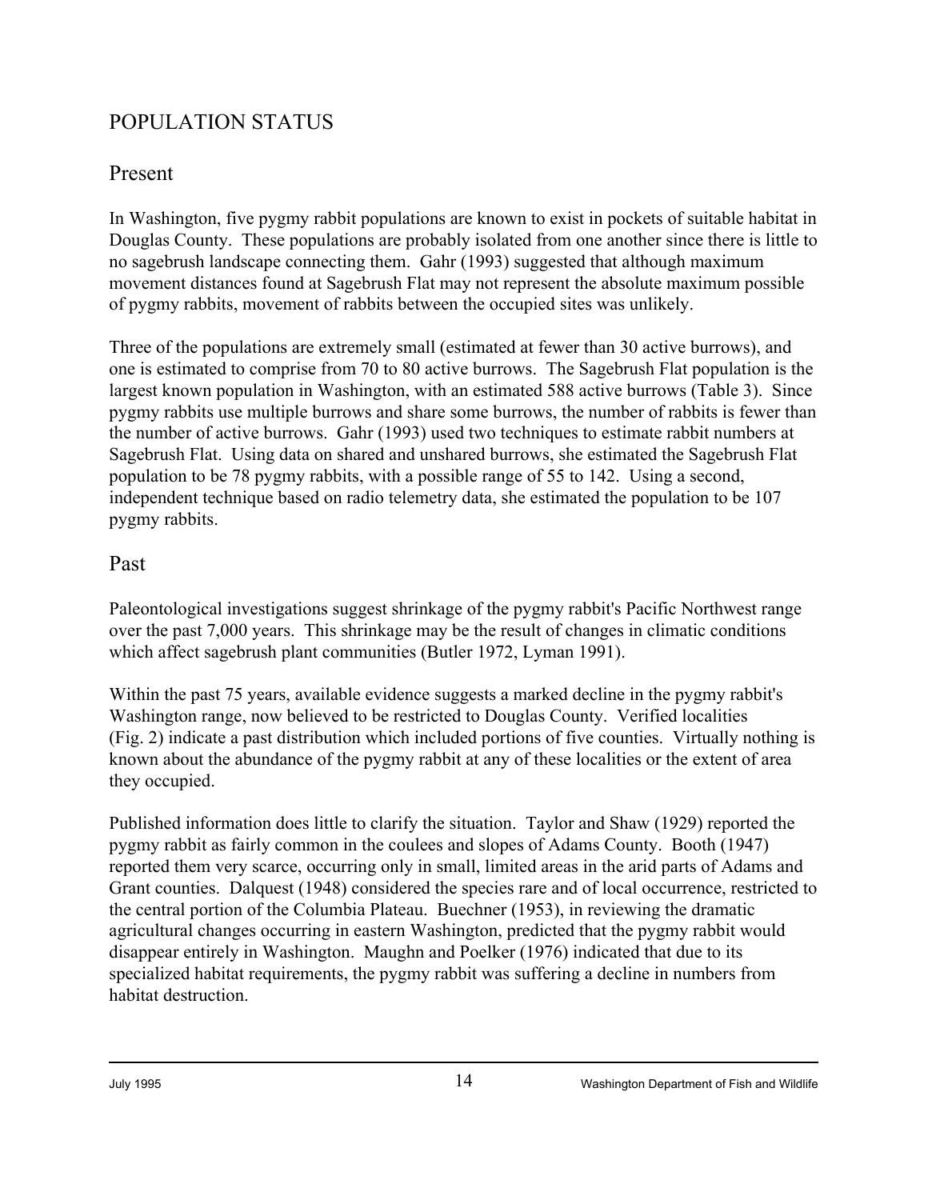## POPULATION STATUS

### Present

In Washington, five pygmy rabbit populations are known to exist in pockets of suitable habitat in Douglas County. These populations are probably isolated from one another since there is little to no sagebrush landscape connecting them. Gahr (1993) suggested that although maximum movement distances found at Sagebrush Flat may not represent the absolute maximum possible of pygmy rabbits, movement of rabbits between the occupied sites was unlikely.

Three of the populations are extremely small (estimated at fewer than 30 active burrows), and one is estimated to comprise from 70 to 80 active burrows. The Sagebrush Flat population is the largest known population in Washington, with an estimated 588 active burrows (Table 3). Since pygmy rabbits use multiple burrows and share some burrows, the number of rabbits is fewer than the number of active burrows. Gahr (1993) used two techniques to estimate rabbit numbers at Sagebrush Flat. Using data on shared and unshared burrows, she estimated the Sagebrush Flat population to be 78 pygmy rabbits, with a possible range of 55 to 142. Using a second, independent technique based on radio telemetry data, she estimated the population to be 107 pygmy rabbits.

### Past

Paleontological investigations suggest shrinkage of the pygmy rabbit's Pacific Northwest range over the past 7,000 years. This shrinkage may be the result of changes in climatic conditions which affect sagebrush plant communities (Butler 1972, Lyman 1991).

Within the past 75 years, available evidence suggests a marked decline in the pygmy rabbit's Washington range, now believed to be restricted to Douglas County. Verified localities (Fig. 2) indicate a past distribution which included portions of five counties. Virtually nothing is known about the abundance of the pygmy rabbit at any of these localities or the extent of area they occupied.

Published information does little to clarify the situation. Taylor and Shaw (1929) reported the pygmy rabbit as fairly common in the coulees and slopes of Adams County. Booth (1947) reported them very scarce, occurring only in small, limited areas in the arid parts of Adams and Grant counties. Dalquest (1948) considered the species rare and of local occurrence, restricted to the central portion of the Columbia Plateau. Buechner (1953), in reviewing the dramatic agricultural changes occurring in eastern Washington, predicted that the pygmy rabbit would disappear entirely in Washington. Maughn and Poelker (1976) indicated that due to its specialized habitat requirements, the pygmy rabbit was suffering a decline in numbers from habitat destruction.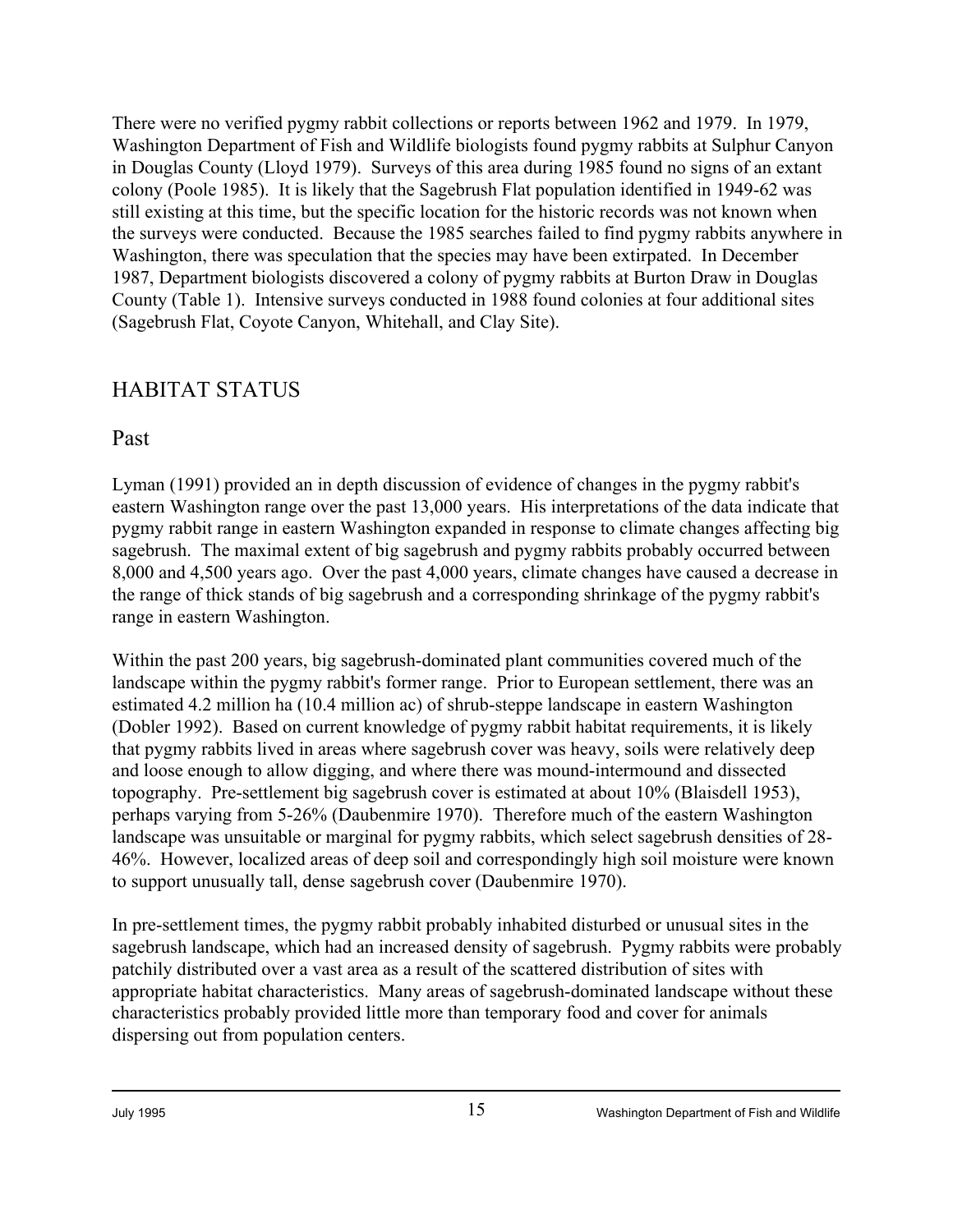There were no verified pygmy rabbit collections or reports between 1962 and 1979. In 1979, Washington Department of Fish and Wildlife biologists found pygmy rabbits at Sulphur Canyon in Douglas County (Lloyd 1979). Surveys of this area during 1985 found no signs of an extant colony (Poole 1985). It is likely that the Sagebrush Flat population identified in 1949-62 was still existing at this time, but the specific location for the historic records was not known when the surveys were conducted. Because the 1985 searches failed to find pygmy rabbits anywhere in Washington, there was speculation that the species may have been extirpated. In December 1987, Department biologists discovered a colony of pygmy rabbits at Burton Draw in Douglas County (Table 1). Intensive surveys conducted in 1988 found colonies at four additional sites (Sagebrush Flat, Coyote Canyon, Whitehall, and Clay Site).

## HABITAT STATUS

### Past

Lyman (1991) provided an in depth discussion of evidence of changes in the pygmy rabbit's eastern Washington range over the past 13,000 years. His interpretations of the data indicate that pygmy rabbit range in eastern Washington expanded in response to climate changes affecting big sagebrush. The maximal extent of big sagebrush and pygmy rabbits probably occurred between 8,000 and 4,500 years ago. Over the past 4,000 years, climate changes have caused a decrease in the range of thick stands of big sagebrush and a corresponding shrinkage of the pygmy rabbit's range in eastern Washington.

Within the past 200 years, big sagebrush-dominated plant communities covered much of the landscape within the pygmy rabbit's former range. Prior to European settlement, there was an estimated 4.2 million ha (10.4 million ac) of shrub-steppe landscape in eastern Washington (Dobler 1992). Based on current knowledge of pygmy rabbit habitat requirements, it is likely that pygmy rabbits lived in areas where sagebrush cover was heavy, soils were relatively deep and loose enough to allow digging, and where there was mound-intermound and dissected topography. Pre-settlement big sagebrush cover is estimated at about 10% (Blaisdell 1953), perhaps varying from 5-26% (Daubenmire 1970). Therefore much of the eastern Washington landscape was unsuitable or marginal for pygmy rabbits, which select sagebrush densities of 28-46%. However, localized areas of deep soil and correspondingly high soil moisture were known to support unusually tall, dense sagebrush cover (Daubenmire 1970).

In pre-settlement times, the pygmy rabbit probably inhabited disturbed or unusual sites in the sagebrush landscape, which had an increased density of sagebrush. Pygmy rabbits were probably patchily distributed over a vast area as a result of the scattered distribution of sites with appropriate habitat characteristics. Many areas of sagebrush-dominated landscape without these characteristics probably provided little more than temporary food and cover for animals dispersing out from population centers.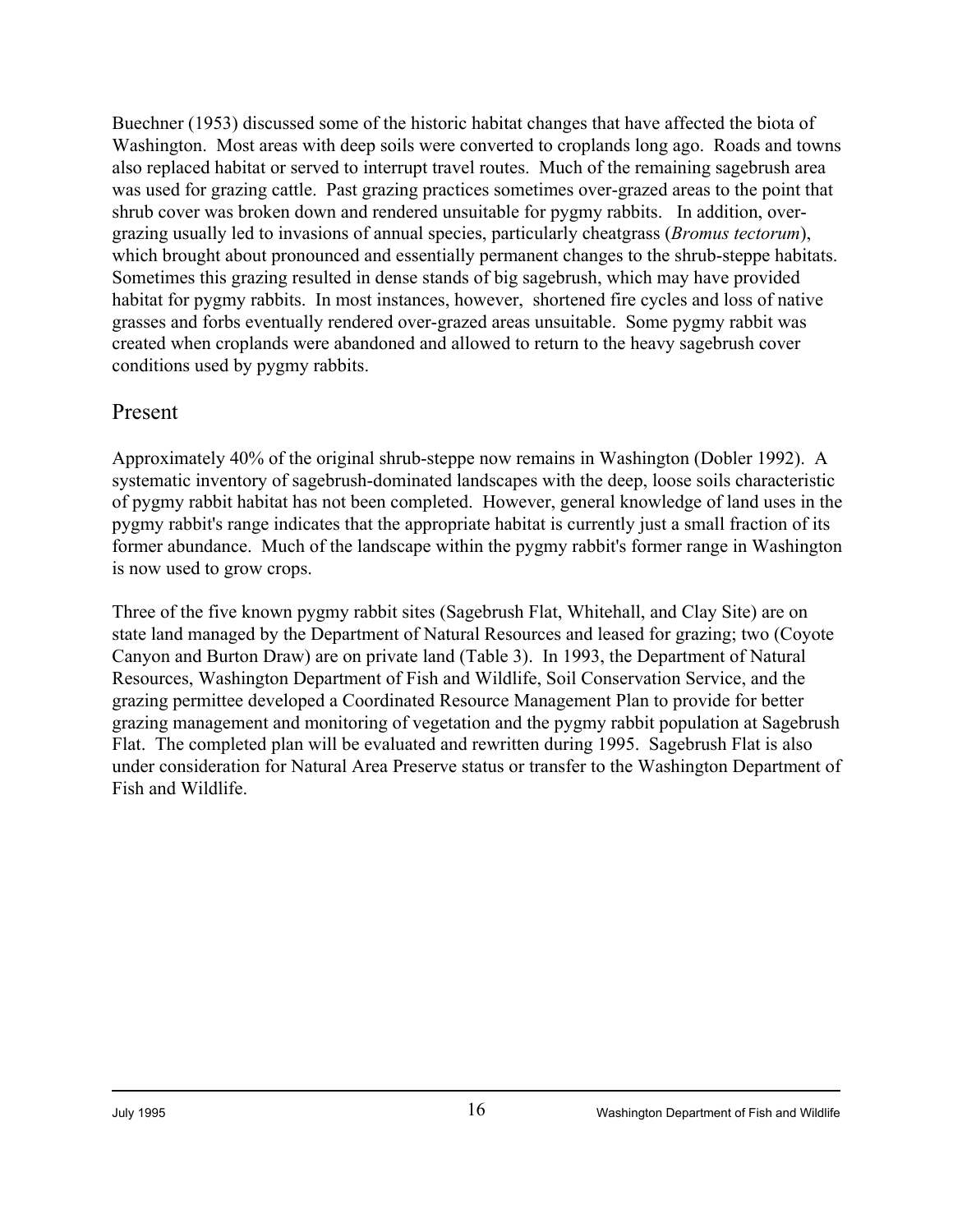Buechner (1953) discussed some of the historic habitat changes that have affected the biota of Washington. Most areas with deep soils were converted to croplands long ago. Roads and towns also replaced habitat or served to interrupt travel routes. Much of the remaining sagebrush area was used for grazing cattle. Past grazing practices sometimes over-grazed areas to the point that shrub cover was broken down and rendered unsuitable for pygmy rabbits. In addition, over-grazing usually led to invasions of annual species, particularly cheatgrass (*Bromus tectorum*), which brought about pronounced and essentially permanent changes to the shrub-steppe habitats. Sometimes this grazing resulted in dense stands of big sagebrush, which may have provided habitat for pygmy rabbits. In most instances, however, shortened fire cycles and loss of native grasses and forbs eventually rendered over-grazed areas unsuitable. Some pygmy rabbit was created when croplands were abandoned and allowed to return to the heavy sagebrush cover conditions used by pygmy rabbits.

## Present

Approximately 40% of the original shrub-steppe now remains in Washington (Dobler 1992). A systematic inventory of sagebrush-dominated landscapes with the deep, loose soils characteristic of pygmy rabbit habitat has not been completed. However, general knowledge of land uses in the pygmy rabbit's range indicates that the appropriate habitat is currently just a small fraction of its former abundance. Much of the landscape within the pygmy rabbit's former range in Washington is now used to grow crops.

Three of the five known pygmy rabbit sites (Sagebrush Flat, Whitehall, and Clay Site) are on state land managed by the Department of Natural Resources and leased for grazing; two (Coyote Canyon and Burton Draw) are on private land (Table 3). In 1993, the Department of Natural Resources, Washington Department of Fish and Wildlife, Soil Conservation Service, and the grazing permittee developed a Coordinated Resource Management Plan to provide for better grazing management and monitoring of vegetation and the pygmy rabbit population at Sagebrush Flat. The completed plan will be evaluated and rewritten during 1995. Sagebrush Flat is also under consideration for Natural Area Preserve status or transfer to the Washington Department of Fish and Wildlife.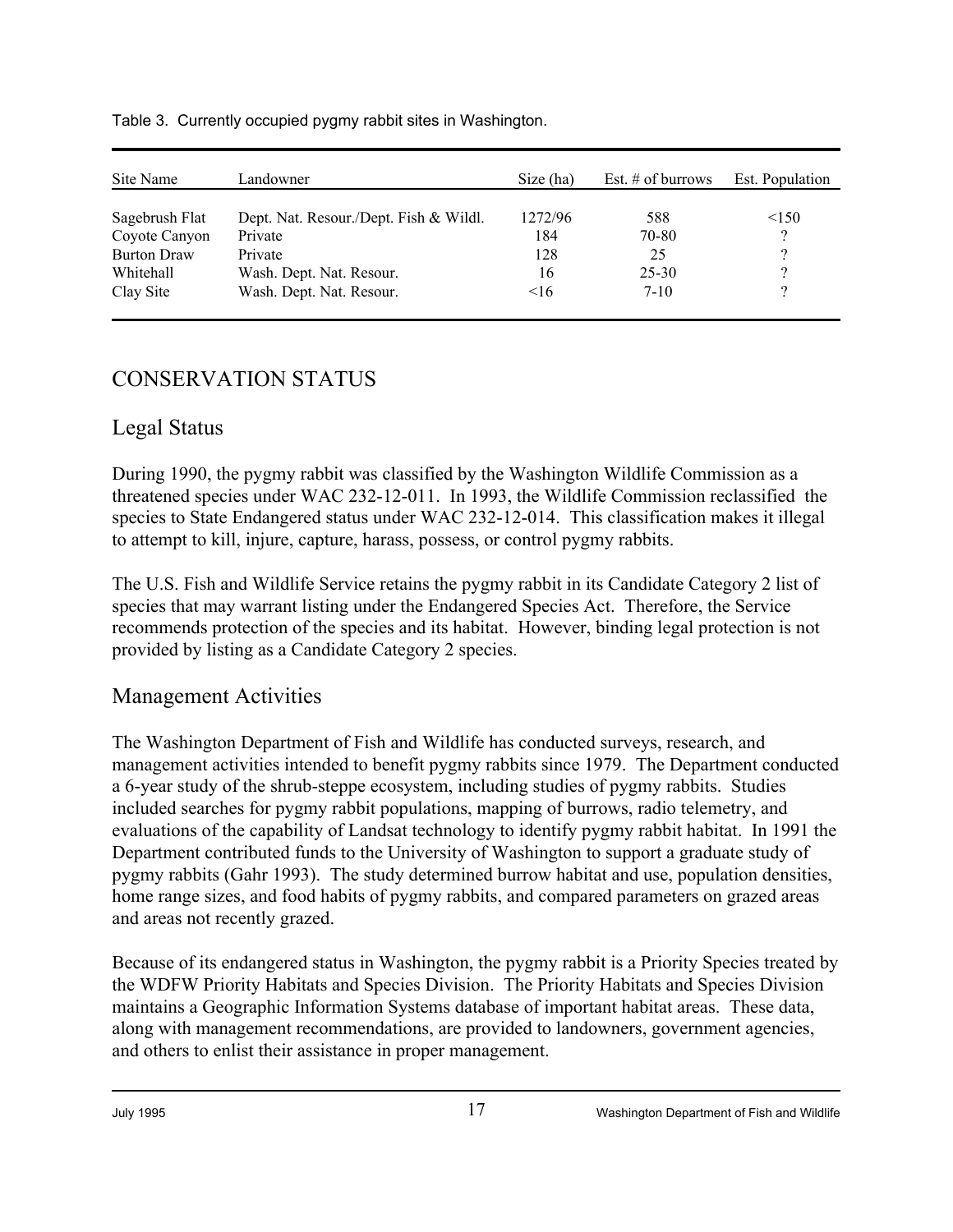Table 3. Currently occupied pygmy rabbit sites in Washington.

| Site Name | Landowner | Size (ha) | Est. # of burrows | Est. Population |
|---|---|---|---|---|
| Sagebrush Flat | Dept. Nat. Resour./Dept. Fish & Wildl. | 1272/96 | 588 | <150 |
| Coyote Canyon | Private | 184 | 70-80 | ? |
| Burton Draw | Private | 128 | 25 | ? |
| Whitehall | Wash. Dept. Nat. Resour. | 16 | 25-30 | ? |
| Clay Site | Wash. Dept. Nat. Resour. | <16 | 7-10 | ? |

# CONSERVATION STATUS

## Legal Status

During 1990, the pygmy rabbit was classified by the Washington Wildlife Commission as a threatened species under WAC 232-12-011. In 1993, the Wildlife Commission reclassified the species to State Endangered status under WAC 232-12-014. This classification makes it illegal to attempt to kill, injure, capture, harass, possess, or control pygmy rabbits.

The U.S. Fish and Wildlife Service retains the pygmy rabbit in its Candidate Category 2 list of species that may warrant listing under the Endangered Species Act. Therefore, the Service recommends protection of the species and its habitat. However, binding legal protection is not provided by listing as a Candidate Category 2 species.

## Management Activities

The Washington Department of Fish and Wildlife has conducted surveys, research, and management activities intended to benefit pygmy rabbits since 1979. The Department conducted a 6-year study of the shrub-steppe ecosystem, including studies of pygmy rabbits. Studies included searches for pygmy rabbit populations, mapping of burrows, radio telemetry, and evaluations of the capability of Landsat technology to identify pygmy rabbit habitat. In 1991 the Department contributed funds to the University of Washington to support a graduate study of pygmy rabbits (Gahr 1993). The study determined burrow habitat and use, population densities, home range sizes, and food habits of pygmy rabbits, and compared parameters on grazed areas and areas not recently grazed.

Because of its endangered status in Washington, the pygmy rabbit is a Priority Species treated by the WDFW Priority Habitats and Species Division. The Priority Habitats and Species Division maintains a Geographic Information Systems database of important habitat areas. These data, along with management recommendations, are provided to landowners, government agencies, and others to enlist their assistance in proper management.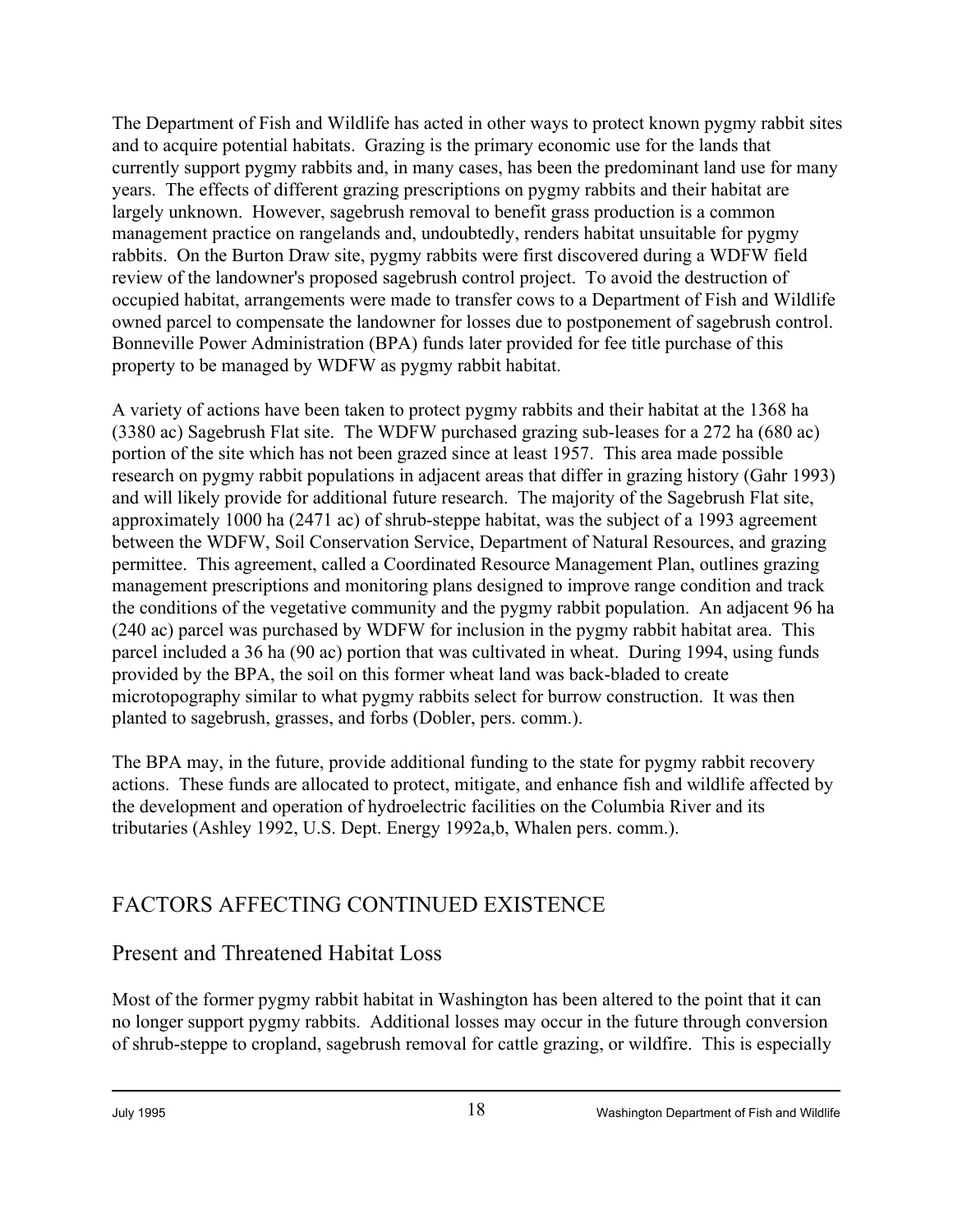The Department of Fish and Wildlife has acted in other ways to protect known pygmy rabbit sites and to acquire potential habitats. Grazing is the primary economic use for the lands that currently support pygmy rabbits and, in many cases, has been the predominant land use for many years. The effects of different grazing prescriptions on pygmy rabbits and their habitat are largely unknown. However, sagebrush removal to benefit grass production is a common management practice on rangelands and, undoubtedly, renders habitat unsuitable for pygmy rabbits. On the Burton Draw site, pygmy rabbits were first discovered during a WDFW field review of the landowner's proposed sagebrush control project. To avoid the destruction of occupied habitat, arrangements were made to transfer cows to a Department of Fish and Wildlife owned parcel to compensate the landowner for losses due to postponement of sagebrush control. Bonneville Power Administration (BPA) funds later provided for fee title purchase of this property to be managed by WDFW as pygmy rabbit habitat.

A variety of actions have been taken to protect pygmy rabbits and their habitat at the 1368 ha (3380 ac) Sagebrush Flat site. The WDFW purchased grazing sub-leases for a 272 ha (680 ac) portion of the site which has not been grazed since at least 1957. This area made possible research on pygmy rabbit populations in adjacent areas that differ in grazing history (Gahr 1993) and will likely provide for additional future research. The majority of the Sagebrush Flat site, approximately 1000 ha (2471 ac) of shrub-steppe habitat, was the subject of a 1993 agreement between the WDFW, Soil Conservation Service, Department of Natural Resources, and grazing permittee. This agreement, called a Coordinated Resource Management Plan, outlines grazing management prescriptions and monitoring plans designed to improve range condition and track the conditions of the vegetative community and the pygmy rabbit population. An adjacent 96 ha (240 ac) parcel was purchased by WDFW for inclusion in the pygmy rabbit habitat area. This parcel included a 36 ha (90 ac) portion that was cultivated in wheat. During 1994, using funds provided by the BPA, the soil on this former wheat land was back-bladed to create microtopography similar to what pygmy rabbits select for burrow construction. It was then planted to sagebrush, grasses, and forbs (Dobler, pers. comm.).

The BPA may, in the future, provide additional funding to the state for pygmy rabbit recovery actions. These funds are allocated to protect, mitigate, and enhance fish and wildlife affected by the development and operation of hydroelectric facilities on the Columbia River and its tributaries (Ashley 1992, U.S. Dept. Energy 1992a,b, Whalen pers. comm.).

# FACTORS AFFECTING CONTINUED EXISTENCE

## Present and Threatened Habitat Loss

Most of the former pygmy rabbit habitat in Washington has been altered to the point that it can no longer support pygmy rabbits. Additional losses may occur in the future through conversion of shrub-steppe to cropland, sagebrush removal for cattle grazing, or wildfire. This is especially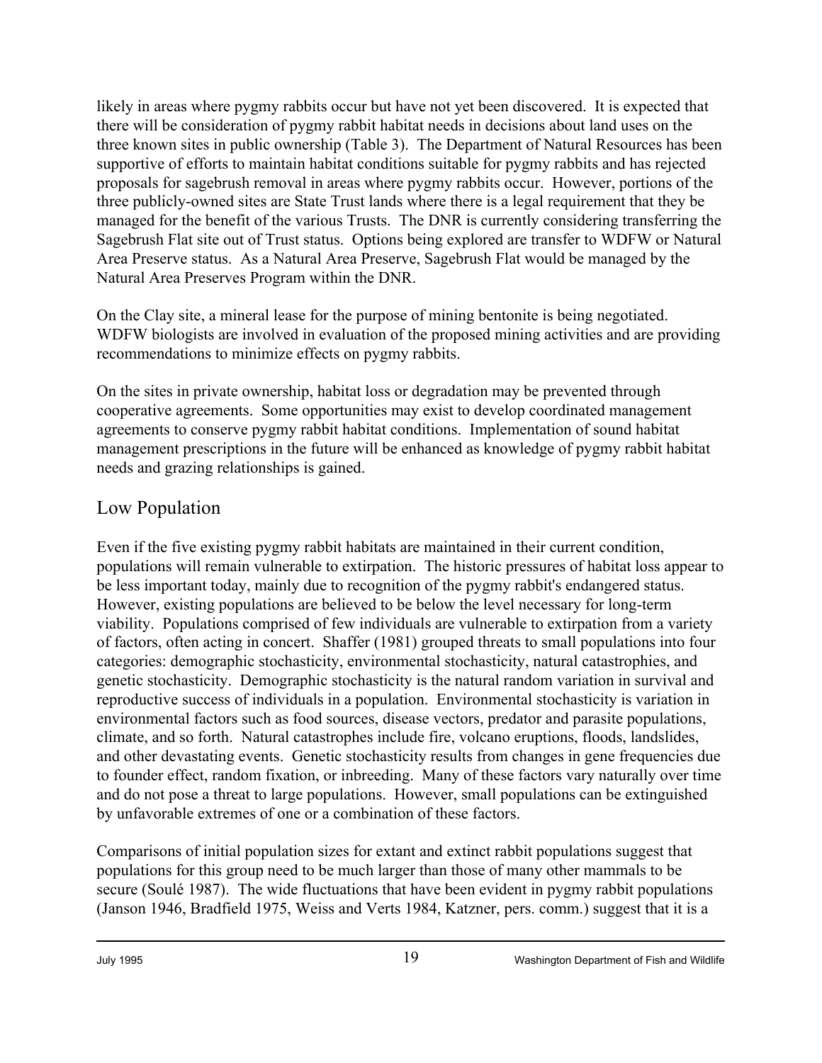likely in areas where pygmy rabbits occur but have not yet been discovered. It is expected that there will be consideration of pygmy rabbit habitat needs in decisions about land uses on the three known sites in public ownership (Table 3). The Department of Natural Resources has been supportive of efforts to maintain habitat conditions suitable for pygmy rabbits and has rejected proposals for sagebrush removal in areas where pygmy rabbits occur. However, portions of the three publicly-owned sites are State Trust lands where there is a legal requirement that they be managed for the benefit of the various Trusts. The DNR is currently considering transferring the Sagebrush Flat site out of Trust status. Options being explored are transfer to WDFW or Natural Area Preserve status. As a Natural Area Preserve, Sagebrush Flat would be managed by the Natural Area Preserves Program within the DNR.

On the Clay site, a mineral lease for the purpose of mining bentonite is being negotiated. WDFW biologists are involved in evaluation of the proposed mining activities and are providing recommendations to minimize effects on pygmy rabbits.

On the sites in private ownership, habitat loss or degradation may be prevented through cooperative agreements. Some opportunities may exist to develop coordinated management agreements to conserve pygmy rabbit habitat conditions. Implementation of sound habitat management prescriptions in the future will be enhanced as knowledge of pygmy rabbit habitat needs and grazing relationships is gained.

## Low Population

Even if the five existing pygmy rabbit habitats are maintained in their current condition, populations will remain vulnerable to extirpation. The historic pressures of habitat loss appear to be less important today, mainly due to recognition of the pygmy rabbit's endangered status. However, existing populations are believed to be below the level necessary for long-term viability. Populations comprised of few individuals are vulnerable to extirpation from a variety of factors, often acting in concert. Shaffer (1981) grouped threats to small populations into four categories: demographic stochasticity, environmental stochasticity, natural catastrophies, and genetic stochasticity. Demographic stochasticity is the natural random variation in survival and reproductive success of individuals in a population. Environmental stochasticity is variation in environmental factors such as food sources, disease vectors, predator and parasite populations, climate, and so forth. Natural catastrophes include fire, volcano eruptions, floods, landslides, and other devastating events. Genetic stochasticity results from changes in gene frequencies due to founder effect, random fixation, or inbreeding. Many of these factors vary naturally over time and do not pose a threat to large populations. However, small populations can be extinguished by unfavorable extremes of one or a combination of these factors.

Comparisons of initial population sizes for extant and extinct rabbit populations suggest that populations for this group need to be much larger than those of many other mammals to be secure (Soulé 1987). The wide fluctuations that have been evident in pygmy rabbit populations (Janson 1946, Bradfield 1975, Weiss and Verts 1984, Katzner, pers. comm.) suggest that it is a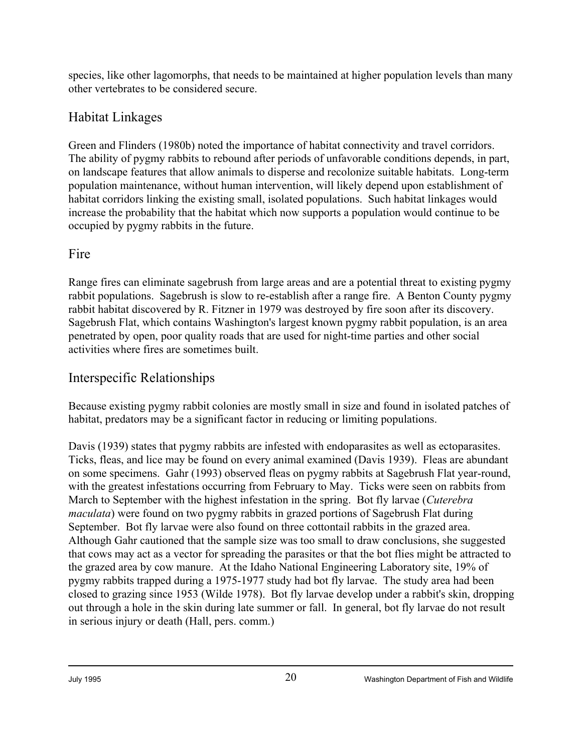species, like other lagomorphs, that needs to be maintained at higher population levels than many other vertebrates to be considered secure.

## Habitat Linkages

Green and Flinders (1980b) noted the importance of habitat connectivity and travel corridors. The ability of pygmy rabbits to rebound after periods of unfavorable conditions depends, in part, on landscape features that allow animals to disperse and recolonize suitable habitats. Long-term population maintenance, without human intervention, will likely depend upon establishment of habitat corridors linking the existing small, isolated populations. Such habitat linkages would increase the probability that the habitat which now supports a population would continue to be occupied by pygmy rabbits in the future.

## Fire

Range fires can eliminate sagebrush from large areas and are a potential threat to existing pygmy rabbit populations. Sagebrush is slow to re-establish after a range fire. A Benton County pygmy rabbit habitat discovered by R. Fitzner in 1979 was destroyed by fire soon after its discovery. Sagebrush Flat, which contains Washington's largest known pygmy rabbit population, is an area penetrated by open, poor quality roads that are used for night-time parties and other social activities where fires are sometimes built.

## Interspecific Relationships

Because existing pygmy rabbit colonies are mostly small in size and found in isolated patches of habitat, predators may be a significant factor in reducing or limiting populations.

Davis (1939) states that pygmy rabbits are infested with endoparasites as well as ectoparasites. Ticks, fleas, and lice may be found on every animal examined (Davis 1939). Fleas are abundant on some specimens. Gahr (1993) observed fleas on pygmy rabbits at Sagebrush Flat year-round, with the greatest infestations occurring from February to May. Ticks were seen on rabbits from March to September with the highest infestation in the spring. Bot fly larvae (*Cuterebra maculata*) were found on two pygmy rabbits in grazed portions of Sagebrush Flat during September. Bot fly larvae were also found on three cottontail rabbits in the grazed area. Although Gahr cautioned that the sample size was too small to draw conclusions, she suggested that cows may act as a vector for spreading the parasites or that the bot flies might be attracted to the grazed area by cow manure. At the Idaho National Engineering Laboratory site, 19% of pygmy rabbits trapped during a 1975-1977 study had bot fly larvae. The study area had been closed to grazing since 1953 (Wilde 1978). Bot fly larvae develop under a rabbit's skin, dropping out through a hole in the skin during late summer or fall. In general, bot fly larvae do not result in serious injury or death (Hall, pers. comm.)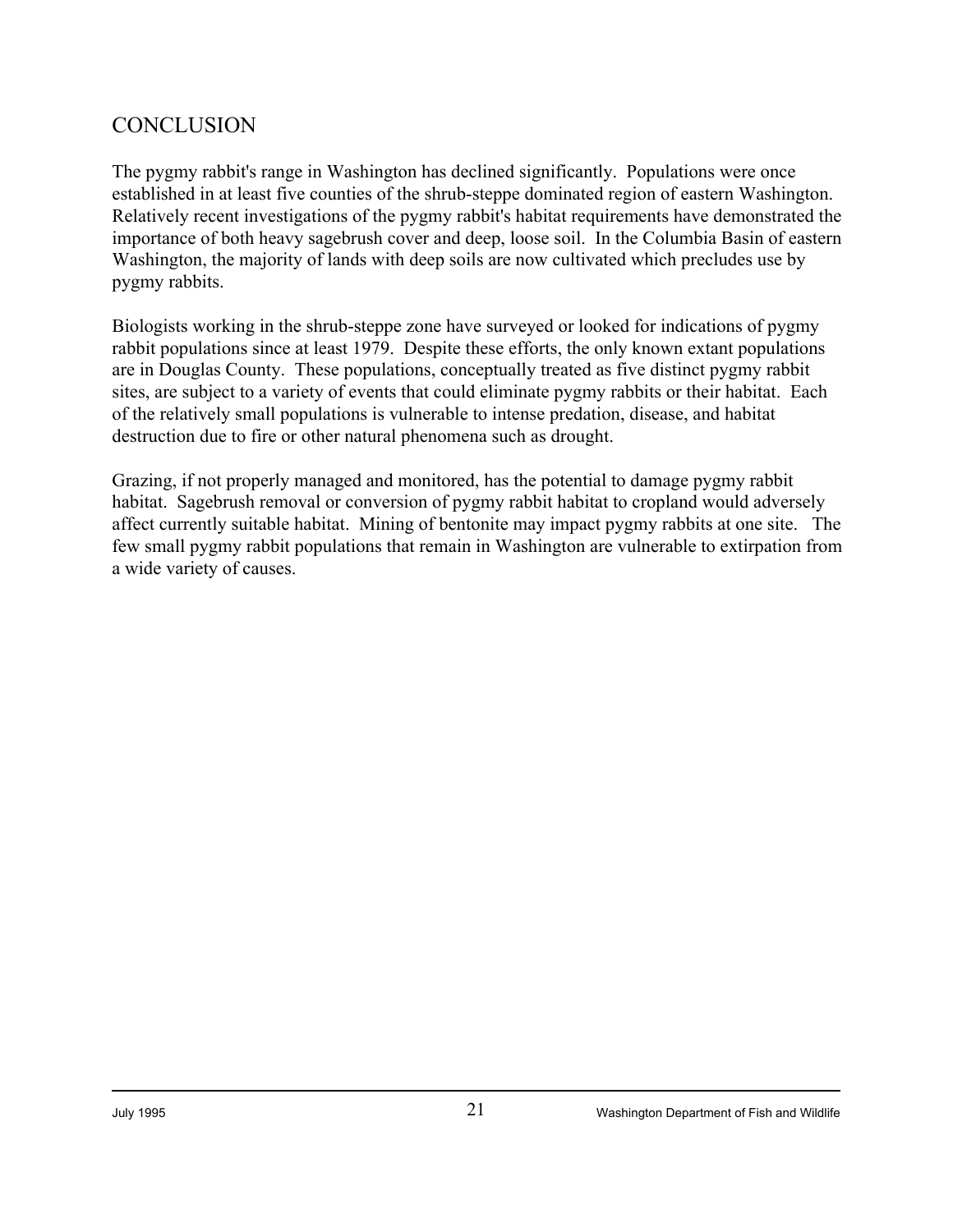## CONCLUSION

The pygmy rabbit's range in Washington has declined significantly. Populations were once established in at least five counties of the shrub-steppe dominated region of eastern Washington. Relatively recent investigations of the pygmy rabbit's habitat requirements have demonstrated the importance of both heavy sagebrush cover and deep, loose soil. In the Columbia Basin of eastern Washington, the majority of lands with deep soils are now cultivated which precludes use by pygmy rabbits.

Biologists working in the shrub-steppe zone have surveyed or looked for indications of pygmy rabbit populations since at least 1979. Despite these efforts, the only known extant populations are in Douglas County. These populations, conceptually treated as five distinct pygmy rabbit sites, are subject to a variety of events that could eliminate pygmy rabbits or their habitat. Each of the relatively small populations is vulnerable to intense predation, disease, and habitat destruction due to fire or other natural phenomena such as drought.

Grazing, if not properly managed and monitored, has the potential to damage pygmy rabbit habitat. Sagebrush removal or conversion of pygmy rabbit habitat to cropland would adversely affect currently suitable habitat. Mining of bentonite may impact pygmy rabbits at one site. The few small pygmy rabbit populations that remain in Washington are vulnerable to extirpation from a wide variety of causes.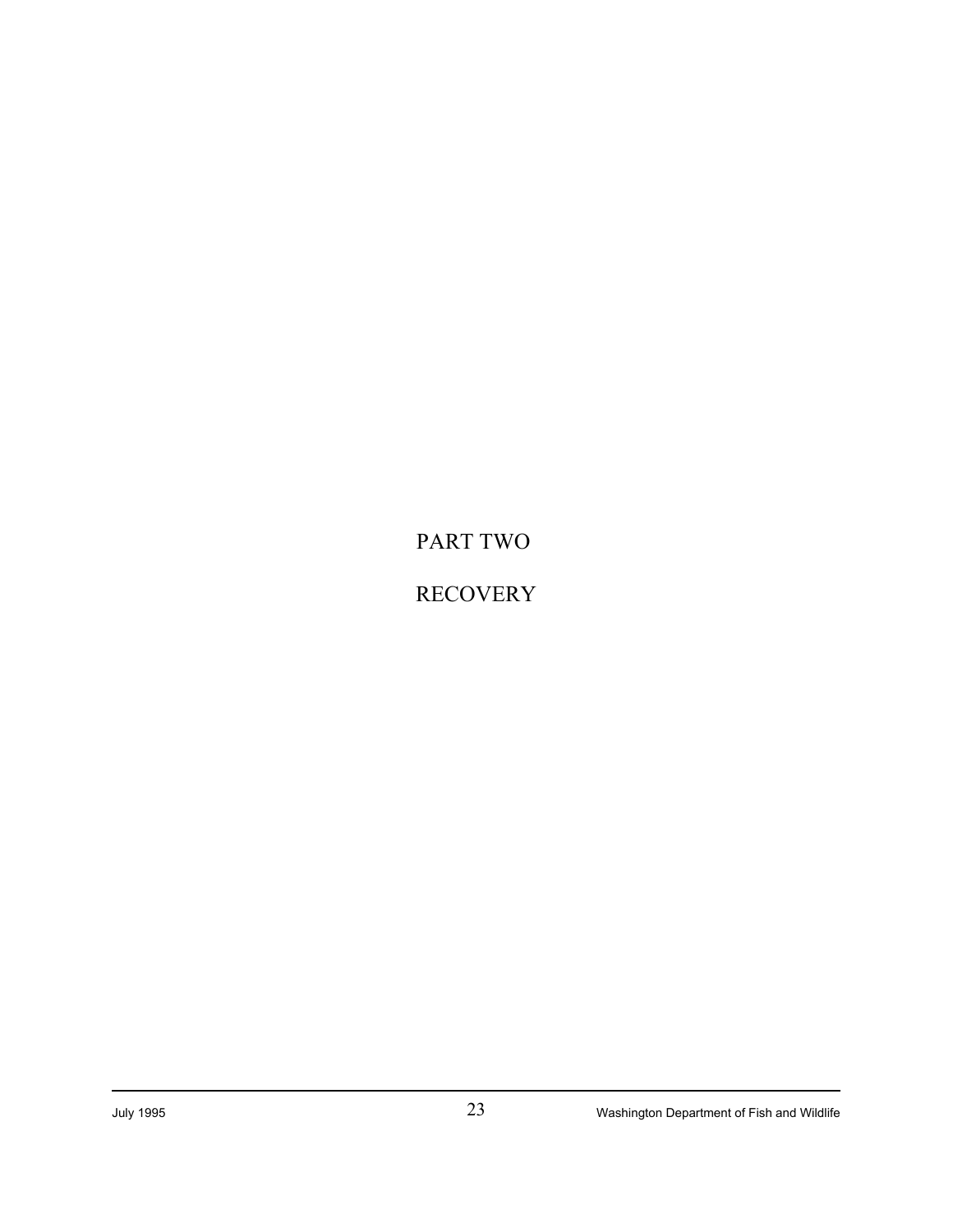# PART TWO

# RECOVERY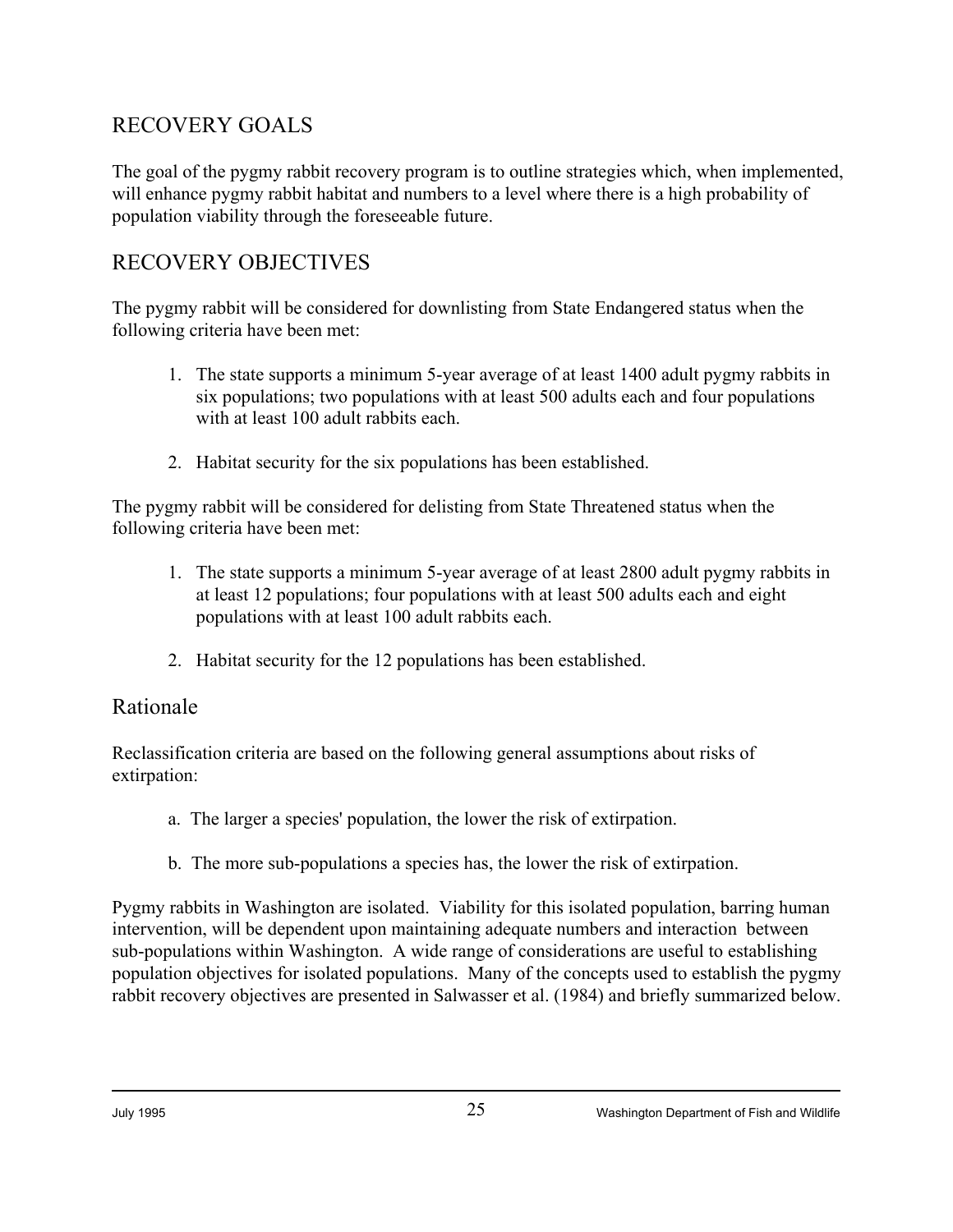## RECOVERY GOALS

The goal of the pygmy rabbit recovery program is to outline strategies which, when implemented, will enhance pygmy rabbit habitat and numbers to a level where there is a high probability of population viability through the foreseeable future.

## RECOVERY OBJECTIVES

The pygmy rabbit will be considered for downlisting from State Endangered status when the following criteria have been met:

1. The state supports a minimum 5-year average of at least 1400 adult pygmy rabbits in six populations; two populations with at least 500 adults each and four populations with at least 100 adult rabbits each.

2. Habitat security for the six populations has been established.

The pygmy rabbit will be considered for delisting from State Threatened status when the following criteria have been met:

1. The state supports a minimum 5-year average of at least 2800 adult pygmy rabbits in at least 12 populations; four populations with at least 500 adults each and eight populations with at least 100 adult rabbits each.

2. Habitat security for the 12 populations has been established.

### Rationale

Reclassification criteria are based on the following general assumptions about risks of extirpation:

a. The larger a species' population, the lower the risk of extirpation.

b. The more sub-populations a species has, the lower the risk of extirpation.

Pygmy rabbits in Washington are isolated. Viability for this isolated population, barring human intervention, will be dependent upon maintaining adequate numbers and interaction between sub-populations within Washington. A wide range of considerations are useful to establishing population objectives for isolated populations. Many of the concepts used to establish the pygmy rabbit recovery objectives are presented in Salwasser et al. (1984) and briefly summarized below.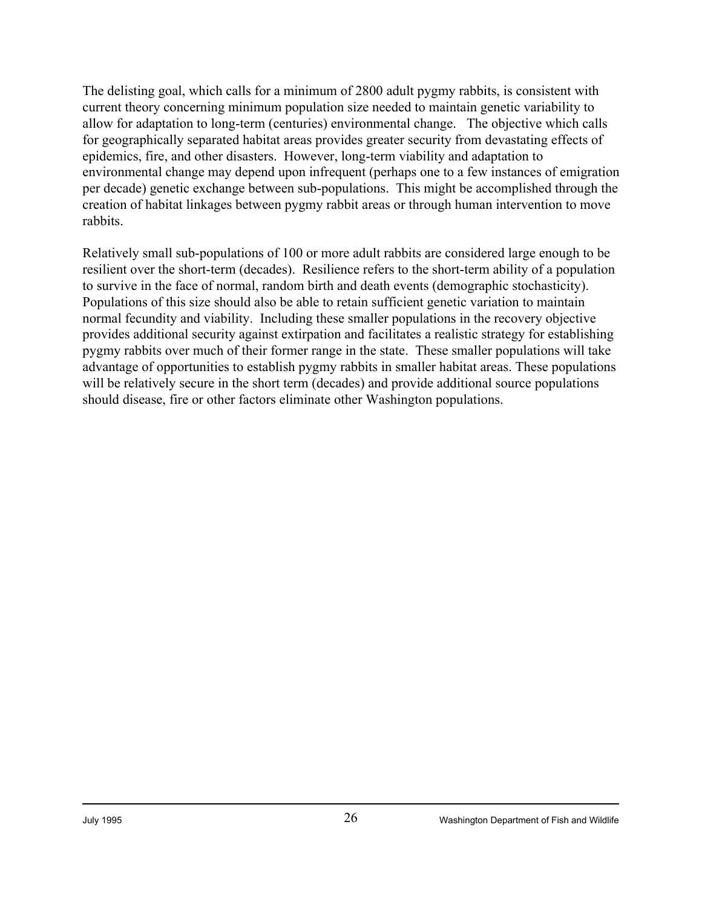The delisting goal, which calls for a minimum of 2800 adult pygmy rabbits, is consistent with current theory concerning minimum population size needed to maintain genetic variability to allow for adaptation to long-term (centuries) environmental change.  The objective which calls for geographically separated habitat areas provides greater security from devastating effects of epidemics, fire, and other disasters.  However, long-term viability and adaptation to environmental change may depend upon infrequent (perhaps one to a few instances of emigration per decade) genetic exchange between sub-populations.  This might be accomplished through the creation of habitat linkages between pygmy rabbit areas or through human intervention to move rabbits.

Relatively small sub-populations of 100 or more adult rabbits are considered large enough to be resilient over the short-term (decades).  Resilience refers to the short-term ability of a population to survive in the face of normal, random birth and death events (demographic stochasticity).  Populations of this size should also be able to retain sufficient genetic variation to maintain normal fecundity and viability.  Including these smaller populations in the recovery objective provides additional security against extirpation and facilitates a realistic strategy for establishing pygmy rabbits over much of their former range in the state.  These smaller populations will take advantage of opportunities to establish pygmy rabbits in smaller habitat areas. These populations will be relatively secure in the short term (decades) and provide additional source populations should disease, fire or other factors eliminate other Washington populations.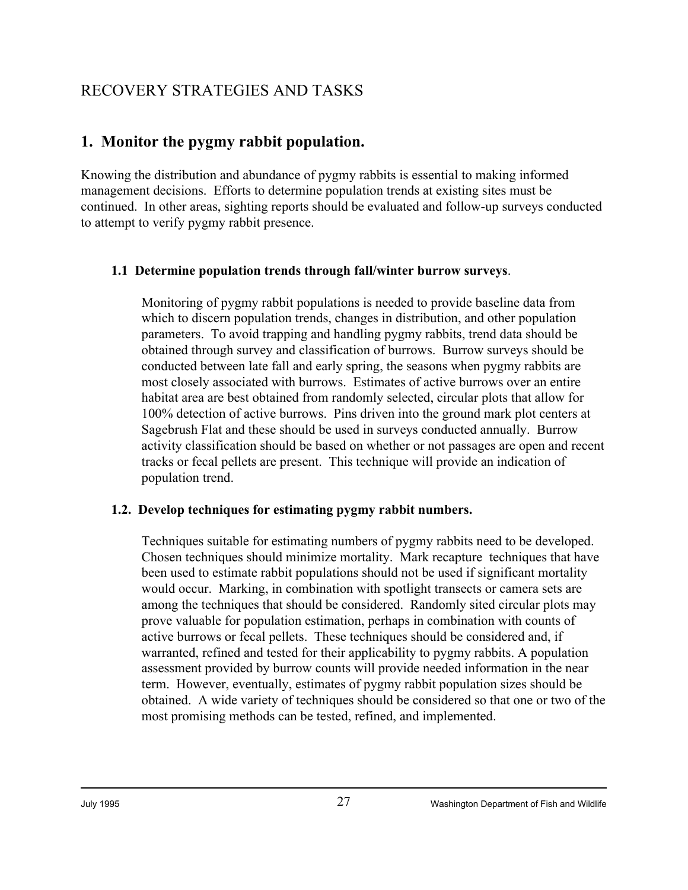## RECOVERY STRATEGIES AND TASKS

### 1. Monitor the pygmy rabbit population.

Knowing the distribution and abundance of pygmy rabbits is essential to making informed management decisions. Efforts to determine population trends at existing sites must be continued. In other areas, sighting reports should be evaluated and follow-up surveys conducted to attempt to verify pygmy rabbit presence.

#### 1.1 Determine population trends through fall/winter burrow surveys.

Monitoring of pygmy rabbit populations is needed to provide baseline data from which to discern population trends, changes in distribution, and other population parameters. To avoid trapping and handling pygmy rabbits, trend data should be obtained through survey and classification of burrows. Burrow surveys should be conducted between late fall and early spring, the seasons when pygmy rabbits are most closely associated with burrows. Estimates of active burrows over an entire habitat area are best obtained from randomly selected, circular plots that allow for 100% detection of active burrows. Pins driven into the ground mark plot centers at Sagebrush Flat and these should be used in surveys conducted annually. Burrow activity classification should be based on whether or not passages are open and recent tracks or fecal pellets are present. This technique will provide an indication of population trend.

#### 1.2. Develop techniques for estimating pygmy rabbit numbers.

Techniques suitable for estimating numbers of pygmy rabbits need to be developed. Chosen techniques should minimize mortality. Mark recapture techniques that have been used to estimate rabbit populations should not be used if significant mortality would occur. Marking, in combination with spotlight transects or camera sets are among the techniques that should be considered. Randomly sited circular plots may prove valuable for population estimation, perhaps in combination with counts of active burrows or fecal pellets. These techniques should be considered and, if warranted, refined and tested for their applicability to pygmy rabbits. A population assessment provided by burrow counts will provide needed information in the near term. However, eventually, estimates of pygmy rabbit population sizes should be obtained. A wide variety of techniques should be considered so that one or two of the most promising methods can be tested, refined, and implemented.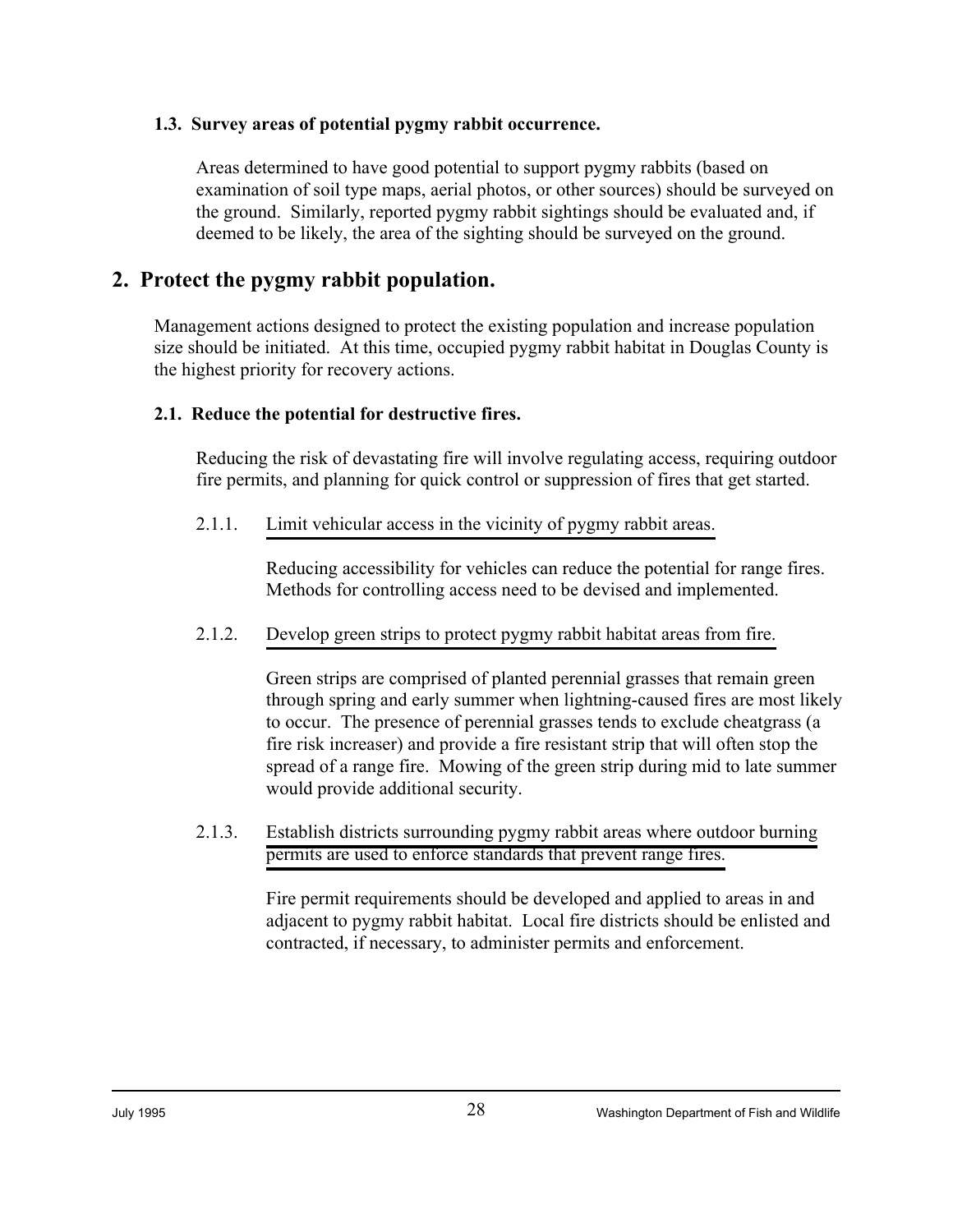### 1.3. Survey areas of potential pygmy rabbit occurrence.

Areas determined to have good potential to support pygmy rabbits (based on examination of soil type maps, aerial photos, or other sources) should be surveyed on the ground. Similarly, reported pygmy rabbit sightings should be evaluated and, if deemed to be likely, the area of the sighting should be surveyed on the ground.

## 2. Protect the pygmy rabbit population.

Management actions designed to protect the existing population and increase population size should be initiated. At this time, occupied pygmy rabbit habitat in Douglas County is the highest priority for recovery actions.

### 2.1. Reduce the potential for destructive fires.

Reducing the risk of devastating fire will involve regulating access, requiring outdoor fire permits, and planning for quick control or suppression of fires that get started.

2.1.1. Limit vehicular access in the vicinity of pygmy rabbit areas.

Reducing accessibility for vehicles can reduce the potential for range fires. Methods for controlling access need to be devised and implemented.

2.1.2. Develop green strips to protect pygmy rabbit habitat areas from fire.

Green strips are comprised of planted perennial grasses that remain green through spring and early summer when lightning-caused fires are most likely to occur. The presence of perennial grasses tends to exclude cheatgrass (a fire risk increaser) and provide a fire resistant strip that will often stop the spread of a range fire. Mowing of the green strip during mid to late summer would provide additional security.

2.1.3. Establish districts surrounding pygmy rabbit areas where outdoor burning permits are used to enforce standards that prevent range fires.

Fire permit requirements should be developed and applied to areas in and adjacent to pygmy rabbit habitat. Local fire districts should be enlisted and contracted, if necessary, to administer permits and enforcement.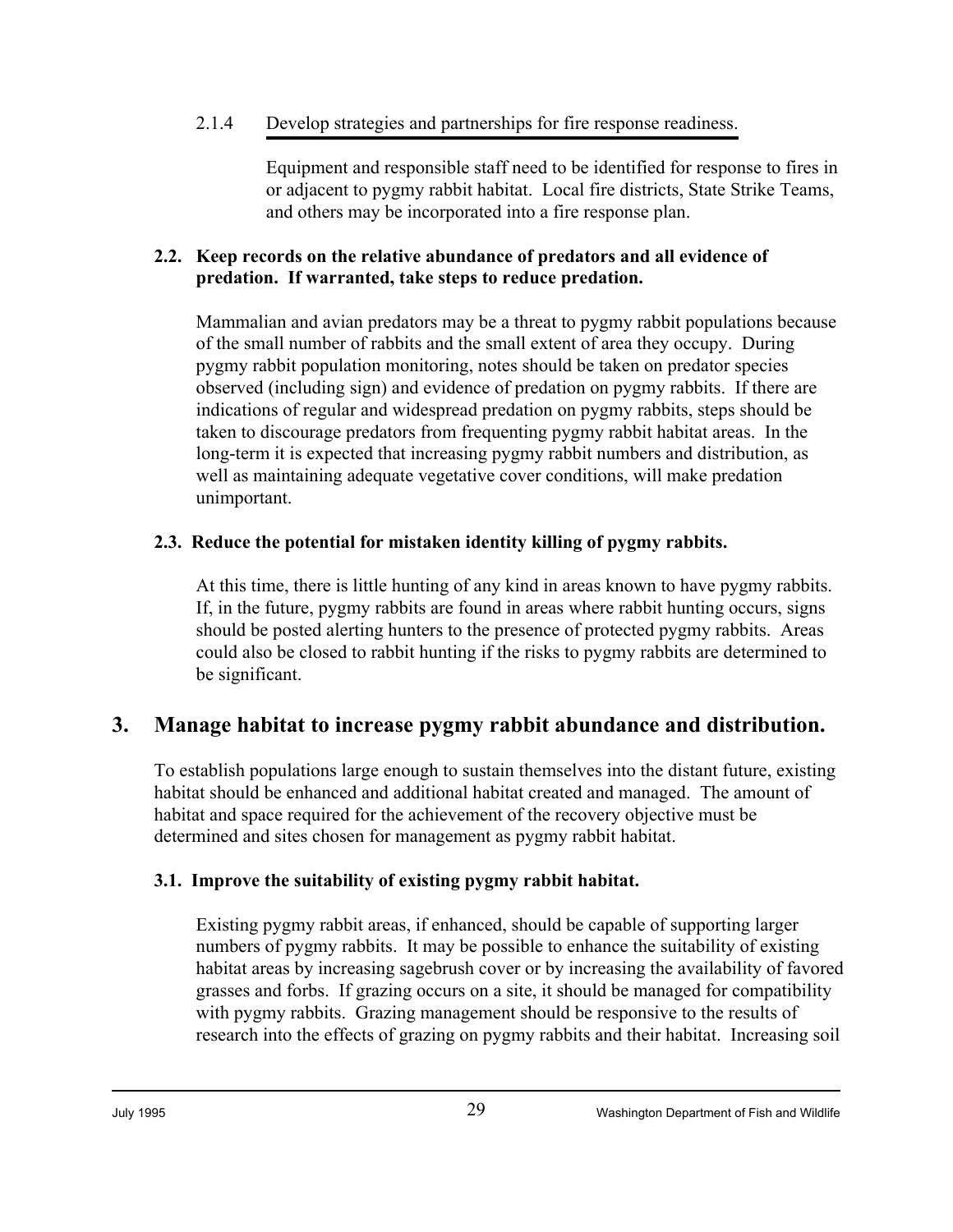2.1.4 Develop strategies and partnerships for fire response readiness.

Equipment and responsible staff need to be identified for response to fires in or adjacent to pygmy rabbit habitat. Local fire districts, State Strike Teams, and others may be incorporated into a fire response plan.

**2.2. Keep records on the relative abundance of predators and all evidence of predation. If warranted, take steps to reduce predation.**

Mammalian and avian predators may be a threat to pygmy rabbit populations because of the small number of rabbits and the small extent of area they occupy. During pygmy rabbit population monitoring, notes should be taken on predator species observed (including sign) and evidence of predation on pygmy rabbits. If there are indications of regular and widespread predation on pygmy rabbits, steps should be taken to discourage predators from frequenting pygmy rabbit habitat areas. In the long-term it is expected that increasing pygmy rabbit numbers and distribution, as well as maintaining adequate vegetative cover conditions, will make predation unimportant.

**2.3. Reduce the potential for mistaken identity killing of pygmy rabbits.**

At this time, there is little hunting of any kind in areas known to have pygmy rabbits. If, in the future, pygmy rabbits are found in areas where rabbit hunting occurs, signs should be posted alerting hunters to the presence of protected pygmy rabbits. Areas could also be closed to rabbit hunting if the risks to pygmy rabbits are determined to be significant.

## 3. Manage habitat to increase pygmy rabbit abundance and distribution.

To establish populations large enough to sustain themselves into the distant future, existing habitat should be enhanced and additional habitat created and managed. The amount of habitat and space required for the achievement of the recovery objective must be determined and sites chosen for management as pygmy rabbit habitat.

**3.1. Improve the suitability of existing pygmy rabbit habitat.**

Existing pygmy rabbit areas, if enhanced, should be capable of supporting larger numbers of pygmy rabbits. It may be possible to enhance the suitability of existing habitat areas by increasing sagebrush cover or by increasing the availability of favored grasses and forbs. If grazing occurs on a site, it should be managed for compatibility with pygmy rabbits. Grazing management should be responsive to the results of research into the effects of grazing on pygmy rabbits and their habitat. Increasing soil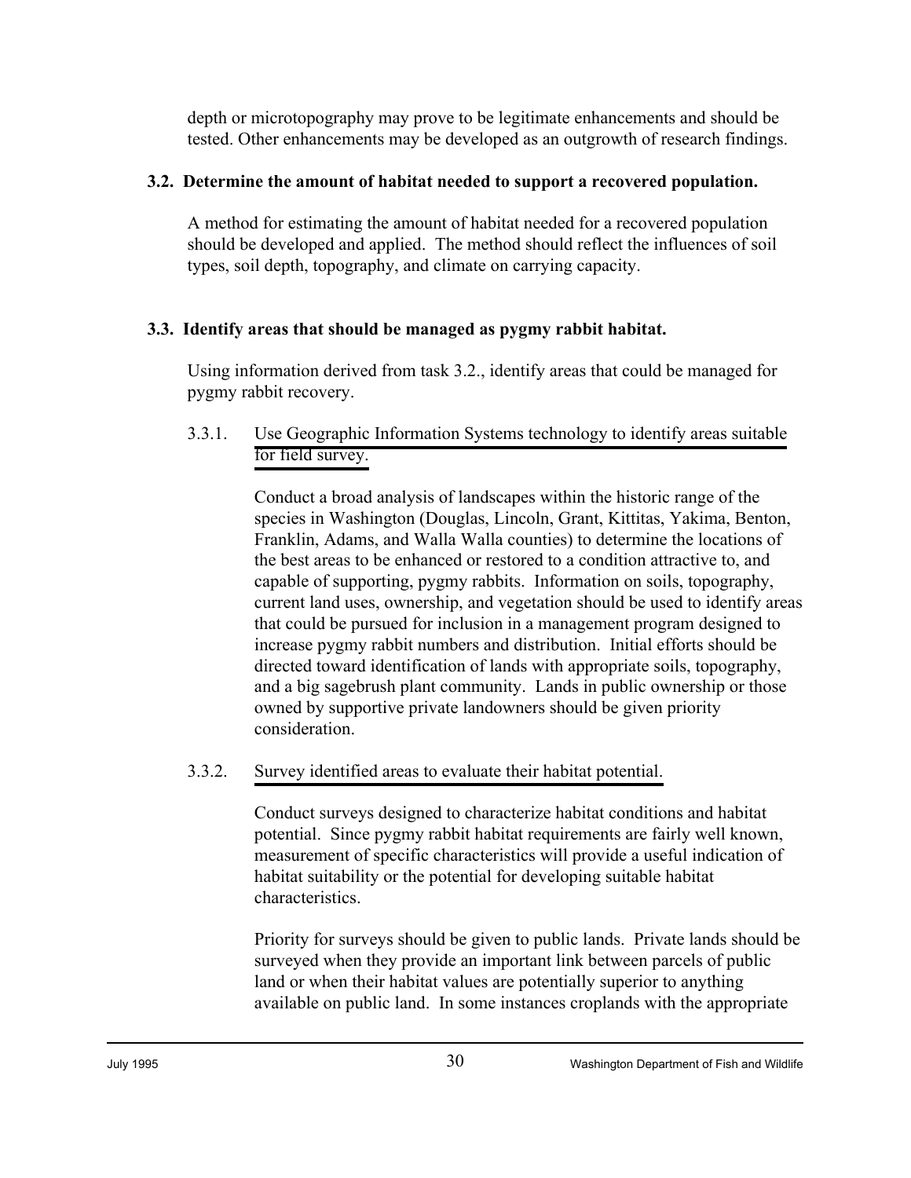depth or microtopography may prove to be legitimate enhancements and should be tested. Other enhancements may be developed as an outgrowth of research findings.

### 3.2. Determine the amount of habitat needed to support a recovered population.

A method for estimating the amount of habitat needed for a recovered population should be developed and applied. The method should reflect the influences of soil types, soil depth, topography, and climate on carrying capacity.

### 3.3. Identify areas that should be managed as pygmy rabbit habitat.

Using information derived from task 3.2., identify areas that could be managed for pygmy rabbit recovery.

#### 3.3.1. Use Geographic Information Systems technology to identify areas suitable for field survey.

Conduct a broad analysis of landscapes within the historic range of the species in Washington (Douglas, Lincoln, Grant, Kittitas, Yakima, Benton, Franklin, Adams, and Walla Walla counties) to determine the locations of the best areas to be enhanced or restored to a condition attractive to, and capable of supporting, pygmy rabbits. Information on soils, topography, current land uses, ownership, and vegetation should be used to identify areas that could be pursued for inclusion in a management program designed to increase pygmy rabbit numbers and distribution. Initial efforts should be directed toward identification of lands with appropriate soils, topography, and a big sagebrush plant community. Lands in public ownership or those owned by supportive private landowners should be given priority consideration.

#### 3.3.2. Survey identified areas to evaluate their habitat potential.

Conduct surveys designed to characterize habitat conditions and habitat potential. Since pygmy rabbit habitat requirements are fairly well known, measurement of specific characteristics will provide a useful indication of habitat suitability or the potential for developing suitable habitat characteristics.

Priority for surveys should be given to public lands. Private lands should be surveyed when they provide an important link between parcels of public land or when their habitat values are potentially superior to anything available on public land. In some instances croplands with the appropriate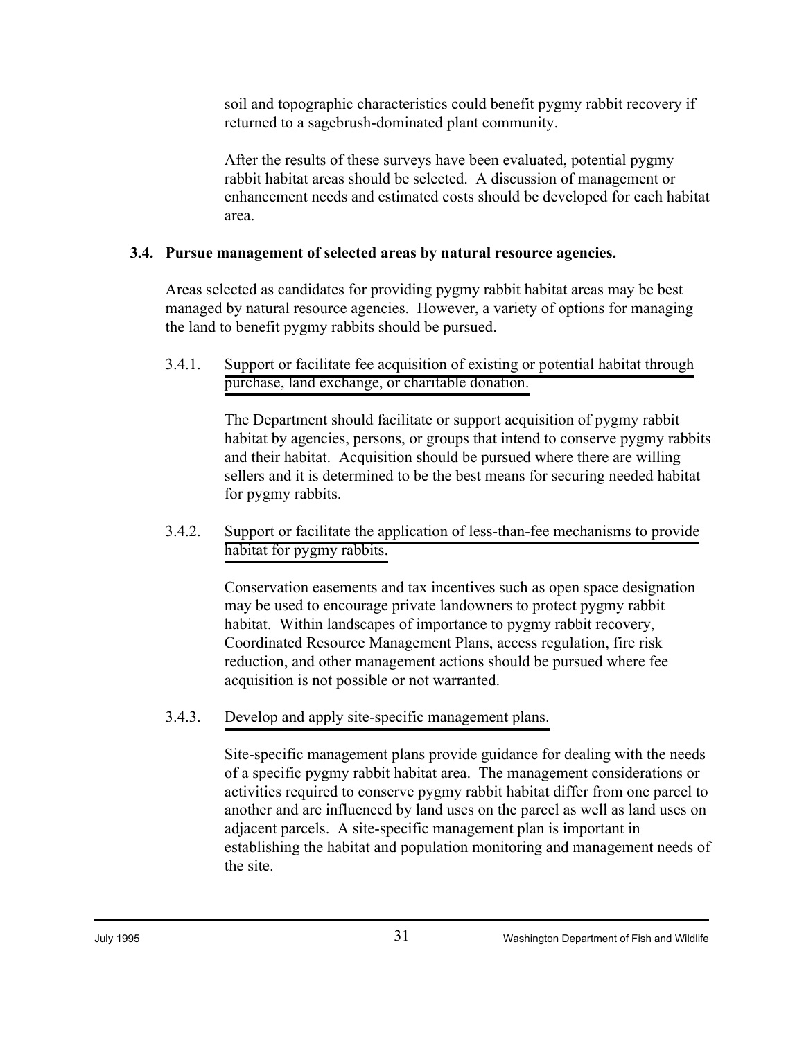soil and topographic characteristics could benefit pygmy rabbit recovery if returned to a sagebrush-dominated plant community.

After the results of these surveys have been evaluated, potential pygmy rabbit habitat areas should be selected. A discussion of management or enhancement needs and estimated costs should be developed for each habitat area.

### 3.4. Pursue management of selected areas by natural resource agencies.

Areas selected as candidates for providing pygmy rabbit habitat areas may be best managed by natural resource agencies. However, a variety of options for managing the land to benefit pygmy rabbits should be pursued.

3.4.1. Support or facilitate fee acquisition of existing or potential habitat through purchase, land exchange, or charitable donation.

The Department should facilitate or support acquisition of pygmy rabbit habitat by agencies, persons, or groups that intend to conserve pygmy rabbits and their habitat. Acquisition should be pursued where there are willing sellers and it is determined to be the best means for securing needed habitat for pygmy rabbits.

3.4.2. Support or facilitate the application of less-than-fee mechanisms to provide habitat for pygmy rabbits.

Conservation easements and tax incentives such as open space designation may be used to encourage private landowners to protect pygmy rabbit habitat. Within landscapes of importance to pygmy rabbit recovery, Coordinated Resource Management Plans, access regulation, fire risk reduction, and other management actions should be pursued where fee acquisition is not possible or not warranted.

3.4.3. Develop and apply site-specific management plans.

Site-specific management plans provide guidance for dealing with the needs of a specific pygmy rabbit habitat area. The management considerations or activities required to conserve pygmy rabbit habitat differ from one parcel to another and are influenced by land uses on the parcel as well as land uses on adjacent parcels. A site-specific management plan is important in establishing the habitat and population monitoring and management needs of the site.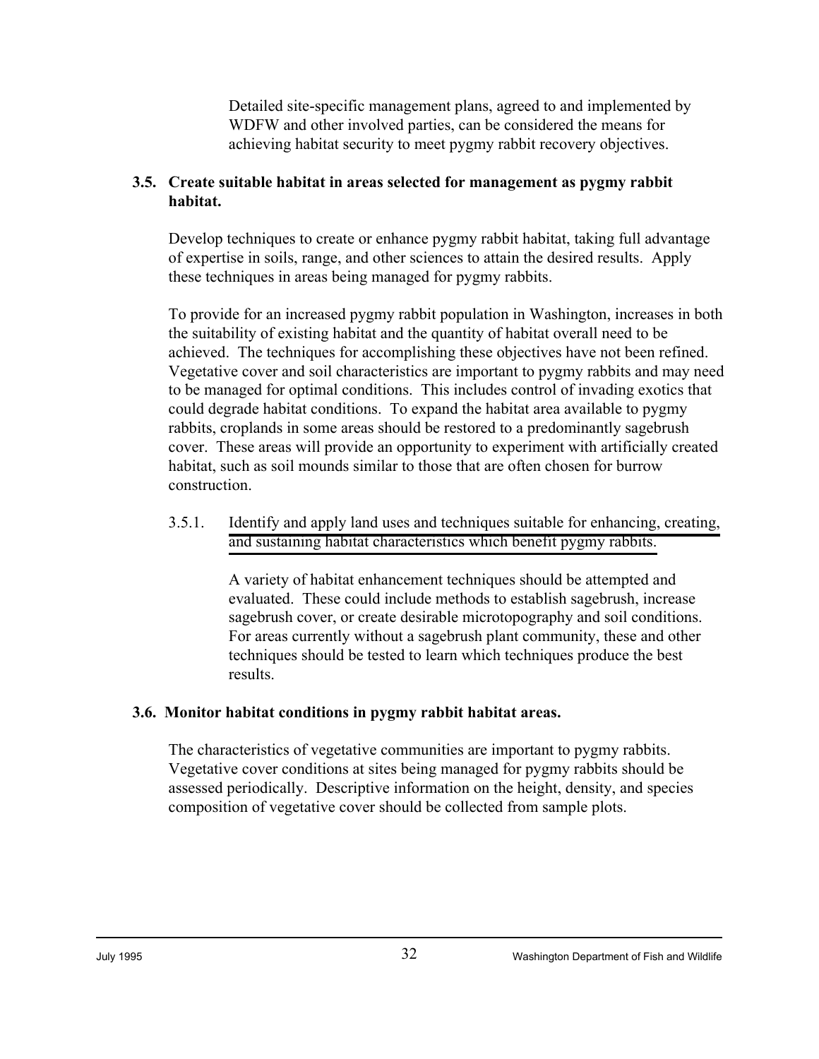Detailed site-specific management plans, agreed to and implemented by WDFW and other involved parties, can be considered the means for achieving habitat security to meet pygmy rabbit recovery objectives.

### 3.5. Create suitable habitat in areas selected for management as pygmy rabbit habitat.

Develop techniques to create or enhance pygmy rabbit habitat, taking full advantage of expertise in soils, range, and other sciences to attain the desired results. Apply these techniques in areas being managed for pygmy rabbits.

To provide for an increased pygmy rabbit population in Washington, increases in both the suitability of existing habitat and the quantity of habitat overall need to be achieved. The techniques for accomplishing these objectives have not been refined. Vegetative cover and soil characteristics are important to pygmy rabbits and may need to be managed for optimal conditions. This includes control of invading exotics that could degrade habitat conditions. To expand the habitat area available to pygmy rabbits, croplands in some areas should be restored to a predominantly sagebrush cover. These areas will provide an opportunity to experiment with artificially created habitat, such as soil mounds similar to those that are often chosen for burrow construction.

3.5.1. Identify and apply land uses and techniques suitable for enhancing, creating, and sustaining habitat characteristics which benefit pygmy rabbits.

A variety of habitat enhancement techniques should be attempted and evaluated. These could include methods to establish sagebrush, increase sagebrush cover, or create desirable microtopography and soil conditions. For areas currently without a sagebrush plant community, these and other techniques should be tested to learn which techniques produce the best results.

### 3.6. Monitor habitat conditions in pygmy rabbit habitat areas.

The characteristics of vegetative communities are important to pygmy rabbits. Vegetative cover conditions at sites being managed for pygmy rabbits should be assessed periodically. Descriptive information on the height, density, and species composition of vegetative cover should be collected from sample plots.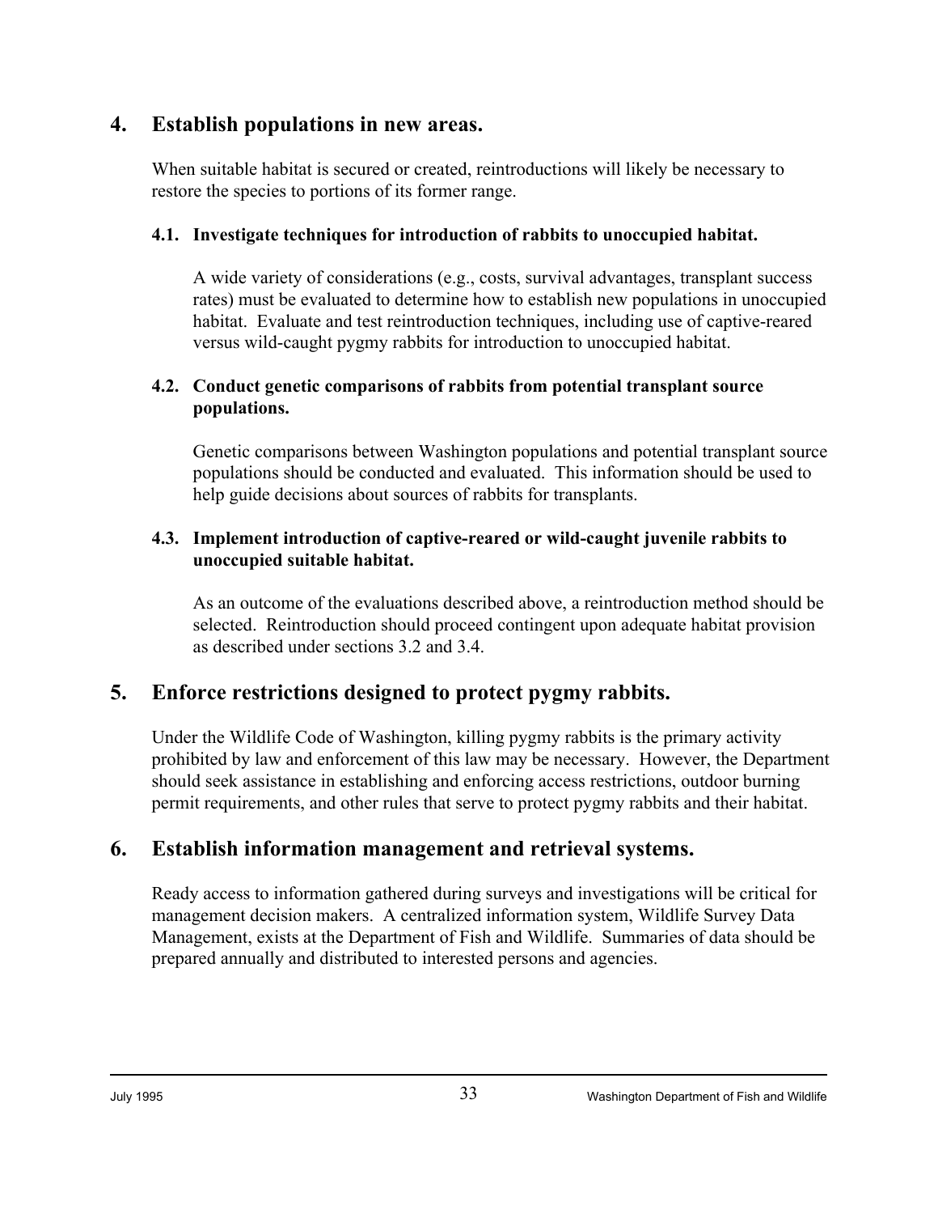## 4. Establish populations in new areas.

When suitable habitat is secured or created, reintroductions will likely be necessary to restore the species to portions of its former range.

### 4.1. Investigate techniques for introduction of rabbits to unoccupied habitat.

A wide variety of considerations (e.g., costs, survival advantages, transplant success rates) must be evaluated to determine how to establish new populations in unoccupied habitat. Evaluate and test reintroduction techniques, including use of captive-reared versus wild-caught pygmy rabbits for introduction to unoccupied habitat.

### 4.2. Conduct genetic comparisons of rabbits from potential transplant source populations.

Genetic comparisons between Washington populations and potential transplant source populations should be conducted and evaluated. This information should be used to help guide decisions about sources of rabbits for transplants.

### 4.3. Implement introduction of captive-reared or wild-caught juvenile rabbits to unoccupied suitable habitat.

As an outcome of the evaluations described above, a reintroduction method should be selected. Reintroduction should proceed contingent upon adequate habitat provision as described under sections 3.2 and 3.4.

## 5. Enforce restrictions designed to protect pygmy rabbits.

Under the Wildlife Code of Washington, killing pygmy rabbits is the primary activity prohibited by law and enforcement of this law may be necessary. However, the Department should seek assistance in establishing and enforcing access restrictions, outdoor burning permit requirements, and other rules that serve to protect pygmy rabbits and their habitat.

## 6. Establish information management and retrieval systems.

Ready access to information gathered during surveys and investigations will be critical for management decision makers. A centralized information system, Wildlife Survey Data Management, exists at the Department of Fish and Wildlife. Summaries of data should be prepared annually and distributed to interested persons and agencies.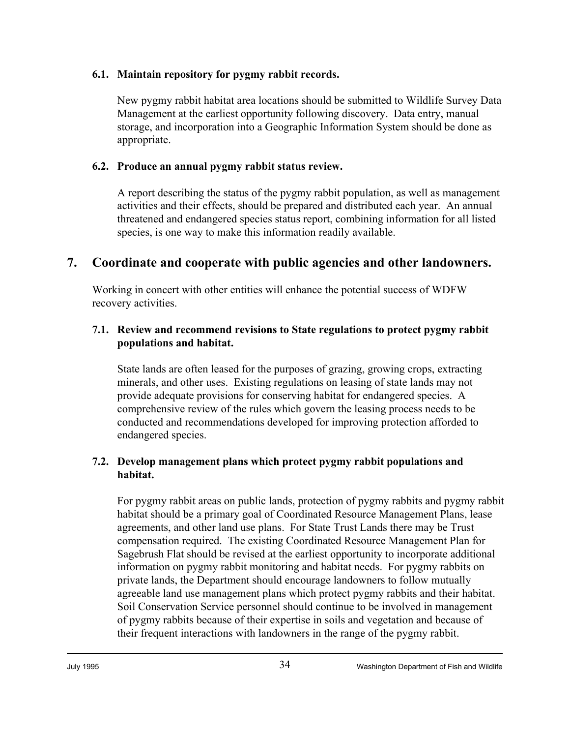### 6.1. Maintain repository for pygmy rabbit records.

New pygmy rabbit habitat area locations should be submitted to Wildlife Survey Data Management at the earliest opportunity following discovery. Data entry, manual storage, and incorporation into a Geographic Information System should be done as appropriate.

### 6.2. Produce an annual pygmy rabbit status review.

A report describing the status of the pygmy rabbit population, as well as management activities and their effects, should be prepared and distributed each year. An annual threatened and endangered species status report, combining information for all listed species, is one way to make this information readily available.

## 7. Coordinate and cooperate with public agencies and other landowners.

Working in concert with other entities will enhance the potential success of WDFW recovery activities.

### 7.1. Review and recommend revisions to State regulations to protect pygmy rabbit populations and habitat.

State lands are often leased for the purposes of grazing, growing crops, extracting minerals, and other uses. Existing regulations on leasing of state lands may not provide adequate provisions for conserving habitat for endangered species. A comprehensive review of the rules which govern the leasing process needs to be conducted and recommendations developed for improving protection afforded to endangered species.

### 7.2. Develop management plans which protect pygmy rabbit populations and habitat.

For pygmy rabbit areas on public lands, protection of pygmy rabbits and pygmy rabbit habitat should be a primary goal of Coordinated Resource Management Plans, lease agreements, and other land use plans. For State Trust Lands there may be Trust compensation required. The existing Coordinated Resource Management Plan for Sagebrush Flat should be revised at the earliest opportunity to incorporate additional information on pygmy rabbit monitoring and habitat needs. For pygmy rabbits on private lands, the Department should encourage landowners to follow mutually agreeable land use management plans which protect pygmy rabbits and their habitat. Soil Conservation Service personnel should continue to be involved in management of pygmy rabbits because of their expertise in soils and vegetation and because of their frequent interactions with landowners in the range of the pygmy rabbit.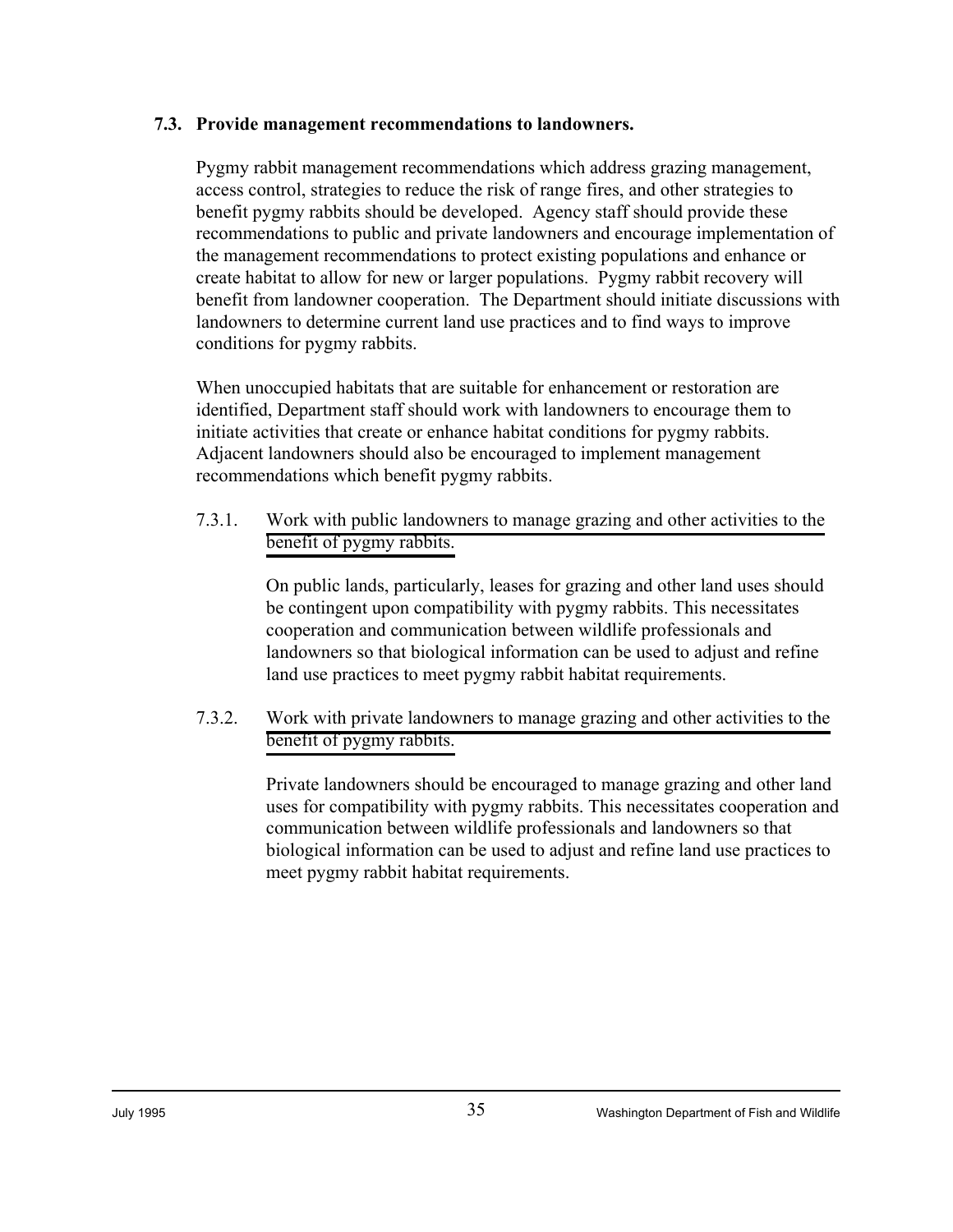**7.3. Provide management recommendations to landowners.**

Pygmy rabbit management recommendations which address grazing management, access control, strategies to reduce the risk of range fires, and other strategies to benefit pygmy rabbits should be developed. Agency staff should provide these recommendations to public and private landowners and encourage implementation of the management recommendations to protect existing populations and enhance or create habitat to allow for new or larger populations. Pygmy rabbit recovery will benefit from landowner cooperation. The Department should initiate discussions with landowners to determine current land use practices and to find ways to improve conditions for pygmy rabbits.

When unoccupied habitats that are suitable for enhancement or restoration are identified, Department staff should work with landowners to encourage them to initiate activities that create or enhance habitat conditions for pygmy rabbits. Adjacent landowners should also be encouraged to implement management recommendations which benefit pygmy rabbits.

7.3.1. Work with public landowners to manage grazing and other activities to the benefit of pygmy rabbits.

On public lands, particularly, leases for grazing and other land uses should be contingent upon compatibility with pygmy rabbits. This necessitates cooperation and communication between wildlife professionals and landowners so that biological information can be used to adjust and refine land use practices to meet pygmy rabbit habitat requirements.

7.3.2. Work with private landowners to manage grazing and other activities to the benefit of pygmy rabbits.

Private landowners should be encouraged to manage grazing and other land uses for compatibility with pygmy rabbits. This necessitates cooperation and communication between wildlife professionals and landowners so that biological information can be used to adjust and refine land use practices to meet pygmy rabbit habitat requirements.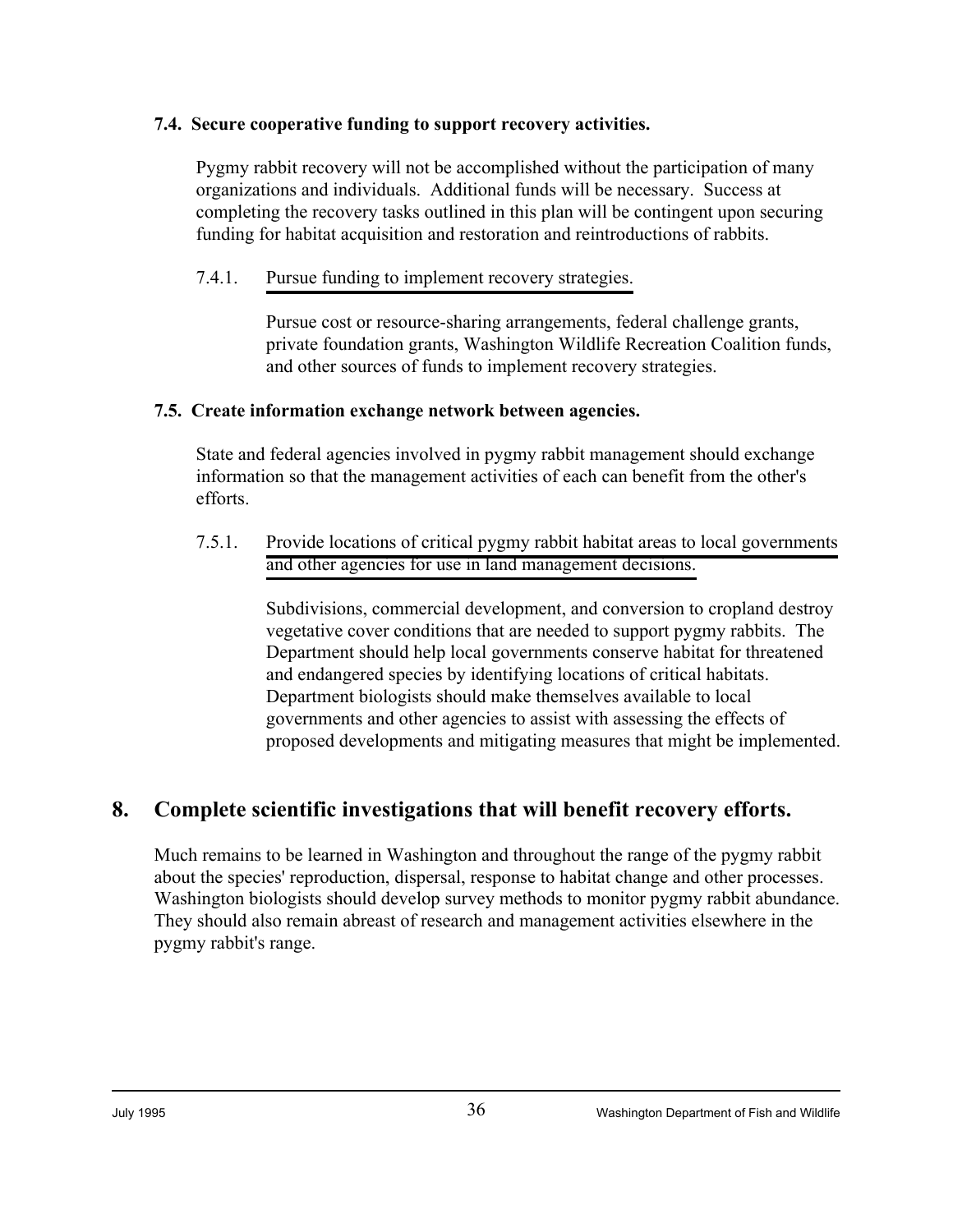**7.4. Secure cooperative funding to support recovery activities.**

Pygmy rabbit recovery will not be accomplished without the participation of many organizations and individuals. Additional funds will be necessary. Success at completing the recovery tasks outlined in this plan will be contingent upon securing funding for habitat acquisition and restoration and reintroductions of rabbits.

7.4.1. Pursue funding to implement recovery strategies.

Pursue cost or resource-sharing arrangements, federal challenge grants, private foundation grants, Washington Wildlife Recreation Coalition funds, and other sources of funds to implement recovery strategies.

**7.5. Create information exchange network between agencies.**

State and federal agencies involved in pygmy rabbit management should exchange information so that the management activities of each can benefit from the other's efforts.

7.5.1. Provide locations of critical pygmy rabbit habitat areas to local governments and other agencies for use in land management decisions.

Subdivisions, commercial development, and conversion to cropland destroy vegetative cover conditions that are needed to support pygmy rabbits. The Department should help local governments conserve habitat for threatened and endangered species by identifying locations of critical habitats. Department biologists should make themselves available to local governments and other agencies to assist with assessing the effects of proposed developments and mitigating measures that might be implemented.

## 8. Complete scientific investigations that will benefit recovery efforts.

Much remains to be learned in Washington and throughout the range of the pygmy rabbit about the species' reproduction, dispersal, response to habitat change and other processes. Washington biologists should develop survey methods to monitor pygmy rabbit abundance. They should also remain abreast of research and management activities elsewhere in the pygmy rabbit's range.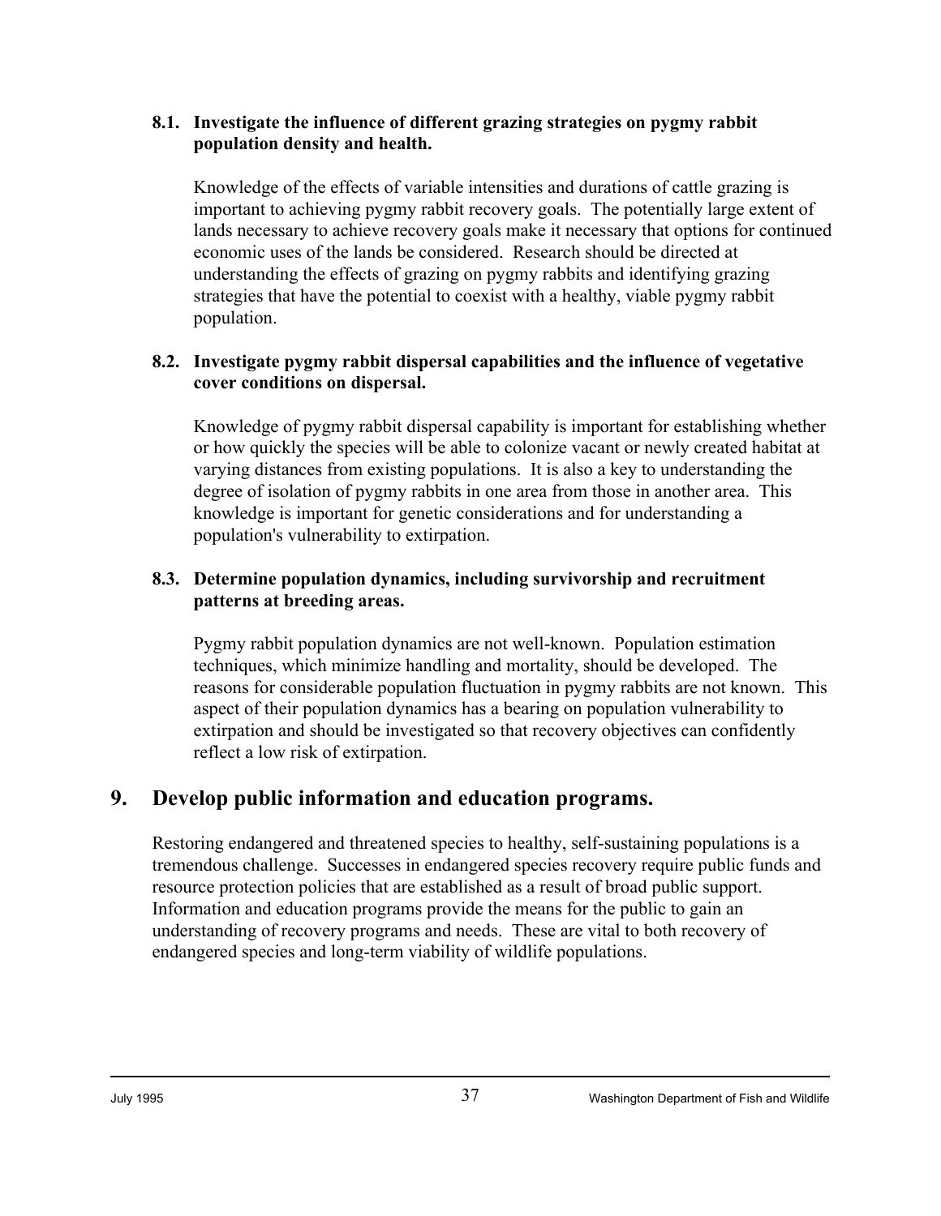### 8.1. Investigate the influence of different grazing strategies on pygmy rabbit population density and health.

Knowledge of the effects of variable intensities and durations of cattle grazing is important to achieving pygmy rabbit recovery goals. The potentially large extent of lands necessary to achieve recovery goals make it necessary that options for continued economic uses of the lands be considered. Research should be directed at understanding the effects of grazing on pygmy rabbits and identifying grazing strategies that have the potential to coexist with a healthy, viable pygmy rabbit population.

### 8.2. Investigate pygmy rabbit dispersal capabilities and the influence of vegetative cover conditions on dispersal.

Knowledge of pygmy rabbit dispersal capability is important for establishing whether or how quickly the species will be able to colonize vacant or newly created habitat at varying distances from existing populations. It is also a key to understanding the degree of isolation of pygmy rabbits in one area from those in another area. This knowledge is important for genetic considerations and for understanding a population's vulnerability to extirpation.

### 8.3. Determine population dynamics, including survivorship and recruitment patterns at breeding areas.

Pygmy rabbit population dynamics are not well-known. Population estimation techniques, which minimize handling and mortality, should be developed. The reasons for considerable population fluctuation in pygmy rabbits are not known. This aspect of their population dynamics has a bearing on population vulnerability to extirpation and should be investigated so that recovery objectives can confidently reflect a low risk of extirpation.

## 9. Develop public information and education programs.

Restoring endangered and threatened species to healthy, self-sustaining populations is a tremendous challenge. Successes in endangered species recovery require public funds and resource protection policies that are established as a result of broad public support. Information and education programs provide the means for the public to gain an understanding of recovery programs and needs. These are vital to both recovery of endangered species and long-term viability of wildlife populations.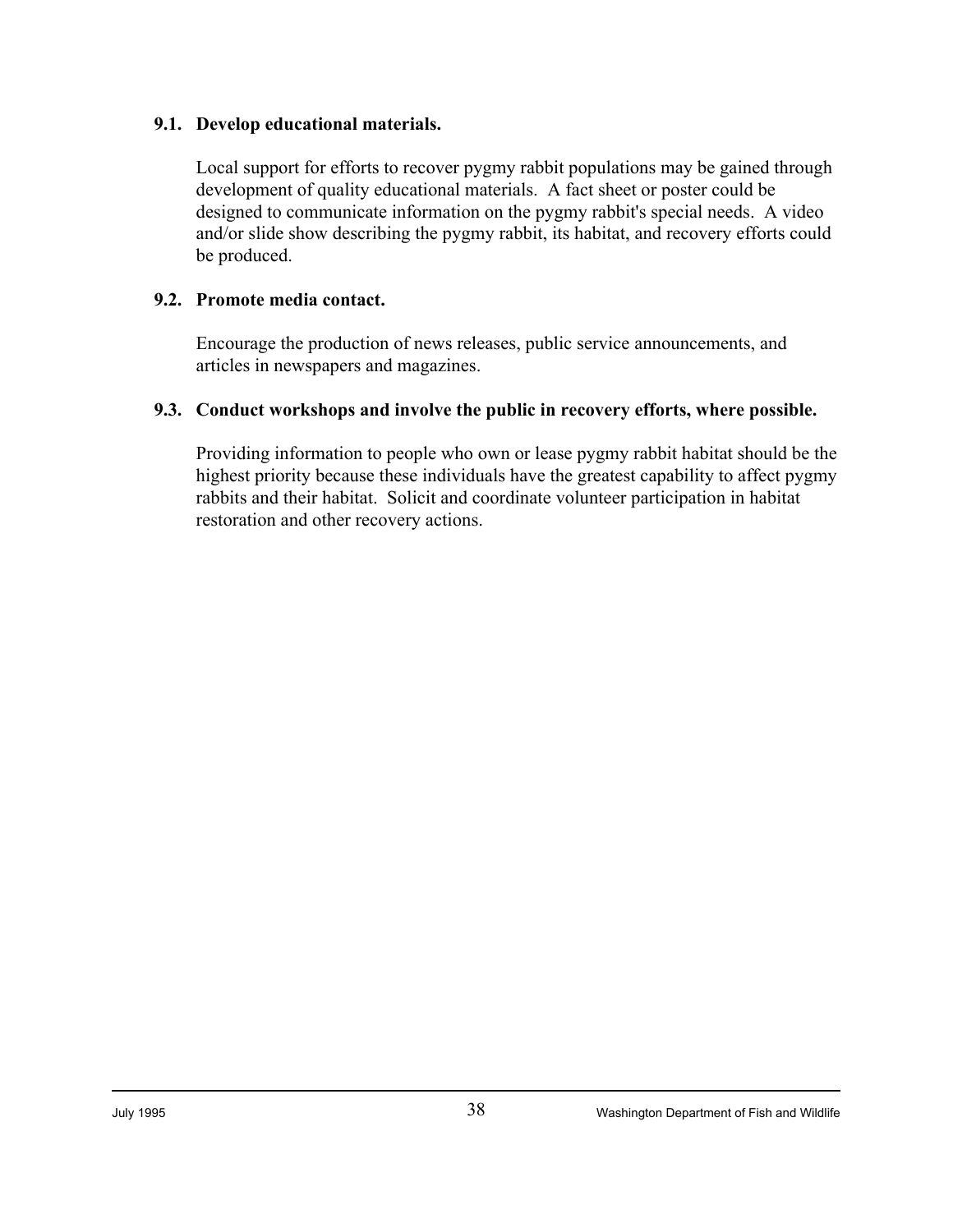### 9.1. Develop educational materials.

Local support for efforts to recover pygmy rabbit populations may be gained through development of quality educational materials. A fact sheet or poster could be designed to communicate information on the pygmy rabbit's special needs. A video and/or slide show describing the pygmy rabbit, its habitat, and recovery efforts could be produced.

### 9.2. Promote media contact.

Encourage the production of news releases, public service announcements, and articles in newspapers and magazines.

### 9.3. Conduct workshops and involve the public in recovery efforts, where possible.

Providing information to people who own or lease pygmy rabbit habitat should be the highest priority because these individuals have the greatest capability to affect pygmy rabbits and their habitat. Solicit and coordinate volunteer participation in habitat restoration and other recovery actions.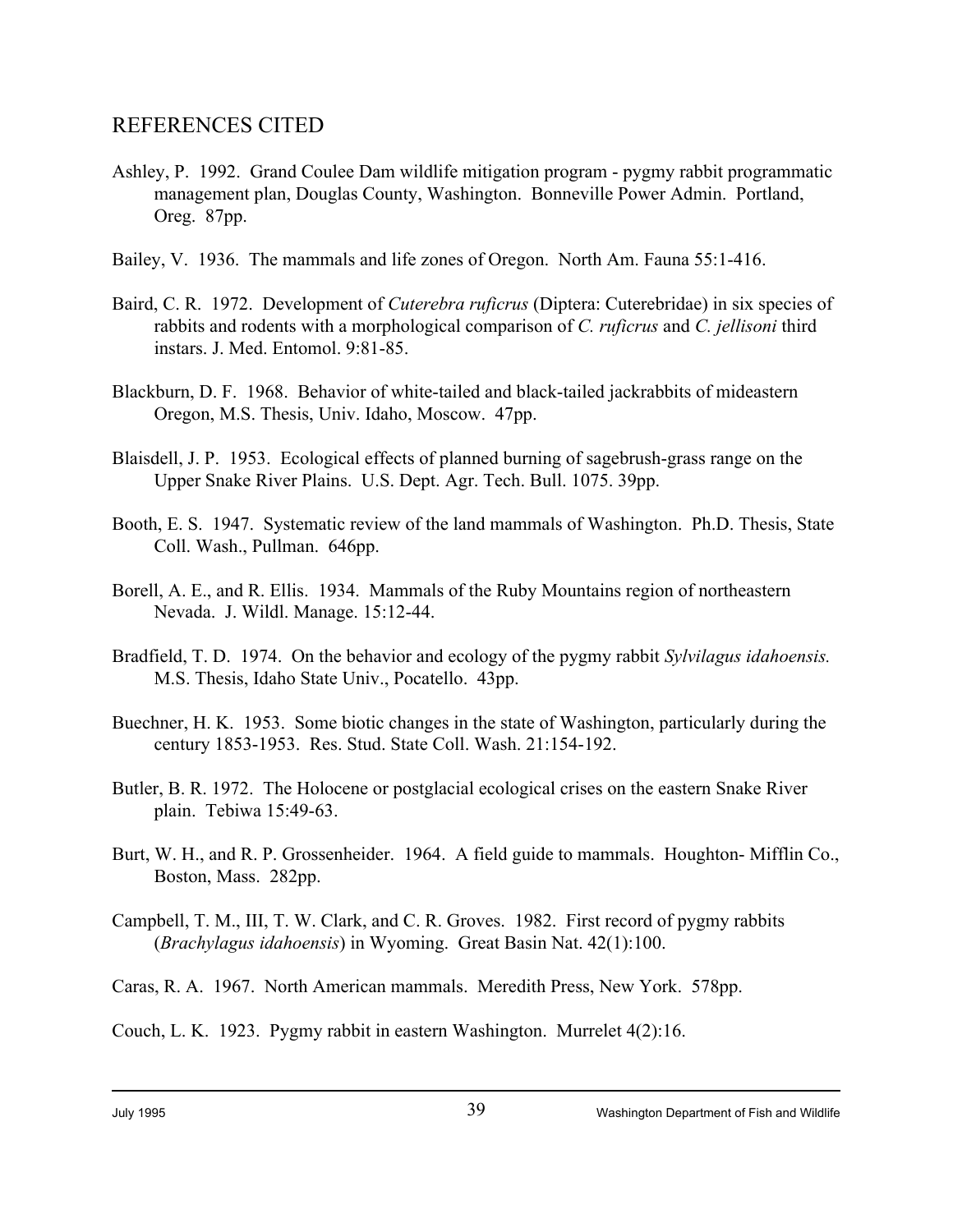## REFERENCES CITED

Ashley, P. 1992. Grand Coulee Dam wildlife mitigation program - pygmy rabbit programmatic management plan, Douglas County, Washington. Bonneville Power Admin. Portland, Oreg. 87pp.

Bailey, V. 1936. The mammals and life zones of Oregon. North Am. Fauna 55:1-416.

Baird, C. R. 1972. Development of *Cuterebra ruficrus* (Diptera: Cuterebridae) in six species of rabbits and rodents with a morphological comparison of *C. ruficrus* and *C. jellisoni* third instars. J. Med. Entomol. 9:81-85.

Blackburn, D. F. 1968. Behavior of white-tailed and black-tailed jackrabbits of mideastern Oregon, M.S. Thesis, Univ. Idaho, Moscow. 47pp.

Blaisdell, J. P. 1953. Ecological effects of planned burning of sagebrush-grass range on the Upper Snake River Plains. U.S. Dept. Agr. Tech. Bull. 1075. 39pp.

Booth, E. S. 1947. Systematic review of the land mammals of Washington. Ph.D. Thesis, State Coll. Wash., Pullman. 646pp.

Borell, A. E., and R. Ellis. 1934. Mammals of the Ruby Mountains region of northeastern Nevada. J. Wildl. Manage. 15:12-44.

Bradfield, T. D. 1974. On the behavior and ecology of the pygmy rabbit *Sylvilagus idahoensis.* M.S. Thesis, Idaho State Univ., Pocatello. 43pp.

Buechner, H. K. 1953. Some biotic changes in the state of Washington, particularly during the century 1853-1953. Res. Stud. State Coll. Wash. 21:154-192.

Butler, B. R. 1972. The Holocene or postglacial ecological crises on the eastern Snake River plain. Tebiwa 15:49-63.

Burt, W. H., and R. P. Grossenheider. 1964. A field guide to mammals. Houghton- Mifflin Co., Boston, Mass. 282pp.

Campbell, T. M., III, T. W. Clark, and C. R. Groves. 1982. First record of pygmy rabbits (*Brachylagus idahoensis*) in Wyoming. Great Basin Nat. 42(1):100.

Caras, R. A. 1967. North American mammals. Meredith Press, New York. 578pp.

Couch, L. K. 1923. Pygmy rabbit in eastern Washington. Murrelet 4(2):16.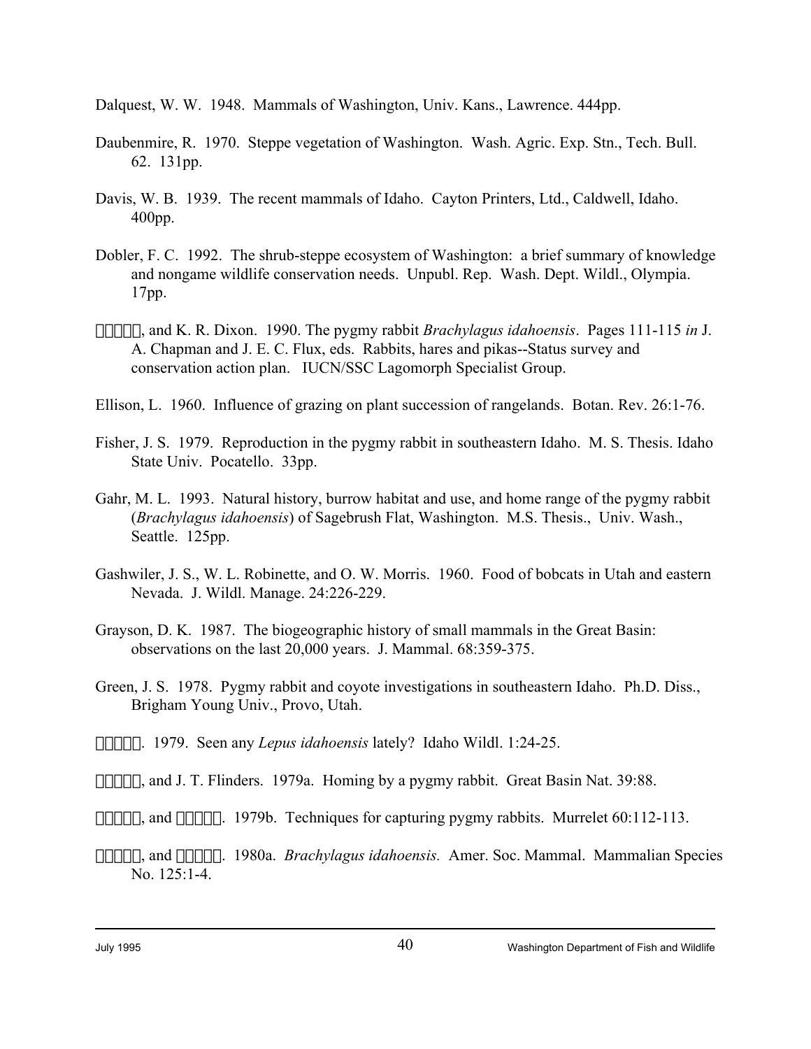Dalquest, W. W. 1948. Mammals of Washington, Univ. Kans., Lawrence. 444pp.

Daubenmire, R. 1970. Steppe vegetation of Washington. Wash. Agric. Exp. Stn., Tech. Bull. 62. 131pp.

Davis, W. B. 1939. The recent mammals of Idaho. Cayton Printers, Ltd., Caldwell, Idaho. 400pp.

Dobler, F. C. 1992. The shrub-steppe ecosystem of Washington: a brief summary of knowledge and nongame wildlife conservation needs. Unpubl. Rep. Wash. Dept. Wildl., Olympia. 17pp.

\_\_\_\_\_, and K. R. Dixon. 1990. The pygmy rabbit *Brachylagus idahoensis*. Pages 111-115 *in* J. A. Chapman and J. E. C. Flux, eds. Rabbits, hares and pikas--Status survey and conservation action plan. IUCN/SSC Lagomorph Specialist Group.

Ellison, L. 1960. Influence of grazing on plant succession of rangelands. Botan. Rev. 26:1-76.

Fisher, J. S. 1979. Reproduction in the pygmy rabbit in southeastern Idaho. M. S. Thesis. Idaho State Univ. Pocatello. 33pp.

Gahr, M. L. 1993. Natural history, burrow habitat and use, and home range of the pygmy rabbit (*Brachylagus idahoensis*) of Sagebrush Flat, Washington. M.S. Thesis., Univ. Wash., Seattle. 125pp.

Gashwiler, J. S., W. L. Robinette, and O. W. Morris. 1960. Food of bobcats in Utah and eastern Nevada. J. Wildl. Manage. 24:226-229.

Grayson, D. K. 1987. The biogeographic history of small mammals in the Great Basin: observations on the last 20,000 years. J. Mammal. 68:359-375.

Green, J. S. 1978. Pygmy rabbit and coyote investigations in southeastern Idaho. Ph.D. Diss., Brigham Young Univ., Provo, Utah.

\_\_\_\_\_. 1979. Seen any *Lepus idahoensis* lately? Idaho Wildl. 1:24-25.

\_\_\_\_\_, and J. T. Flinders. 1979a. Homing by a pygmy rabbit. Great Basin Nat. 39:88.

\_\_\_\_\_, and \_\_\_\_\_. 1979b. Techniques for capturing pygmy rabbits. Murrelet 60:112-113.

\_\_\_\_\_, and \_\_\_\_\_. 1980a. *Brachylagus idahoensis.* Amer. Soc. Mammal. Mammalian Species No. 125:1-4.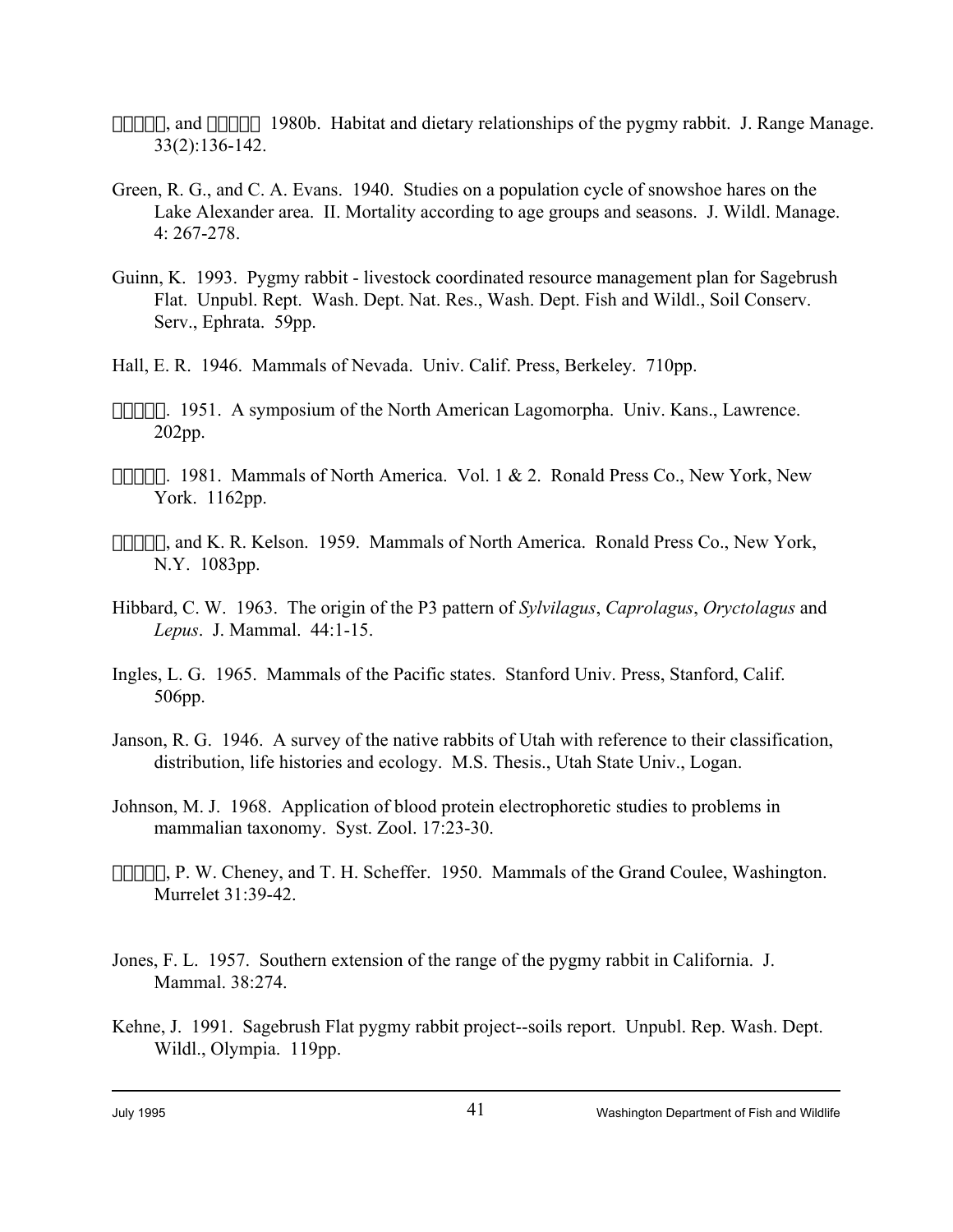□□□□□, and □□□□□ 1980b. Habitat and dietary relationships of the pygmy rabbit. J. Range Manage. 33(2):136-142.

Green, R. G., and C. A. Evans. 1940. Studies on a population cycle of snowshoe hares on the Lake Alexander area. II. Mortality according to age groups and seasons. J. Wildl. Manage. 4: 267-278.

Guinn, K. 1993. Pygmy rabbit - livestock coordinated resource management plan for Sagebrush Flat. Unpubl. Rept. Wash. Dept. Nat. Res., Wash. Dept. Fish and Wildl., Soil Conserv. Serv., Ephrata. 59pp.

Hall, E. R. 1946. Mammals of Nevada. Univ. Calif. Press, Berkeley. 710pp.

□□□□□. 1951. A symposium of the North American Lagomorpha. Univ. Kans., Lawrence. 202pp.

□□□□□. 1981. Mammals of North America. Vol. 1 & 2. Ronald Press Co., New York, New York. 1162pp.

□□□□□, and K. R. Kelson. 1959. Mammals of North America. Ronald Press Co., New York, N.Y. 1083pp.

Hibbard, C. W. 1963. The origin of the P3 pattern of *Sylvilagus*, *Caprolagus*, *Oryctolagus* and *Lepus*. J. Mammal. 44:1-15.

Ingles, L. G. 1965. Mammals of the Pacific states. Stanford Univ. Press, Stanford, Calif. 506pp.

Janson, R. G. 1946. A survey of the native rabbits of Utah with reference to their classification, distribution, life histories and ecology. M.S. Thesis., Utah State Univ., Logan.

Johnson, M. J. 1968. Application of blood protein electrophoretic studies to problems in mammalian taxonomy. Syst. Zool. 17:23-30.

□□□□□, P. W. Cheney, and T. H. Scheffer. 1950. Mammals of the Grand Coulee, Washington. Murrelet 31:39-42.

Jones, F. L. 1957. Southern extension of the range of the pygmy rabbit in California. J. Mammal. 38:274.

Kehne, J. 1991. Sagebrush Flat pygmy rabbit project--soils report. Unpubl. Rep. Wash. Dept. Wildl., Olympia. 119pp.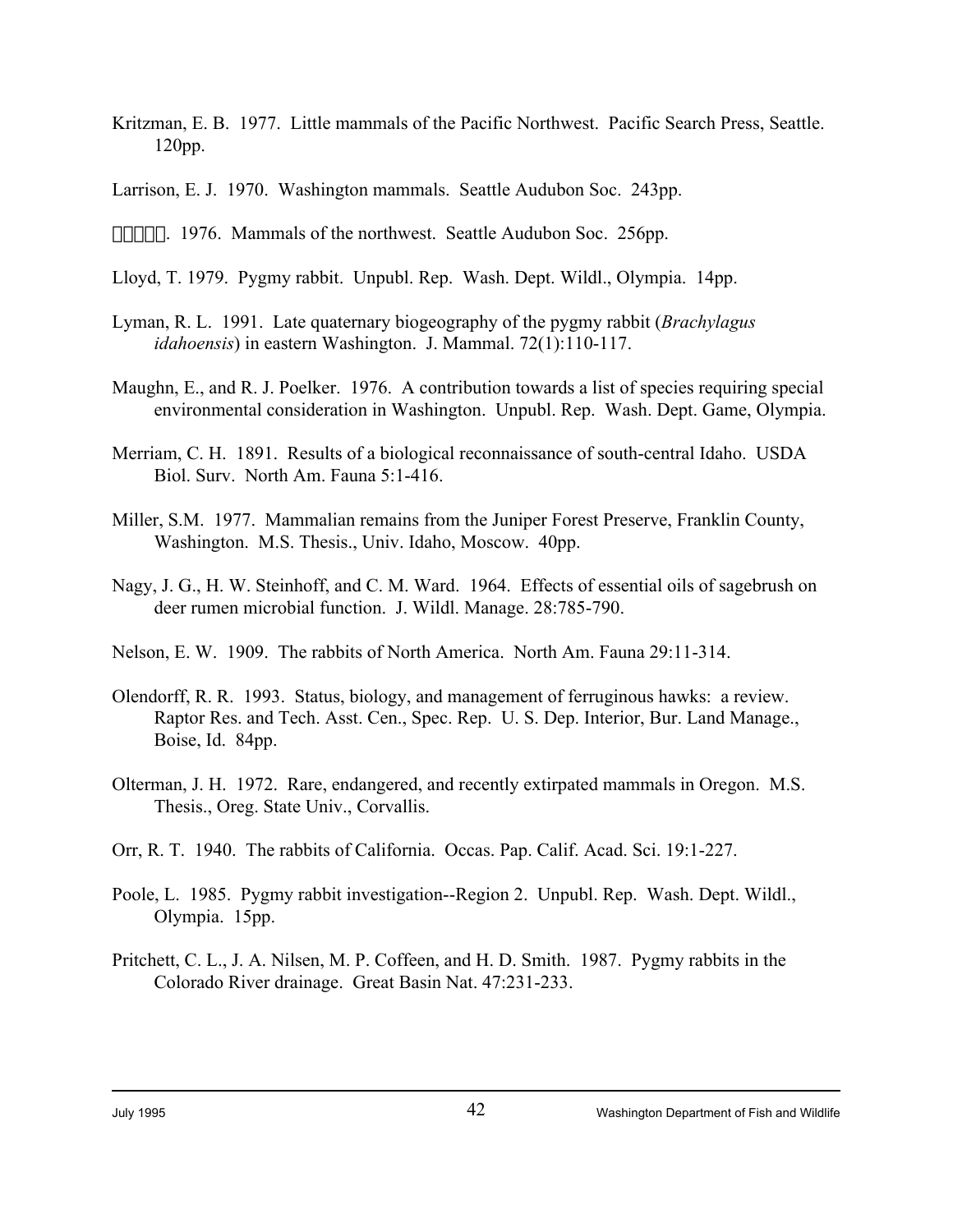Kritzman, E. B. 1977. Little mammals of the Pacific Northwest. Pacific Search Press, Seattle. 120pp.

Larrison, E. J. 1970. Washington mammals. Seattle Audubon Soc. 243pp.

\_\_\_\_\_. 1976. Mammals of the northwest. Seattle Audubon Soc. 256pp.

Lloyd, T. 1979. Pygmy rabbit. Unpubl. Rep. Wash. Dept. Wildl., Olympia. 14pp.

Lyman, R. L. 1991. Late quaternary biogeography of the pygmy rabbit (*Brachylagus idahoensis*) in eastern Washington. J. Mammal. 72(1):110-117.

Maughn, E., and R. J. Poelker. 1976. A contribution towards a list of species requiring special environmental consideration in Washington. Unpubl. Rep. Wash. Dept. Game, Olympia.

Merriam, C. H. 1891. Results of a biological reconnaissance of south-central Idaho. USDA Biol. Surv. North Am. Fauna 5:1-416.

Miller, S.M. 1977. Mammalian remains from the Juniper Forest Preserve, Franklin County, Washington. M.S. Thesis., Univ. Idaho, Moscow. 40pp.

Nagy, J. G., H. W. Steinhoff, and C. M. Ward. 1964. Effects of essential oils of sagebrush on deer rumen microbial function. J. Wildl. Manage. 28:785-790.

Nelson, E. W. 1909. The rabbits of North America. North Am. Fauna 29:11-314.

Olendorff, R. R. 1993. Status, biology, and management of ferruginous hawks: a review. Raptor Res. and Tech. Asst. Cen., Spec. Rep. U. S. Dep. Interior, Bur. Land Manage., Boise, Id. 84pp.

Olterman, J. H. 1972. Rare, endangered, and recently extirpated mammals in Oregon. M.S. Thesis., Oreg. State Univ., Corvallis.

Orr, R. T. 1940. The rabbits of California. Occas. Pap. Calif. Acad. Sci. 19:1-227.

Poole, L. 1985. Pygmy rabbit investigation--Region 2. Unpubl. Rep. Wash. Dept. Wildl., Olympia. 15pp.

Pritchett, C. L., J. A. Nilsen, M. P. Coffeen, and H. D. Smith. 1987. Pygmy rabbits in the Colorado River drainage. Great Basin Nat. 47:231-233.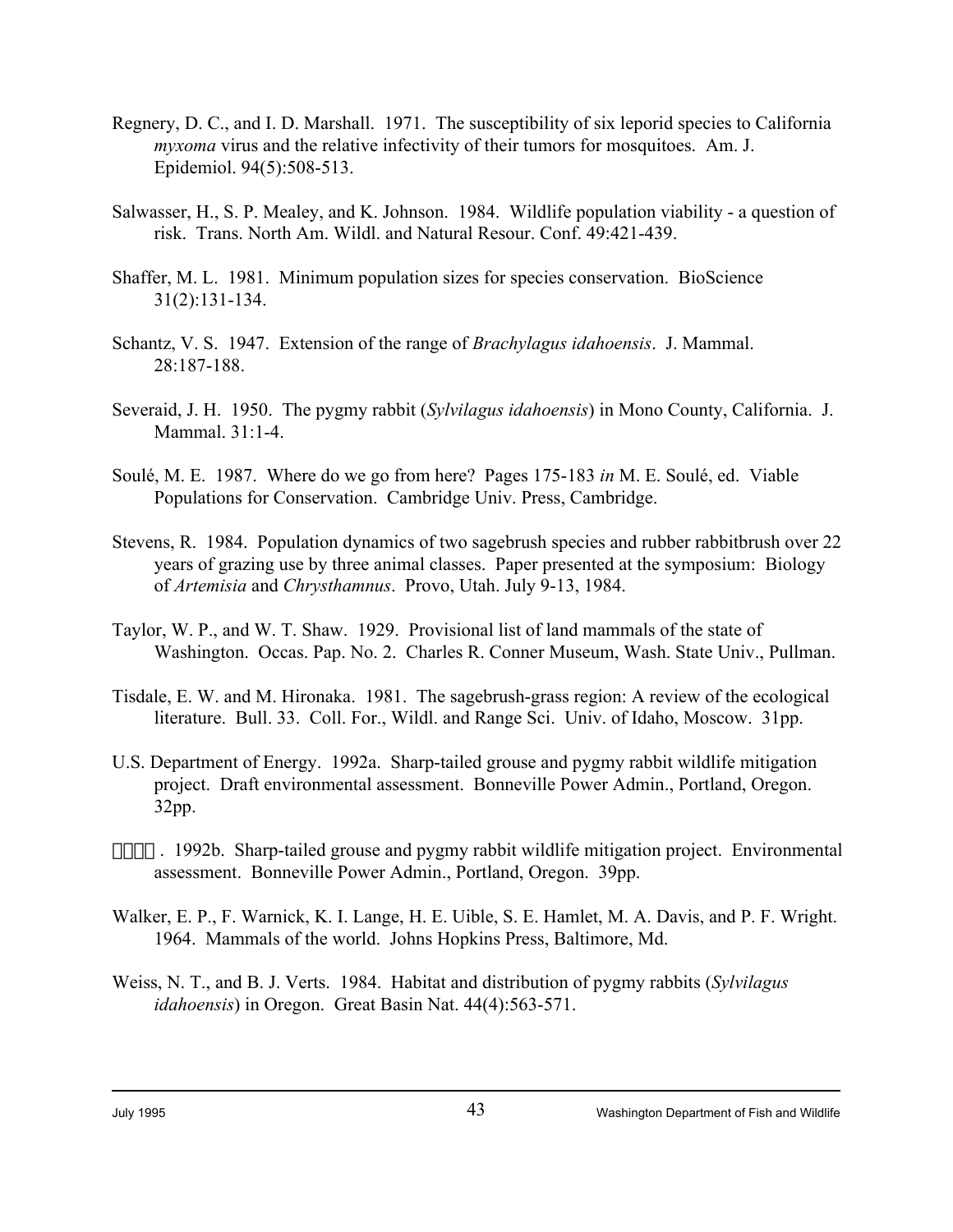Regnery, D. C., and I. D. Marshall. 1971. The susceptibility of six leporid species to California *myxoma* virus and the relative infectivity of their tumors for mosquitoes. Am. J. Epidemiol. 94(5):508-513.

Salwasser, H., S. P. Mealey, and K. Johnson. 1984. Wildlife population viability - a question of risk. Trans. North Am. Wildl. and Natural Resour. Conf. 49:421-439.

Shaffer, M. L. 1981. Minimum population sizes for species conservation. BioScience 31(2):131-134.

Schantz, V. S. 1947. Extension of the range of *Brachylagus idahoensis*. J. Mammal. 28:187-188.

Severaid, J. H. 1950. The pygmy rabbit (*Sylvilagus idahoensis*) in Mono County, California. J. Mammal. 31:1-4.

Soulé, M. E. 1987. Where do we go from here? Pages 175-183 *in* M. E. Soulé, ed. Viable Populations for Conservation. Cambridge Univ. Press, Cambridge.

Stevens, R. 1984. Population dynamics of two sagebrush species and rubber rabbitbrush over 22 years of grazing use by three animal classes. Paper presented at the symposium: Biology of *Artemisia* and *Chrysthamnus*. Provo, Utah. July 9-13, 1984.

Taylor, W. P., and W. T. Shaw. 1929. Provisional list of land mammals of the state of Washington. Occas. Pap. No. 2. Charles R. Conner Museum, Wash. State Univ., Pullman.

Tisdale, E. W. and M. Hironaka. 1981. The sagebrush-grass region: A review of the ecological literature. Bull. 33. Coll. For., Wildl. and Range Sci. Univ. of Idaho, Moscow. 31pp.

U.S. Department of Energy. 1992a. Sharp-tailed grouse and pygmy rabbit wildlife mitigation project. Draft environmental assessment. Bonneville Power Admin., Portland, Oregon. 32pp.

————. 1992b. Sharp-tailed grouse and pygmy rabbit wildlife mitigation project. Environmental assessment. Bonneville Power Admin., Portland, Oregon. 39pp.

Walker, E. P., F. Warnick, K. I. Lange, H. E. Uible, S. E. Hamlet, M. A. Davis, and P. F. Wright. 1964. Mammals of the world. Johns Hopkins Press, Baltimore, Md.

Weiss, N. T., and B. J. Verts. 1984. Habitat and distribution of pygmy rabbits (*Sylvilagus idahoensis*) in Oregon. Great Basin Nat. 44(4):563-571.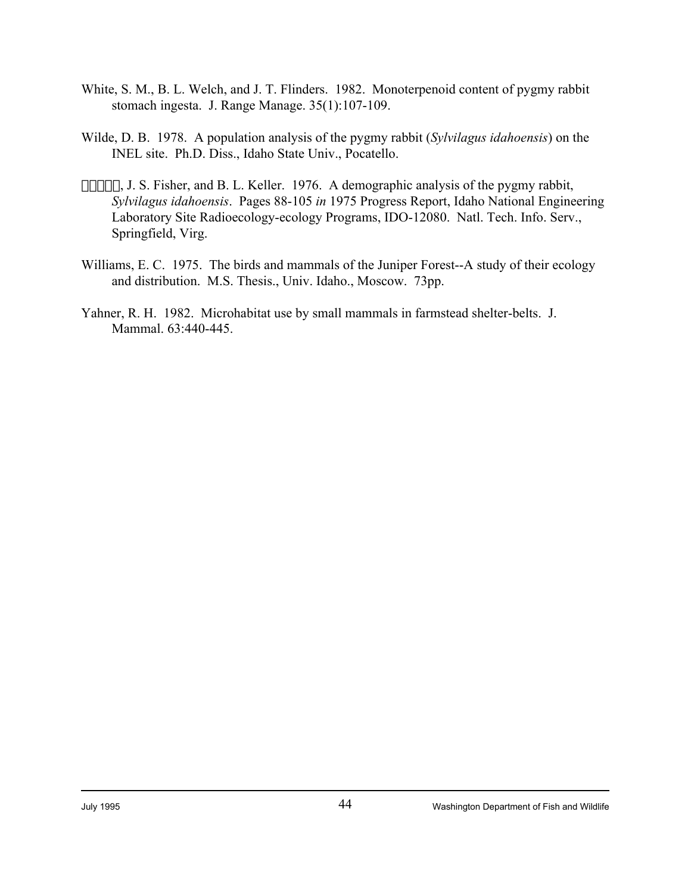White, S. M., B. L. Welch, and J. T. Flinders. 1982. Monoterpenoid content of pygmy rabbit stomach ingesta. J. Range Manage. 35(1):107-109.

Wilde, D. B. 1978. A population analysis of the pygmy rabbit (*Sylvilagus idahoensis*) on the INEL site. Ph.D. Diss., Idaho State Univ., Pocatello.

□□□□□, J. S. Fisher, and B. L. Keller. 1976. A demographic analysis of the pygmy rabbit, *Sylvilagus idahoensis*. Pages 88-105 *in* 1975 Progress Report, Idaho National Engineering Laboratory Site Radioecology-ecology Programs, IDO-12080. Natl. Tech. Info. Serv., Springfield, Virg.

Williams, E. C. 1975. The birds and mammals of the Juniper Forest--A study of their ecology and distribution. M.S. Thesis., Univ. Idaho., Moscow. 73pp.

Yahner, R. H. 1982. Microhabitat use by small mammals in farmstead shelter-belts. J. Mammal. 63:440-445.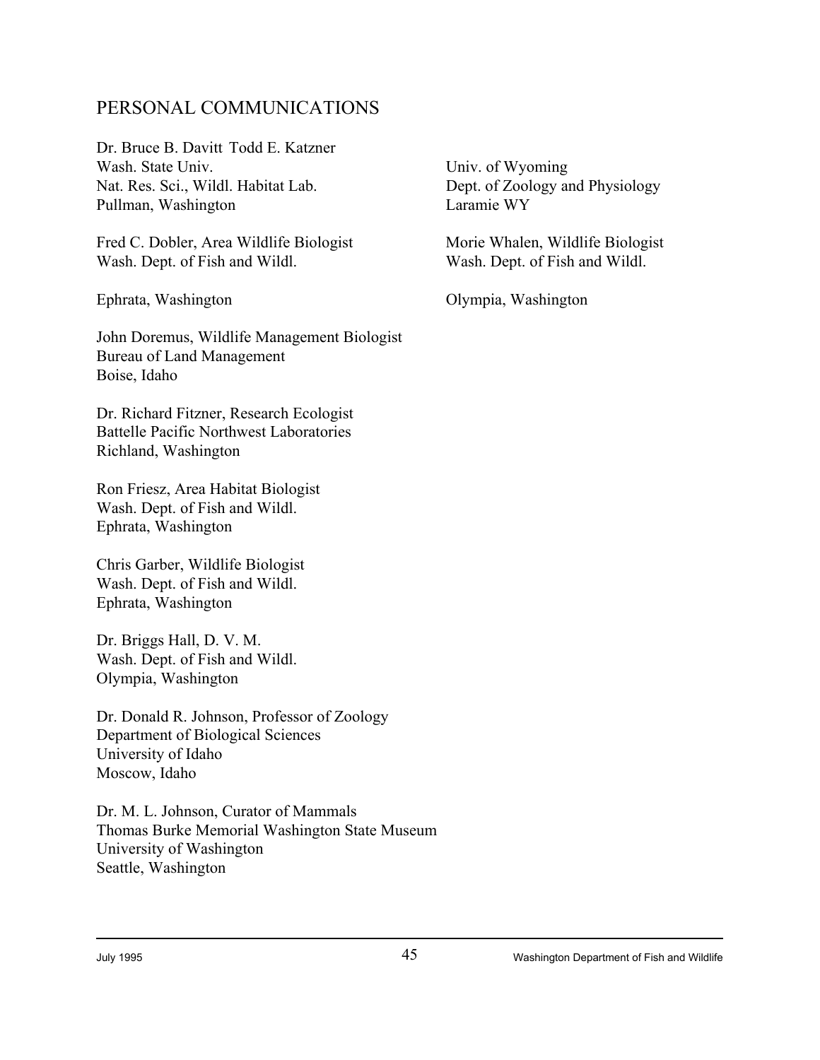## PERSONAL COMMUNICATIONS

Dr. Bruce B. Davitt
Wash. State Univ.
Nat. Res. Sci., Wildl. Habitat Lab.
Pullman, Washington

Fred C. Dobler, Area Wildlife Biologist
Wash. Dept. of Fish and Wildl.
Ephrata, Washington

John Doremus, Wildlife Management Biologist
Bureau of Land Management
Boise, Idaho

Dr. Richard Fitzner, Research Ecologist
Battelle Pacific Northwest Laboratories
Richland, Washington

Ron Friesz, Area Habitat Biologist
Wash. Dept. of Fish and Wildl.
Ephrata, Washington

Chris Garber, Wildlife Biologist
Wash. Dept. of Fish and Wildl.
Ephrata, Washington

Dr. Briggs Hall, D. V. M.
Wash. Dept. of Fish and Wildl.
Olympia, Washington

Dr. Donald R. Johnson, Professor of Zoology
Department of Biological Sciences
University of Idaho
Moscow, Idaho

Dr. M. L. Johnson, Curator of Mammals
Thomas Burke Memorial Washington State Museum
University of Washington
Seattle, Washington

Todd E. Katzner
Univ. of Wyoming
Dept. of Zoology and Physiology
Laramie WY

Morie Whalen, Wildlife Biologist
Wash. Dept. of Fish and Wildl.
Olympia, Washington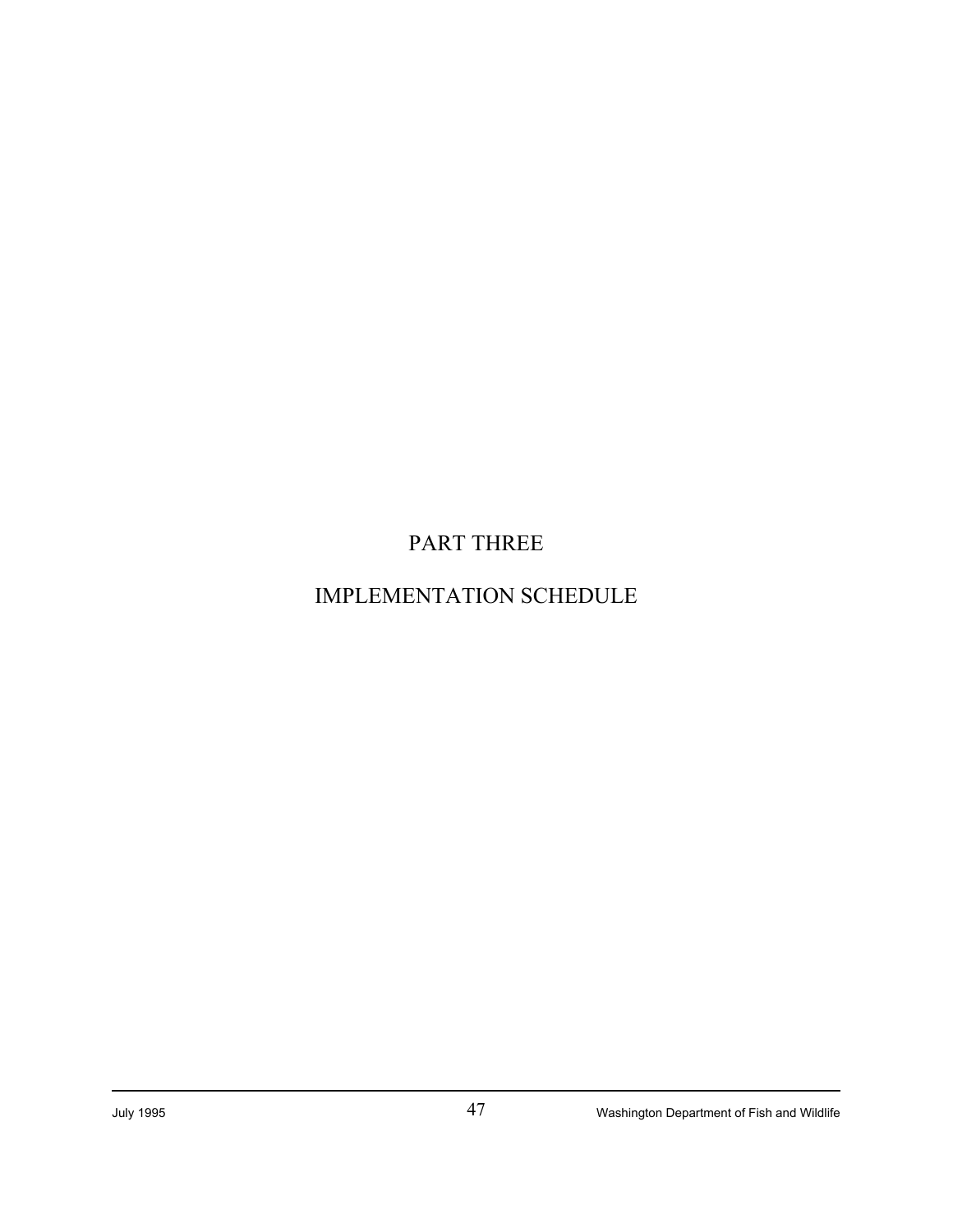# PART THREE

# IMPLEMENTATION SCHEDULE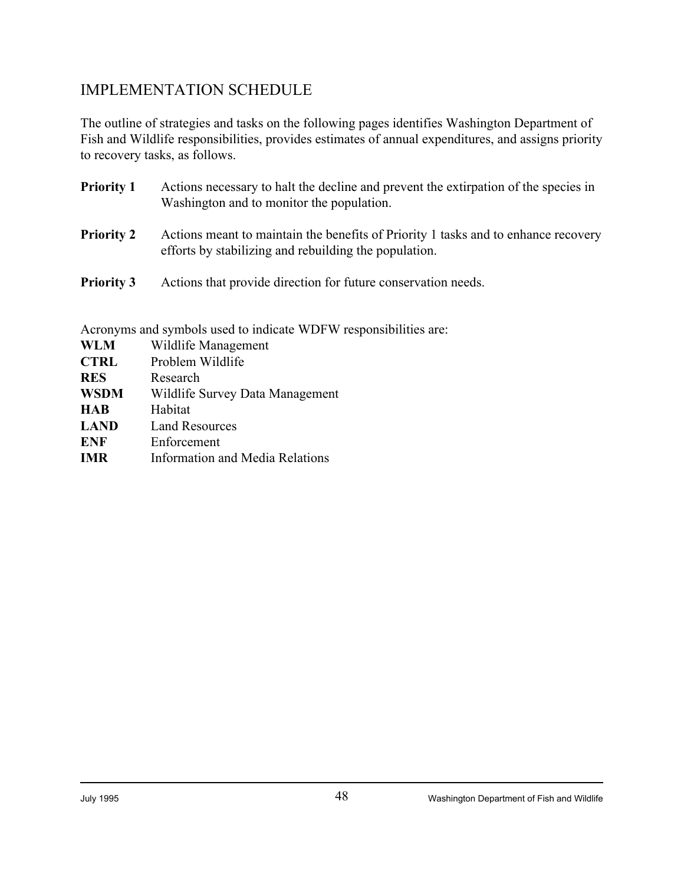## IMPLEMENTATION SCHEDULE

The outline of strategies and tasks on the following pages identifies Washington Department of Fish and Wildlife responsibilities, provides estimates of annual expenditures, and assigns priority to recovery tasks, as follows.

**Priority 1** Actions necessary to halt the decline and prevent the extirpation of the species in Washington and to monitor the population.

**Priority 2** Actions meant to maintain the benefits of Priority 1 tasks and to enhance recovery efforts by stabilizing and rebuilding the population.

**Priority 3** Actions that provide direction for future conservation needs.

Acronyms and symbols used to indicate WDFW responsibilities are:

**WLM** Wildlife Management
**CTRL** Problem Wildlife
**RES** Research
**WSDM** Wildlife Survey Data Management
**HAB** Habitat
**LAND** Land Resources
**ENF** Enforcement
**IMR** Information and Media Relations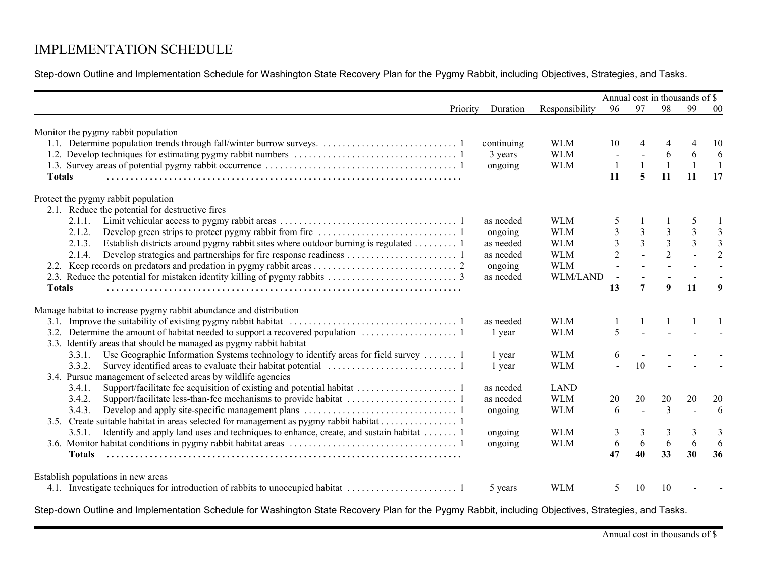# IMPLEMENTATION SCHEDULE

Step-down Outline and Implementation Schedule for Washington State Recovery Plan for the Pygmy Rabbit, including Objectives, Strategies, and Tasks.

| | Priority | Duration | Responsibility | Annual cost in thousands of $ 96 | 97 | 98 | 99 | 00 |
|---|---|---|---|---|---|---|---|---|
| Monitor the pygmy rabbit population | | | | | | | | |
| 1.1. Determine population trends through fall/winter burrow surveys. | 1 | continuing | WLM | 10 | 4 | 4 | 4 | 10 |
| 1.2. Develop techniques for estimating pygmy rabbit numbers | 1 | 3 years | WLM | - | - | 6 | 6 | 6 |
| 1.3. Survey areas of potential pygmy rabbit occurrence | 1 | ongoing | WLM | 1 | 1 | 1 | 1 | 1 |
| **Totals** | | | | **11** | **5** | **11** | **11** | **17** |
| Protect the pygmy rabbit population | | | | | | | | |
| 2.1. Reduce the potential for destructive fires | | | | | | | | |
| 2.1.1. Limit vehicular access to pygmy rabbit areas | 1 | as needed | WLM | 5 | 1 | 1 | 5 | 1 |
| 2.1.2. Develop green strips to protect pygmy rabbit from fire | 1 | ongoing | WLM | 3 | 3 | 3 | 3 | 3 |
| 2.1.3. Establish districts around pygmy rabbit sites where outdoor burning is regulated | 1 | as needed | WLM | 3 | 3 | 3 | 3 | 3 |
| 2.1.4. Develop strategies and partnerships for fire response readiness | 1 | as needed | WLM | 2 | - | 2 | - | 2 |
| 2.2. Keep records on predators and predation in pygmy rabbit areas | 2 | ongoing | WLM | - | - | - | - | - |
| 2.3. Reduce the potential for mistaken identity killing of pygmy rabbits | 3 | as needed | WLM/LAND | - | - | - | - | - |
| **Totals** | | | | **13** | **7** | **9** | **11** | **9** |
| Manage habitat to increase pygmy rabbit abundance and distribution | | | | | | | | |
| 3.1. Improve the suitability of existing pygmy rabbit habitat | 1 | as needed | WLM | 1 | 1 | 1 | 1 | 1 |
| 3.2. Determine the amount of habitat needed to support a recovered population | 1 | 1 year | WLM | 5 | - | - | - | - |
| 3.3. Identify areas that should be managed as pygmy rabbit habitat | | | | | | | | |
| 3.3.1. Use Geographic Information Systems technology to identify areas for field survey | 1 | 1 year | WLM | 6 | - | - | - | - |
| 3.3.2. Survey identified areas to evaluate their habitat potential | 1 | 1 year | WLM | - | 10 | - | - | - |
| 3.4. Pursue management of selected areas by wildlife agencies | | | | | | | | |
| 3.4.1. Support/facilitate fee acquisition of existing and potential habitat | 1 | as needed | LAND | | | | | |
| 3.4.2. Support/facilitate less-than-fee mechanisms to provide habitat | 1 | as needed | WLM | 20 | 20 | 20 | 20 | 20 |
| 3.4.3. Develop and apply site-specific management plans | 1 | ongoing | WLM | 6 | - | 3 | - | 6 |
| 3.5. Create suitable habitat in areas selected for management as pygmy rabbit habitat | 1 | | | | | | | |
| 3.5.1. Identify and apply land uses and techniques to enhance, create, and sustain habitat | 1 | ongoing | WLM | 3 | 3 | 3 | 3 | 3 |
| 3.6. Monitor habitat conditions in pygmy rabbit habitat areas | 1 | ongoing | WLM | 6 | 6 | 6 | 6 | 6 |
| **Totals** | | | | **47** | **40** | **33** | **30** | **36** |
| Establish populations in new areas | | | | | | | | |
| 4.1. Investigate techniques for introduction of rabbits to unoccupied habitat | 1 | 5 years | WLM | 5 | 10 | 10 | - | - |

Step-down Outline and Implementation Schedule for Washington State Recovery Plan for the Pygmy Rabbit, including Objectives, Strategies, and Tasks.

Annual cost in thousands of $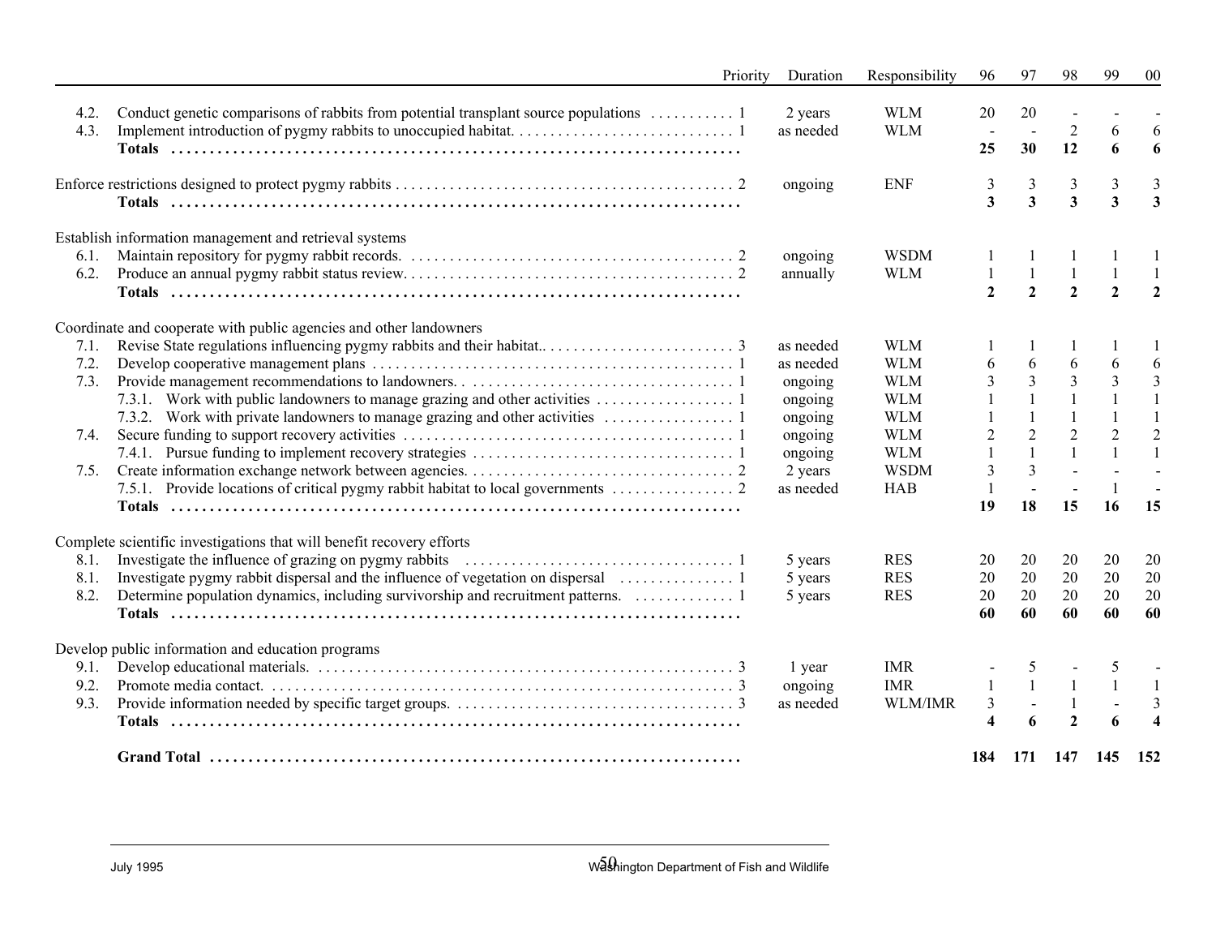| | | Priority | Duration | Responsibility | 96 | 97 | 98 | 99 | 00 |
|---|---|---|---|---|---|---|---|---|---|
| 4.2. | Conduct genetic comparisons of rabbits from potential transplant source populations | 1 | 2 years | WLM | 20 | 20 | - | - | - |
| 4.3. | Implement introduction of pygmy rabbits to unoccupied habitat. | 1 | as needed | WLM | - | - | 2 | 6 | 6 |
| | **Totals** | | | | **25** | **30** | **12** | **6** | **6** |
| Enforce restrictions designed to protect pygmy rabbits | | 2 | ongoing | ENF | 3 | 3 | 3 | 3 | 3 |
| | **Totals** | | | | **3** | **3** | **3** | **3** | **3** |
| Establish information management and retrieval systems | | | | | | | | | |
| 6.1. | Maintain repository for pygmy rabbit records. | 2 | ongoing | WSDM | 1 | 1 | 1 | 1 | 1 |
| 6.2. | Produce an annual pygmy rabbit status review. | 2 | annually | WLM | 1 | 1 | 1 | 1 | 1 |
| | **Totals** | | | | **2** | **2** | **2** | **2** | **2** |
| Coordinate and cooperate with public agencies and other landowners | | | | | | | | | |
| 7.1. | Revise State regulations influencing pygmy rabbits and their habitat.. | 3 | as needed | WLM | 1 | 1 | 1 | 1 | 1 |
| 7.2. | Develop cooperative management plans | 1 | as needed | WLM | 6 | 6 | 6 | 6 | 6 |
| 7.3. | Provide management recommendations to landowners. . | 1 | ongoing | WLM | 3 | 3 | 3 | 3 | 3 |
| | 7.3.1. Work with public landowners to manage grazing and other activities | 1 | ongoing | WLM | 1 | 1 | 1 | 1 | 1 |
| | 7.3.2. Work with private landowners to manage grazing and other activities | 1 | ongoing | WLM | 1 | 1 | 1 | 1 | 1 |
| 7.4. | Secure funding to support recovery activities | 1 | ongoing | WLM | 2 | 2 | 2 | 2 | 2 |
| | 7.4.1. Pursue funding to implement recovery strategies | 1 | ongoing | WLM | 1 | 1 | 1 | 1 | 1 |
| 7.5. | Create information exchange network between agencies. | 2 | 2 years | WSDM | 3 | 3 | - | - | - |
| | 7.5.1. Provide locations of critical pygmy rabbit habitat to local governments | 2 | as needed | HAB | 1 | - | - | 1 | - |
| | **Totals** | | | | **19** | **18** | **15** | **16** | **15** |
| Complete scientific investigations that will benefit recovery efforts | | | | | | | | | |
| 8.1. | Investigate the influence of grazing on pygmy rabbits | 1 | 5 years | RES | 20 | 20 | 20 | 20 | 20 |
| 8.1. | Investigate pygmy rabbit dispersal and the influence of vegetation on dispersal | 1 | 5 years | RES | 20 | 20 | 20 | 20 | 20 |
| 8.2. | Determine population dynamics, including survivorship and recruitment patterns. | 1 | 5 years | RES | 20 | 20 | 20 | 20 | 20 |
| | **Totals** | | | | **60** | **60** | **60** | **60** | **60** |
| Develop public information and education programs | | | | | | | | | |
| 9.1. | Develop educational materials. | 3 | 1 year | IMR | - | 5 | - | 5 | - |
| 9.2. | Promote media contact. | 3 | ongoing | IMR | 1 | 1 | 1 | 1 | 1 |
| 9.3. | Provide information needed by specific target groups. | 3 | as needed | WLM/IMR | 3 | - | 1 | - | 3 |
| | **Totals** | | | | **4** | **6** | **2** | **6** | **4** |
| | **Grand Total** | | | | **184** | **171** | **147** | **145** | **152** |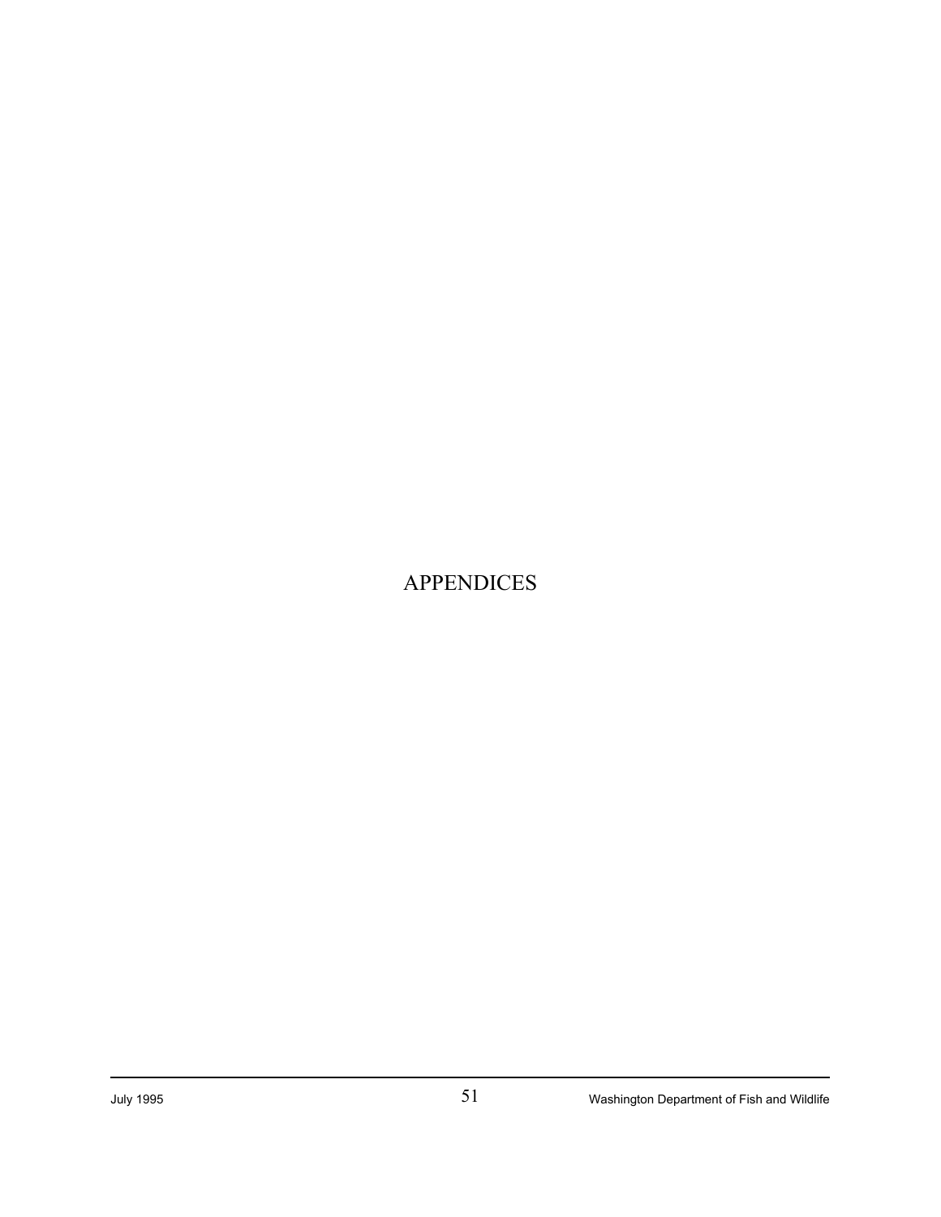# APPENDICES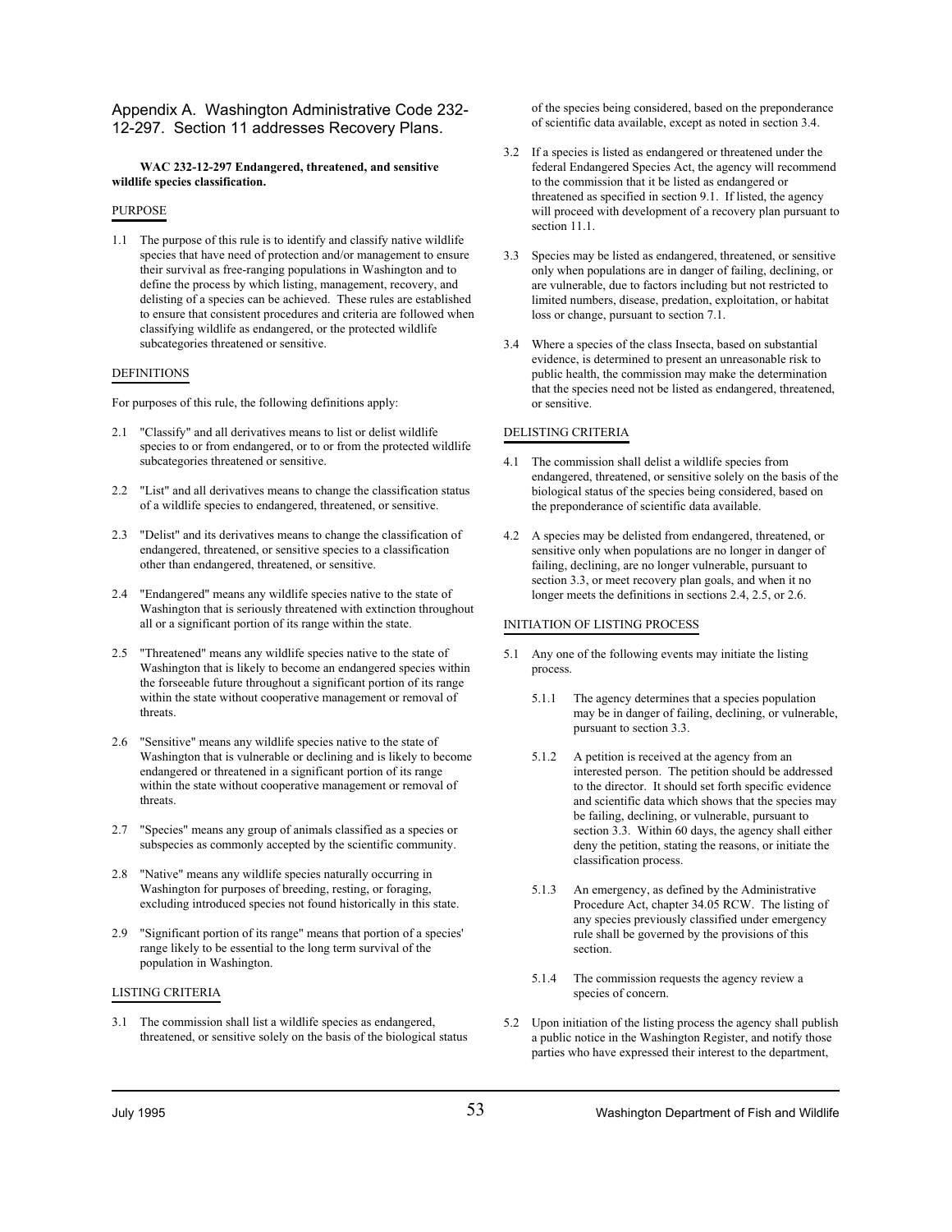## Appendix A. Washington Administrative Code 232-12-297. Section 11 addresses Recovery Plans.

**WAC 232-12-297 Endangered, threatened, and sensitive wildlife species classification.**

### PURPOSE

1.1 The purpose of this rule is to identify and classify native wildlife species that have need of protection and/or management to ensure their survival as free-ranging populations in Washington and to define the process by which listing, management, recovery, and delisting of a species can be achieved. These rules are established to ensure that consistent procedures and criteria are followed when classifying wildlife as endangered, or the protected wildlife subcategories threatened or sensitive.

### DEFINITIONS

For purposes of this rule, the following definitions apply:

2.1 "Classify" and all derivatives means to list or delist wildlife species to or from endangered, or to or from the protected wildlife subcategories threatened or sensitive.

2.2 "List" and all derivatives means to change the classification status of a wildlife species to endangered, threatened, or sensitive.

2.3 "Delist" and its derivatives means to change the classification of endangered, threatened, or sensitive species to a classification other than endangered, threatened, or sensitive.

2.4 "Endangered" means any wildlife species native to the state of Washington that is seriously threatened with extinction throughout all or a significant portion of its range within the state.

2.5 "Threatened" means any wildlife species native to the state of Washington that is likely to become an endangered species within the forseeable future throughout a significant portion of its range within the state without cooperative management or removal of threats.

2.6 "Sensitive" means any wildlife species native to the state of Washington that is vulnerable or declining and is likely to become endangered or threatened in a significant portion of its range within the state without cooperative management or removal of threats.

2.7 "Species" means any group of animals classified as a species or subspecies as commonly accepted by the scientific community.

2.8 "Native" means any wildlife species naturally occurring in Washington for purposes of breeding, resting, or foraging, excluding introduced species not found historically in this state.

2.9 "Significant portion of its range" means that portion of a species' range likely to be essential to the long term survival of the population in Washington.

### LISTING CRITERIA

3.1 The commission shall list a wildlife species as endangered, threatened, or sensitive solely on the basis of the biological status of the species being considered, based on the preponderance of scientific data available, except as noted in section 3.4.

3.2 If a species is listed as endangered or threatened under the federal Endangered Species Act, the agency will recommend to the commission that it be listed as endangered or threatened as specified in section 9.1. If listed, the agency will proceed with development of a recovery plan pursuant to section 11.1.

3.3 Species may be listed as endangered, threatened, or sensitive only when populations are in danger of failing, declining, or are vulnerable, due to factors including but not restricted to limited numbers, disease, predation, exploitation, or habitat loss or change, pursuant to section 7.1.

3.4 Where a species of the class Insecta, based on substantial evidence, is determined to present an unreasonable risk to public health, the commission may make the determination that the species need not be listed as endangered, threatened, or sensitive.

### DELISTING CRITERIA

4.1 The commission shall delist a wildlife species from endangered, threatened, or sensitive solely on the basis of the biological status of the species being considered, based on the preponderance of scientific data available.

4.2 A species may be delisted from endangered, threatened, or sensitive only when populations are no longer in danger of failing, declining, are no longer vulnerable, pursuant to section 3.3, or meet recovery plan goals, and when it no longer meets the definitions in sections 2.4, 2.5, or 2.6.

### INITIATION OF LISTING PROCESS

5.1 Any one of the following events may initiate the listing process.

5.1.1 The agency determines that a species population may be in danger of failing, declining, or vulnerable, pursuant to section 3.3.

5.1.2 A petition is received at the agency from an interested person. The petition should be addressed to the director. It should set forth specific evidence and scientific data which shows that the species may be failing, declining, or vulnerable, pursuant to section 3.3. Within 60 days, the agency shall either deny the petition, stating the reasons, or initiate the classification process.

5.1.3 An emergency, as defined by the Administrative Procedure Act, chapter 34.05 RCW. The listing of any species previously classified under emergency rule shall be governed by the provisions of this section.

5.1.4 The commission requests the agency review a species of concern.

5.2 Upon initiation of the listing process the agency shall publish a public notice in the Washington Register, and notify those parties who have expressed their interest to the department,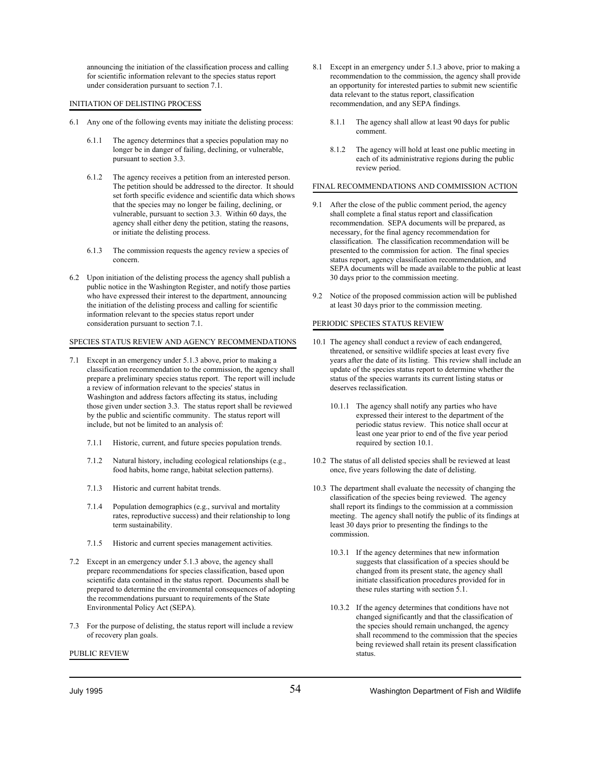announcing the initiation of the classification process and calling for scientific information relevant to the species status report under consideration pursuant to section 7.1.

## INITIATION OF DELISTING PROCESS

6.1 Any one of the following events may initiate the delisting process:

 6.1.1 The agency determines that a species population may no longer be in danger of failing, declining, or vulnerable, pursuant to section 3.3.

 6.1.2 The agency receives a petition from an interested person. The petition should be addressed to the director. It should set forth specific evidence and scientific data which shows that the species may no longer be failing, declining, or vulnerable, pursuant to section 3.3. Within 60 days, the agency shall either deny the petition, stating the reasons, or initiate the delisting process.

 6.1.3 The commission requests the agency review a species of concern.

6.2 Upon initiation of the delisting process the agency shall publish a public notice in the Washington Register, and notify those parties who have expressed their interest to the department, announcing the initiation of the delisting process and calling for scientific information relevant to the species status report under consideration pursuant to section 7.1.

## SPECIES STATUS REVIEW AND AGENCY RECOMMENDATIONS

7.1 Except in an emergency under 5.1.3 above, prior to making a classification recommendation to the commission, the agency shall prepare a preliminary species status report. The report will include a review of information relevant to the species' status in Washington and address factors affecting its status, including those given under section 3.3. The status report shall be reviewed by the public and scientific community. The status report will include, but not be limited to an analysis of:

 7.1.1 Historic, current, and future species population trends.

 7.1.2 Natural history, including ecological relationships (e.g., food habits, home range, habitat selection patterns).

 7.1.3 Historic and current habitat trends.

 7.1.4 Population demographics (e.g., survival and mortality rates, reproductive success) and their relationship to long term sustainability.

 7.1.5 Historic and current species management activities.

7.2 Except in an emergency under 5.1.3 above, the agency shall prepare recommendations for species classification, based upon scientific data contained in the status report. Documents shall be prepared to determine the environmental consequences of adopting the recommendations pursuant to requirements of the State Environmental Policy Act (SEPA).

7.3 For the purpose of delisting, the status report will include a review of recovery plan goals.

## PUBLIC REVIEW

8.1 Except in an emergency under 5.1.3 above, prior to making a recommendation to the commission, the agency shall provide an opportunity for interested parties to submit new scientific data relevant to the status report, classification recommendation, and any SEPA findings.

 8.1.1 The agency shall allow at least 90 days for public comment.

 8.1.2 The agency will hold at least one public meeting in each of its administrative regions during the public review period.

## FINAL RECOMMENDATIONS AND COMMISSION ACTION

9.1 After the close of the public comment period, the agency shall complete a final status report and classification recommendation. SEPA documents will be prepared, as necessary, for the final agency recommendation for classification. The classification recommendation will be presented to the commission for action. The final species status report, agency classification recommendation, and SEPA documents will be made available to the public at least 30 days prior to the commission meeting.

9.2 Notice of the proposed commission action will be published at least 30 days prior to the commission meeting.

## PERIODIC SPECIES STATUS REVIEW

10.1 The agency shall conduct a review of each endangered, threatened, or sensitive wildlife species at least every five years after the date of its listing. This review shall include an update of the species status report to determine whether the status of the species warrants its current listing status or deserves reclassification.

 10.1.1 The agency shall notify any parties who have expressed their interest to the department of the periodic status review. This notice shall occur at least one year prior to end of the five year period required by section 10.1.

10.2 The status of all delisted species shall be reviewed at least once, five years following the date of delisting.

10.3 The department shall evaluate the necessity of changing the classification of the species being reviewed. The agency shall report its findings to the commission at a commission meeting. The agency shall notify the public of its findings at least 30 days prior to presenting the findings to the commission.

 10.3.1 If the agency determines that new information suggests that classification of a species should be changed from its present state, the agency shall initiate classification procedures provided for in these rules starting with section 5.1.

 10.3.2 If the agency determines that conditions have not changed significantly and that the classification of the species should remain unchanged, the agency shall recommend to the commission that the species being reviewed shall retain its present classification status.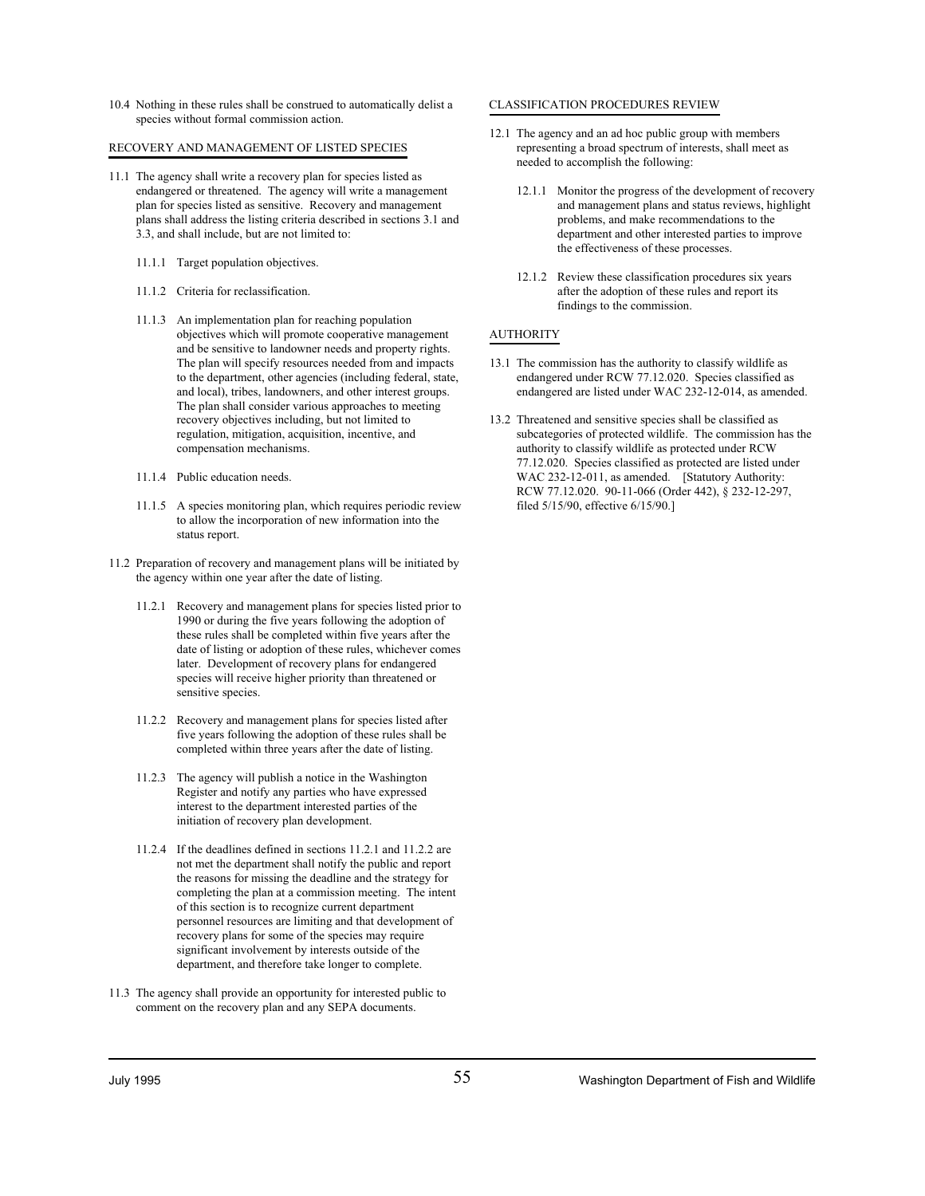10.4 Nothing in these rules shall be construed to automatically delist a species without formal commission action.

## RECOVERY AND MANAGEMENT OF LISTED SPECIES

11.1 The agency shall write a recovery plan for species listed as endangered or threatened. The agency will write a management plan for species listed as sensitive. Recovery and management plans shall address the listing criteria described in sections 3.1 and 3.3, and shall include, but are not limited to:

- 11.1.1 Target population objectives.
- 11.1.2 Criteria for reclassification.
- 11.1.3 An implementation plan for reaching population objectives which will promote cooperative management and be sensitive to landowner needs and property rights. The plan will specify resources needed from and impacts to the department, other agencies (including federal, state, and local), tribes, landowners, and other interest groups. The plan shall consider various approaches to meeting recovery objectives including, but not limited to regulation, mitigation, acquisition, incentive, and compensation mechanisms.
- 11.1.4 Public education needs.
- 11.1.5 A species monitoring plan, which requires periodic review to allow the incorporation of new information into the status report.

11.2 Preparation of recovery and management plans will be initiated by the agency within one year after the date of listing.

- 11.2.1 Recovery and management plans for species listed prior to 1990 or during the five years following the adoption of these rules shall be completed within five years after the date of listing or adoption of these rules, whichever comes later. Development of recovery plans for endangered species will receive higher priority than threatened or sensitive species.
- 11.2.2 Recovery and management plans for species listed after five years following the adoption of these rules shall be completed within three years after the date of listing.
- 11.2.3 The agency will publish a notice in the Washington Register and notify any parties who have expressed interest to the department interested parties of the initiation of recovery plan development.
- 11.2.4 If the deadlines defined in sections 11.2.1 and 11.2.2 are not met the department shall notify the public and report the reasons for missing the deadline and the strategy for completing the plan at a commission meeting. The intent of this section is to recognize current department personnel resources are limiting and that development of recovery plans for some of the species may require significant involvement by interests outside of the department, and therefore take longer to complete.

11.3 The agency shall provide an opportunity for interested public to comment on the recovery plan and any SEPA documents.

## CLASSIFICATION PROCEDURES REVIEW

12.1 The agency and an ad hoc public group with members representing a broad spectrum of interests, shall meet as needed to accomplish the following:

- 12.1.1 Monitor the progress of the development of recovery and management plans and status reviews, highlight problems, and make recommendations to the department and other interested parties to improve the effectiveness of these processes.
- 12.1.2 Review these classification procedures six years after the adoption of these rules and report its findings to the commission.

## AUTHORITY

13.1 The commission has the authority to classify wildlife as endangered under RCW 77.12.020. Species classified as endangered are listed under WAC 232-12-014, as amended.

13.2 Threatened and sensitive species shall be classified as subcategories of protected wildlife. The commission has the authority to classify wildlife as protected under RCW 77.12.020. Species classified as protected are listed under WAC 232-12-011, as amended. [Statutory Authority: RCW 77.12.020. 90-11-066 (Order 442), § 232-12-297, filed 5/15/90, effective 6/15/90.]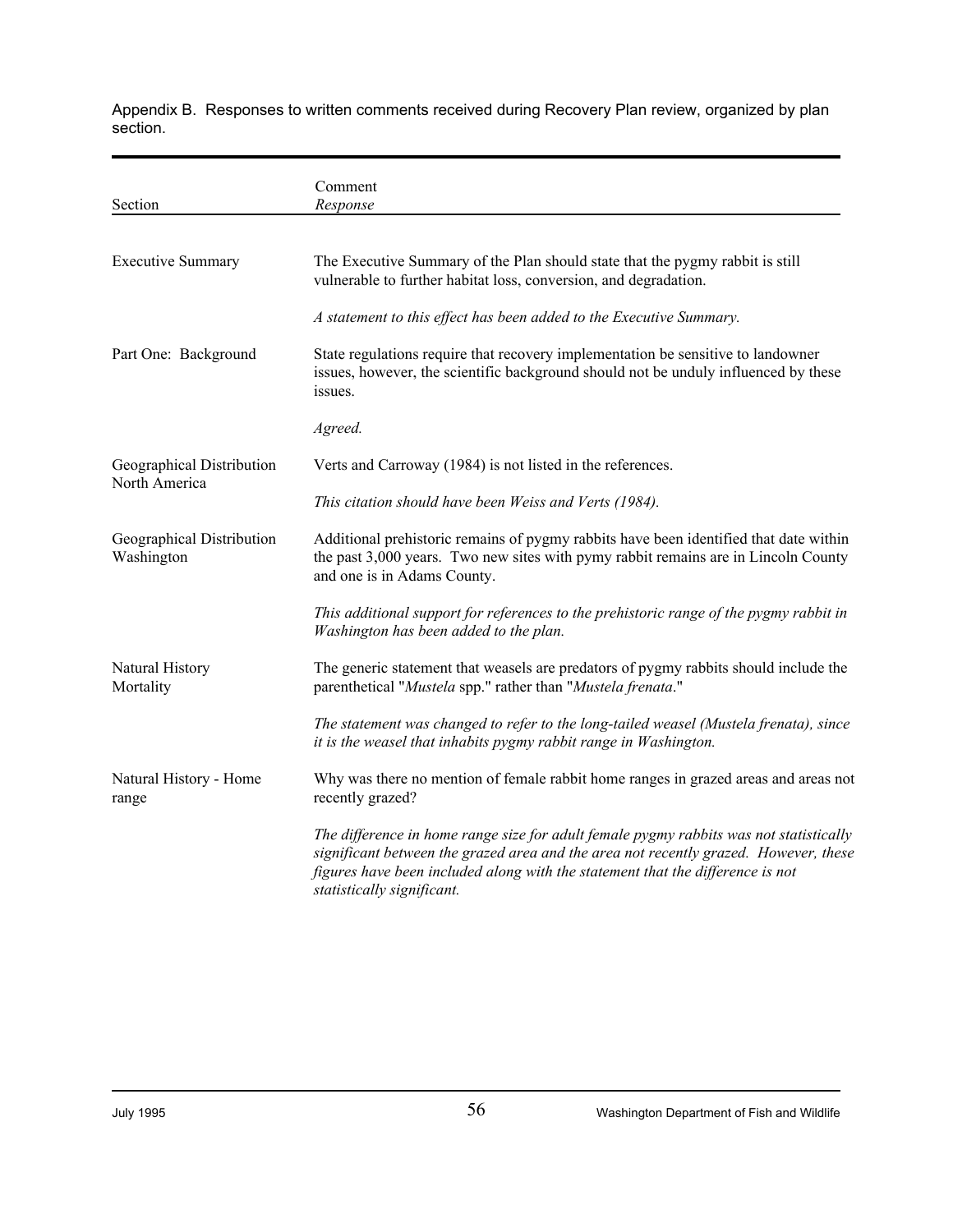Appendix B. Responses to written comments received during Recovery Plan review, organized by plan section.

| Section | Comment<br>*Response* |
|---|---|
| Executive Summary | The Executive Summary of the Plan should state that the pygmy rabbit is still vulnerable to further habitat loss, conversion, and degradation.<br><br>*A statement to this effect has been added to the Executive Summary.* |
| Part One: Background | State regulations require that recovery implementation be sensitive to landowner issues, however, the scientific background should not be unduly influenced by these issues.<br><br>*Agreed.* |
| Geographical Distribution North America | Verts and Carroway (1984) is not listed in the references.<br><br>*This citation should have been Weiss and Verts (1984).* |
| Geographical Distribution Washington | Additional prehistoric remains of pygmy rabbits have been identified that date within the past 3,000 years. Two new sites with pymy rabbit remains are in Lincoln County and one is in Adams County.<br><br>*This additional support for references to the prehistoric range of the pygmy rabbit in Washington has been added to the plan.* |
| Natural History Mortality | The generic statement that weasels are predators of pygmy rabbits should include the parenthetical "*Mustela* spp." rather than "*Mustela frenata*."<br><br>*The statement was changed to refer to the long-tailed weasel (Mustela frenata), since it is the weasel that inhabits pygmy rabbit range in Washington.* |
| Natural History - Home range | Why was there no mention of female rabbit home ranges in grazed areas and areas not recently grazed?<br><br>*The difference in home range size for adult female pygmy rabbits was not statistically significant between the grazed area and the area not recently grazed. However, these figures have been included along with the statement that the difference is not statistically significant.* |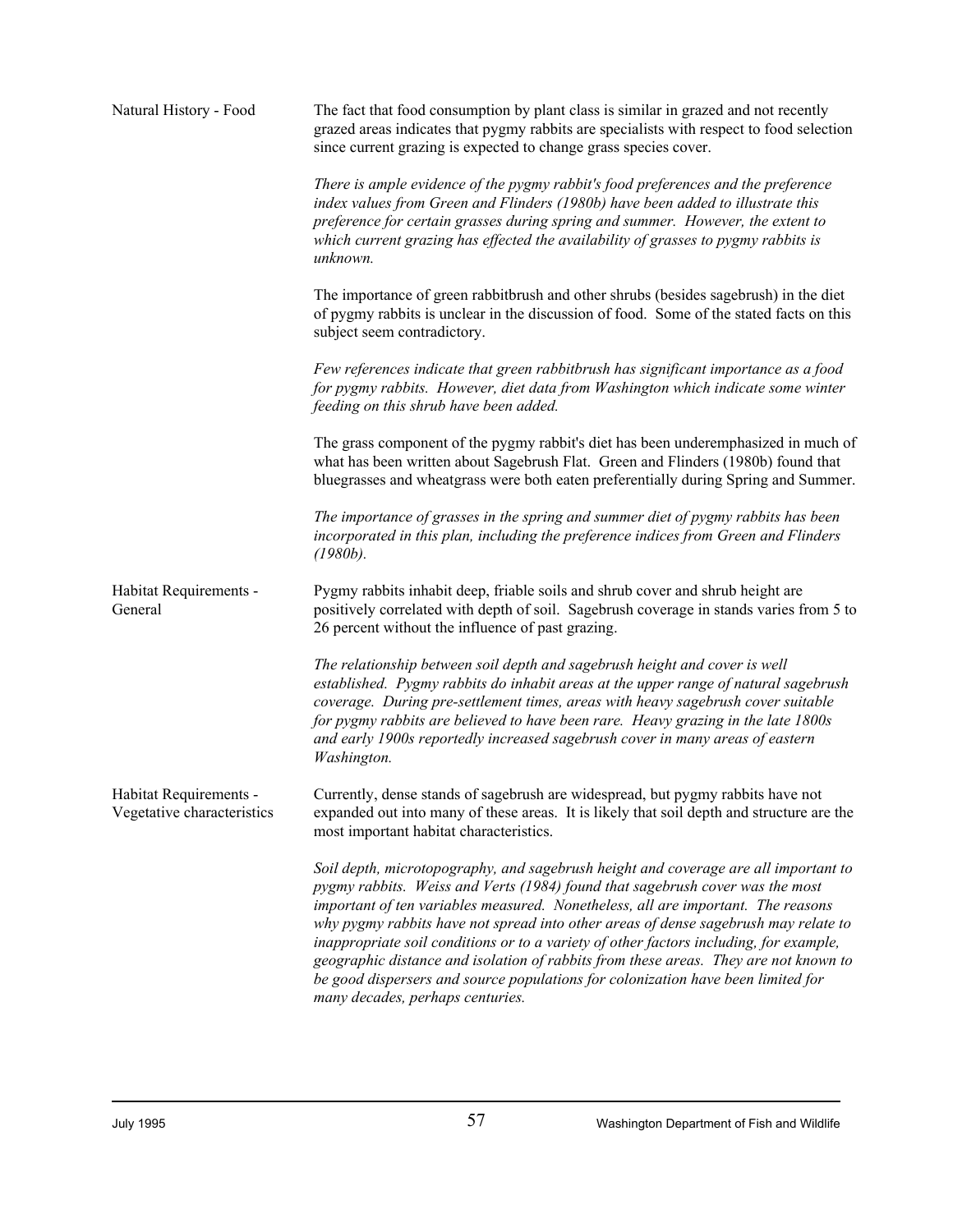Natural History - Food

The fact that food consumption by plant class is similar in grazed and not recently grazed areas indicates that pygmy rabbits are specialists with respect to food selection since current grazing is expected to change grass species cover.

*There is ample evidence of the pygmy rabbit's food preferences and the preference index values from Green and Flinders (1980b) have been added to illustrate this preference for certain grasses during spring and summer. However, the extent to which current grazing has effected the availability of grasses to pygmy rabbits is unknown.*

The importance of green rabbitbrush and other shrubs (besides sagebrush) in the diet of pygmy rabbits is unclear in the discussion of food. Some of the stated facts on this subject seem contradictory.

*Few references indicate that green rabbitbrush has significant importance as a food for pygmy rabbits. However, diet data from Washington which indicate some winter feeding on this shrub have been added.*

The grass component of the pygmy rabbit's diet has been underemphasized in much of what has been written about Sagebrush Flat. Green and Flinders (1980b) found that bluegrasses and wheatgrass were both eaten preferentially during Spring and Summer.

*The importance of grasses in the spring and summer diet of pygmy rabbits has been incorporated in this plan, including the preference indices from Green and Flinders (1980b).*

Habitat Requirements - General

Pygmy rabbits inhabit deep, friable soils and shrub cover and shrub height are positively correlated with depth of soil. Sagebrush coverage in stands varies from 5 to 26 percent without the influence of past grazing.

*The relationship between soil depth and sagebrush height and cover is well established. Pygmy rabbits do inhabit areas at the upper range of natural sagebrush coverage. During pre-settlement times, areas with heavy sagebrush cover suitable for pygmy rabbits are believed to have been rare. Heavy grazing in the late 1800s and early 1900s reportedly increased sagebrush cover in many areas of eastern Washington.*

Habitat Requirements - Vegetative characteristics

Currently, dense stands of sagebrush are widespread, but pygmy rabbits have not expanded out into many of these areas. It is likely that soil depth and structure are the most important habitat characteristics.

*Soil depth, microtopography, and sagebrush height and coverage are all important to pygmy rabbits. Weiss and Verts (1984) found that sagebrush cover was the most important of ten variables measured. Nonetheless, all are important. The reasons why pygmy rabbits have not spread into other areas of dense sagebrush may relate to inappropriate soil conditions or to a variety of other factors including, for example, geographic distance and isolation of rabbits from these areas. They are not known to be good dispersers and source populations for colonization have been limited for many decades, perhaps centuries.*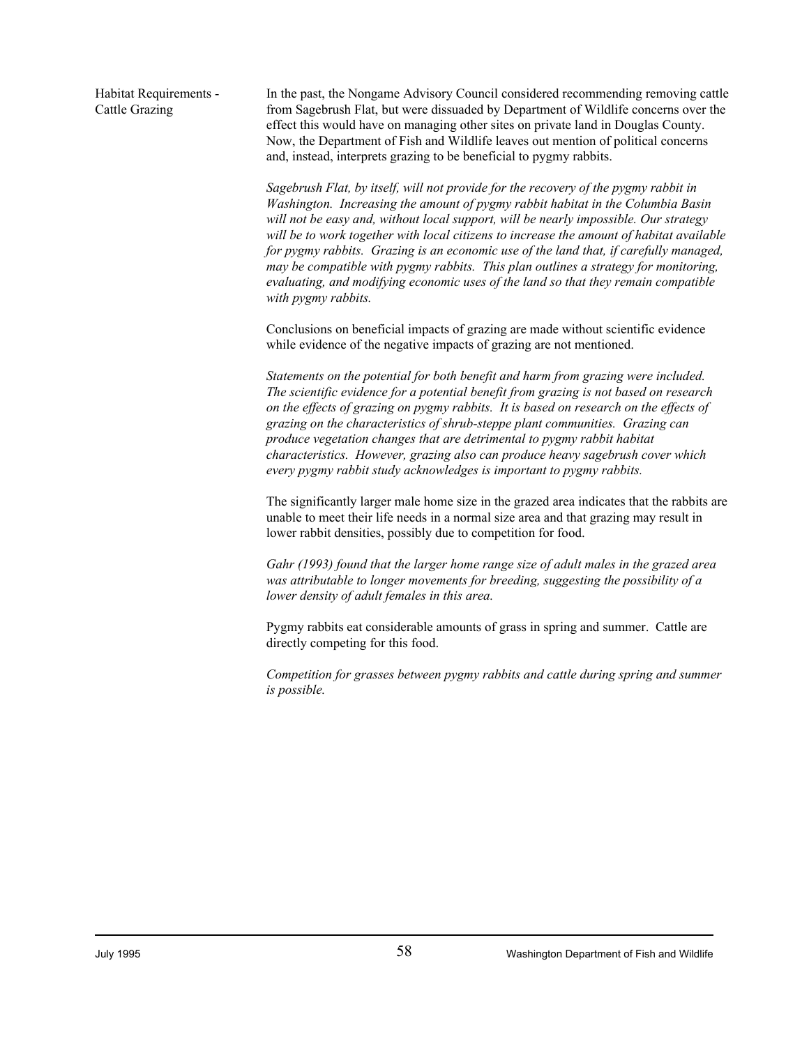Habitat Requirements - Cattle Grazing

In the past, the Nongame Advisory Council considered recommending removing cattle from Sagebrush Flat, but were dissuaded by Department of Wildlife concerns over the effect this would have on managing other sites on private land in Douglas County. Now, the Department of Fish and Wildlife leaves out mention of political concerns and, instead, interprets grazing to be beneficial to pygmy rabbits.

*Sagebrush Flat, by itself, will not provide for the recovery of the pygmy rabbit in Washington. Increasing the amount of pygmy rabbit habitat in the Columbia Basin will not be easy and, without local support, will be nearly impossible. Our strategy will be to work together with local citizens to increase the amount of habitat available for pygmy rabbits. Grazing is an economic use of the land that, if carefully managed, may be compatible with pygmy rabbits. This plan outlines a strategy for monitoring, evaluating, and modifying economic uses of the land so that they remain compatible with pygmy rabbits.*

Conclusions on beneficial impacts of grazing are made without scientific evidence while evidence of the negative impacts of grazing are not mentioned.

*Statements on the potential for both benefit and harm from grazing were included. The scientific evidence for a potential benefit from grazing is not based on research on the effects of grazing on pygmy rabbits. It is based on research on the effects of grazing on the characteristics of shrub-steppe plant communities. Grazing can produce vegetation changes that are detrimental to pygmy rabbit habitat characteristics. However, grazing also can produce heavy sagebrush cover which every pygmy rabbit study acknowledges is important to pygmy rabbits.*

The significantly larger male home size in the grazed area indicates that the rabbits are unable to meet their life needs in a normal size area and that grazing may result in lower rabbit densities, possibly due to competition for food.

*Gahr (1993) found that the larger home range size of adult males in the grazed area was attributable to longer movements for breeding, suggesting the possibility of a lower density of adult females in this area.*

Pygmy rabbits eat considerable amounts of grass in spring and summer. Cattle are directly competing for this food.

*Competition for grasses between pygmy rabbits and cattle during spring and summer is possible.*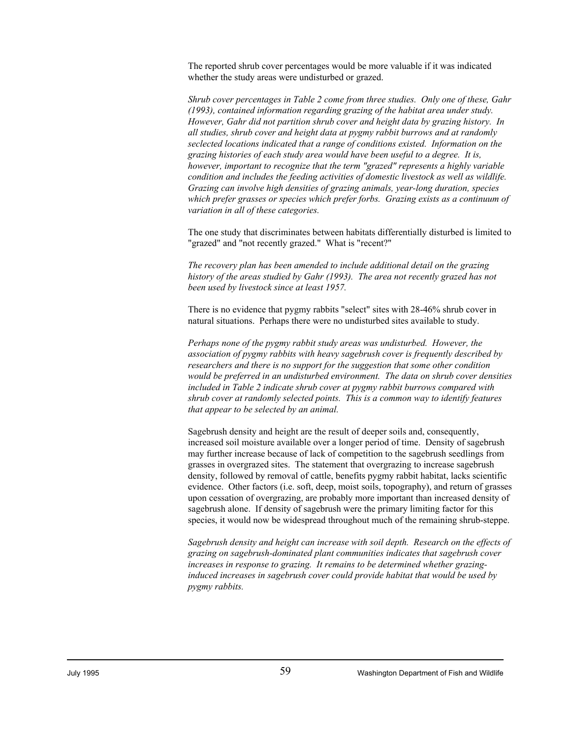The reported shrub cover percentages would be more valuable if it was indicated whether the study areas were undisturbed or grazed.

*Shrub cover percentages in Table 2 come from three studies. Only one of these, Gahr (1993), contained information regarding grazing of the habitat area under study. However, Gahr did not partition shrub cover and height data by grazing history. In all studies, shrub cover and height data at pygmy rabbit burrows and at randomly seclected locations indicated that a range of conditions existed. Information on the grazing histories of each study area would have been useful to a degree. It is, however, important to recognize that the term "grazed" represents a highly variable condition and includes the feeding activities of domestic livestock as well as wildlife. Grazing can involve high densities of grazing animals, year-long duration, species which prefer grasses or species which prefer forbs. Grazing exists as a continuum of variation in all of these categories.*

The one study that discriminates between habitats differentially disturbed is limited to "grazed" and "not recently grazed." What is "recent?"

*The recovery plan has been amended to include additional detail on the grazing history of the areas studied by Gahr (1993). The area not recently grazed has not been used by livestock since at least 1957.*

There is no evidence that pygmy rabbits "select" sites with 28-46% shrub cover in natural situations. Perhaps there were no undisturbed sites available to study.

*Perhaps none of the pygmy rabbit study areas was undisturbed. However, the association of pygmy rabbits with heavy sagebrush cover is frequently described by researchers and there is no support for the suggestion that some other condition would be preferred in an undisturbed environment. The data on shrub cover densities included in Table 2 indicate shrub cover at pygmy rabbit burrows compared with shrub cover at randomly selected points. This is a common way to identify features that appear to be selected by an animal.*

Sagebrush density and height are the result of deeper soils and, consequently, increased soil moisture available over a longer period of time. Density of sagebrush may further increase because of lack of competition to the sagebrush seedlings from grasses in overgrazed sites. The statement that overgrazing to increase sagebrush density, followed by removal of cattle, benefits pygmy rabbit habitat, lacks scientific evidence. Other factors (i.e. soft, deep, moist soils, topography), and return of grasses upon cessation of overgrazing, are probably more important than increased density of sagebrush alone. If density of sagebrush were the primary limiting factor for this species, it would now be widespread throughout much of the remaining shrub-steppe.

*Sagebrush density and height can increase with soil depth. Research on the effects of grazing on sagebrush-dominated plant communities indicates that sagebrush cover increases in response to grazing. It remains to be determined whether grazing-induced increases in sagebrush cover could provide habitat that would be used by pygmy rabbits.*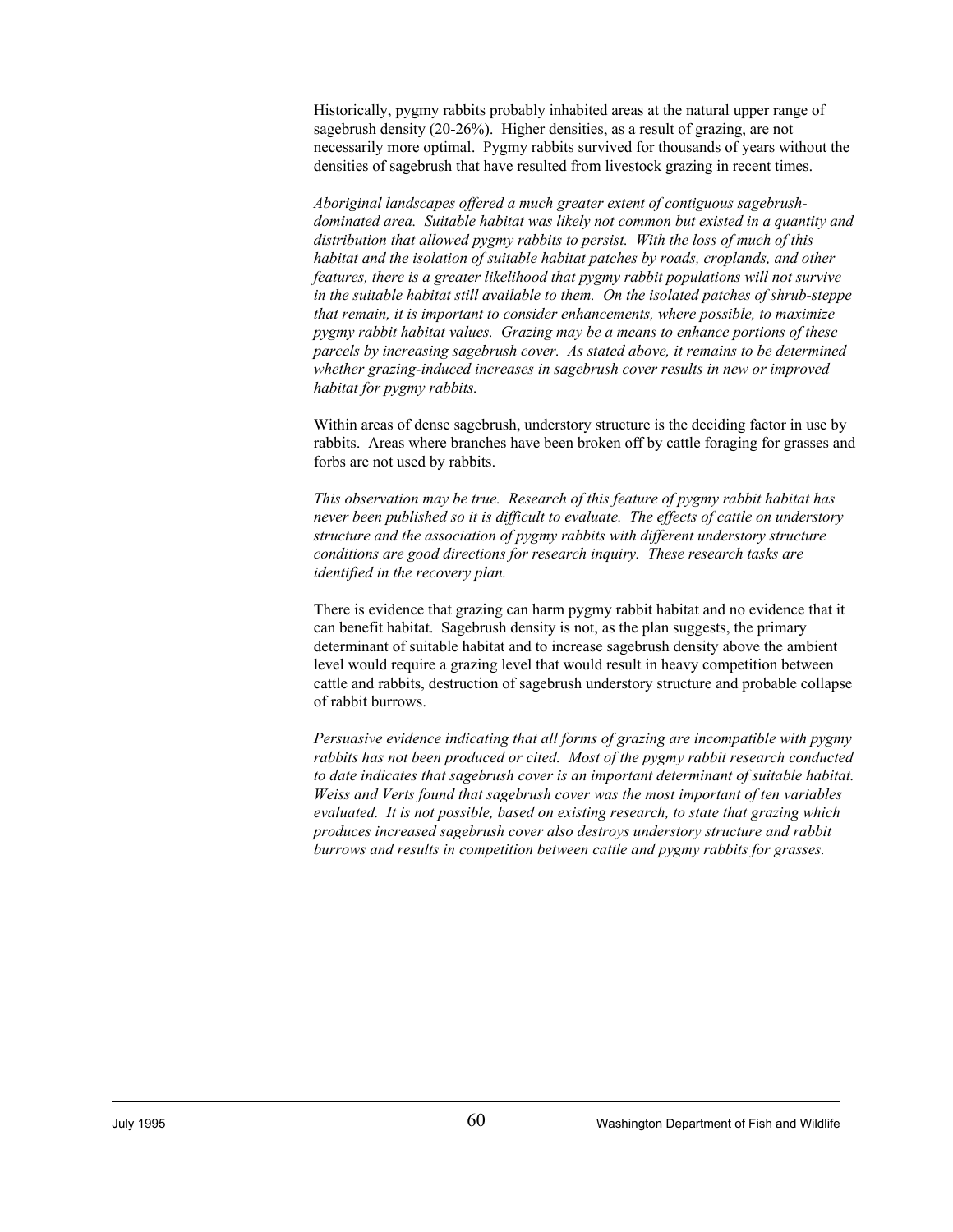Historically, pygmy rabbits probably inhabited areas at the natural upper range of sagebrush density (20-26%). Higher densities, as a result of grazing, are not necessarily more optimal. Pygmy rabbits survived for thousands of years without the densities of sagebrush that have resulted from livestock grazing in recent times.

*Aboriginal landscapes offered a much greater extent of contiguous sagebrush-dominated area. Suitable habitat was likely not common but existed in a quantity and distribution that allowed pygmy rabbits to persist. With the loss of much of this habitat and the isolation of suitable habitat patches by roads, croplands, and other features, there is a greater likelihood that pygmy rabbit populations will not survive in the suitable habitat still available to them. On the isolated patches of shrub-steppe that remain, it is important to consider enhancements, where possible, to maximize pygmy rabbit habitat values. Grazing may be a means to enhance portions of these parcels by increasing sagebrush cover. As stated above, it remains to be determined whether grazing-induced increases in sagebrush cover results in new or improved habitat for pygmy rabbits.*

Within areas of dense sagebrush, understory structure is the deciding factor in use by rabbits. Areas where branches have been broken off by cattle foraging for grasses and forbs are not used by rabbits.

*This observation may be true. Research of this feature of pygmy rabbit habitat has never been published so it is difficult to evaluate. The effects of cattle on understory structure and the association of pygmy rabbits with different understory structure conditions are good directions for research inquiry. These research tasks are identified in the recovery plan.*

There is evidence that grazing can harm pygmy rabbit habitat and no evidence that it can benefit habitat. Sagebrush density is not, as the plan suggests, the primary determinant of suitable habitat and to increase sagebrush density above the ambient level would require a grazing level that would result in heavy competition between cattle and rabbits, destruction of sagebrush understory structure and probable collapse of rabbit burrows.

*Persuasive evidence indicating that all forms of grazing are incompatible with pygmy rabbits has not been produced or cited. Most of the pygmy rabbit research conducted to date indicates that sagebrush cover is an important determinant of suitable habitat. Weiss and Verts found that sagebrush cover was the most important of ten variables evaluated. It is not possible, based on existing research, to state that grazing which produces increased sagebrush cover also destroys understory structure and rabbit burrows and results in competition between cattle and pygmy rabbits for grasses.*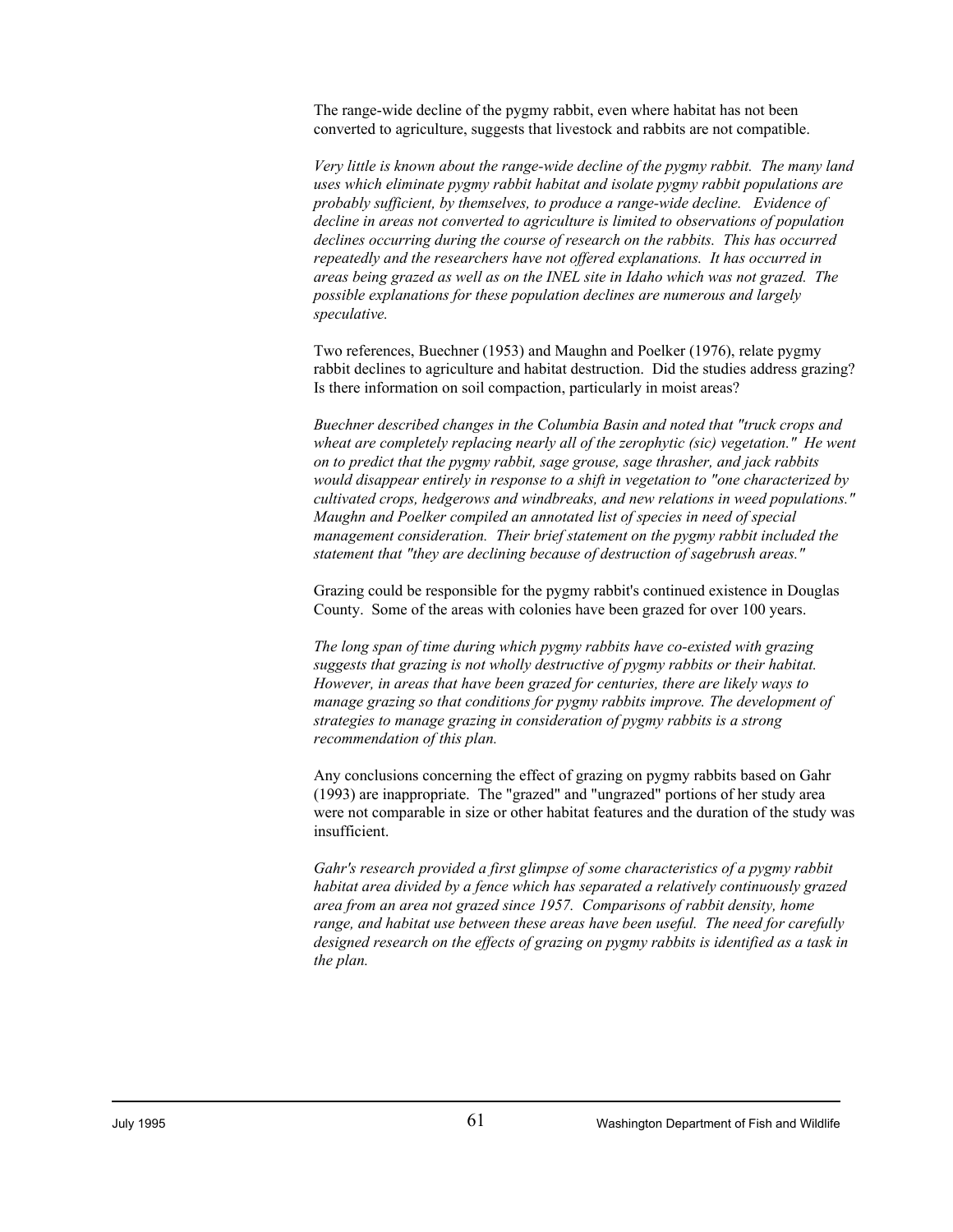The range-wide decline of the pygmy rabbit, even where habitat has not been converted to agriculture, suggests that livestock and rabbits are not compatible.

*Very little is known about the range-wide decline of the pygmy rabbit. The many land uses which eliminate pygmy rabbit habitat and isolate pygmy rabbit populations are probably sufficient, by themselves, to produce a range-wide decline. Evidence of decline in areas not converted to agriculture is limited to observations of population declines occurring during the course of research on the rabbits. This has occurred repeatedly and the researchers have not offered explanations. It has occurred in areas being grazed as well as on the INEL site in Idaho which was not grazed. The possible explanations for these population declines are numerous and largely speculative.*

Two references, Buechner (1953) and Maughn and Poelker (1976), relate pygmy rabbit declines to agriculture and habitat destruction. Did the studies address grazing? Is there information on soil compaction, particularly in moist areas?

*Buechner described changes in the Columbia Basin and noted that "truck crops and wheat are completely replacing nearly all of the zerophytic (sic) vegetation." He went on to predict that the pygmy rabbit, sage grouse, sage thrasher, and jack rabbits would disappear entirely in response to a shift in vegetation to "one characterized by cultivated crops, hedgerows and windbreaks, and new relations in weed populations." Maughn and Poelker compiled an annotated list of species in need of special management consideration. Their brief statement on the pygmy rabbit included the statement that "they are declining because of destruction of sagebrush areas."*

Grazing could be responsible for the pygmy rabbit's continued existence in Douglas County. Some of the areas with colonies have been grazed for over 100 years.

*The long span of time during which pygmy rabbits have co-existed with grazing suggests that grazing is not wholly destructive of pygmy rabbits or their habitat. However, in areas that have been grazed for centuries, there are likely ways to manage grazing so that conditions for pygmy rabbits improve. The development of strategies to manage grazing in consideration of pygmy rabbits is a strong recommendation of this plan.*

Any conclusions concerning the effect of grazing on pygmy rabbits based on Gahr (1993) are inappropriate. The "grazed" and "ungrazed" portions of her study area were not comparable in size or other habitat features and the duration of the study was insufficient.

*Gahr's research provided a first glimpse of some characteristics of a pygmy rabbit habitat area divided by a fence which has separated a relatively continuously grazed area from an area not grazed since 1957. Comparisons of rabbit density, home range, and habitat use between these areas have been useful. The need for carefully designed research on the effects of grazing on pygmy rabbits is identified as a task in the plan.*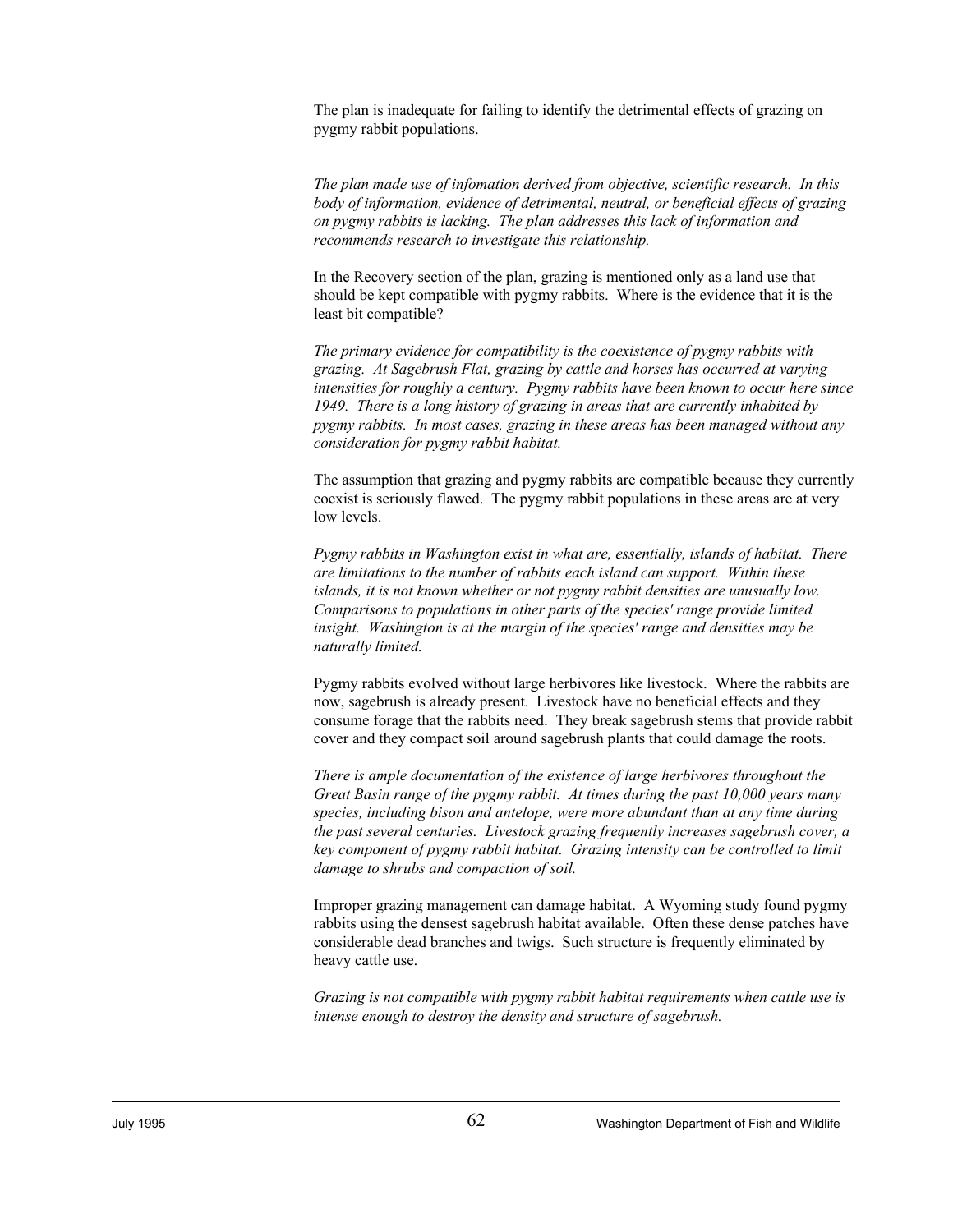The plan is inadequate for failing to identify the detrimental effects of grazing on pygmy rabbit populations.

*The plan made use of infomation derived from objective, scientific research. In this body of information, evidence of detrimental, neutral, or beneficial effects of grazing on pygmy rabbits is lacking. The plan addresses this lack of information and recommends research to investigate this relationship.*

In the Recovery section of the plan, grazing is mentioned only as a land use that should be kept compatible with pygmy rabbits. Where is the evidence that it is the least bit compatible?

*The primary evidence for compatibility is the coexistence of pygmy rabbits with grazing. At Sagebrush Flat, grazing by cattle and horses has occurred at varying intensities for roughly a century. Pygmy rabbits have been known to occur here since 1949. There is a long history of grazing in areas that are currently inhabited by pygmy rabbits. In most cases, grazing in these areas has been managed without any consideration for pygmy rabbit habitat.*

The assumption that grazing and pygmy rabbits are compatible because they currently coexist is seriously flawed. The pygmy rabbit populations in these areas are at very low levels.

*Pygmy rabbits in Washington exist in what are, essentially, islands of habitat. There are limitations to the number of rabbits each island can support. Within these islands, it is not known whether or not pygmy rabbit densities are unusually low. Comparisons to populations in other parts of the species' range provide limited insight. Washington is at the margin of the species' range and densities may be naturally limited.*

Pygmy rabbits evolved without large herbivores like livestock. Where the rabbits are now, sagebrush is already present. Livestock have no beneficial effects and they consume forage that the rabbits need. They break sagebrush stems that provide rabbit cover and they compact soil around sagebrush plants that could damage the roots.

*There is ample documentation of the existence of large herbivores throughout the Great Basin range of the pygmy rabbit. At times during the past 10,000 years many species, including bison and antelope, were more abundant than at any time during the past several centuries. Livestock grazing frequently increases sagebrush cover, a key component of pygmy rabbit habitat. Grazing intensity can be controlled to limit damage to shrubs and compaction of soil.*

Improper grazing management can damage habitat. A Wyoming study found pygmy rabbits using the densest sagebrush habitat available. Often these dense patches have considerable dead branches and twigs. Such structure is frequently eliminated by heavy cattle use.

*Grazing is not compatible with pygmy rabbit habitat requirements when cattle use is intense enough to destroy the density and structure of sagebrush.*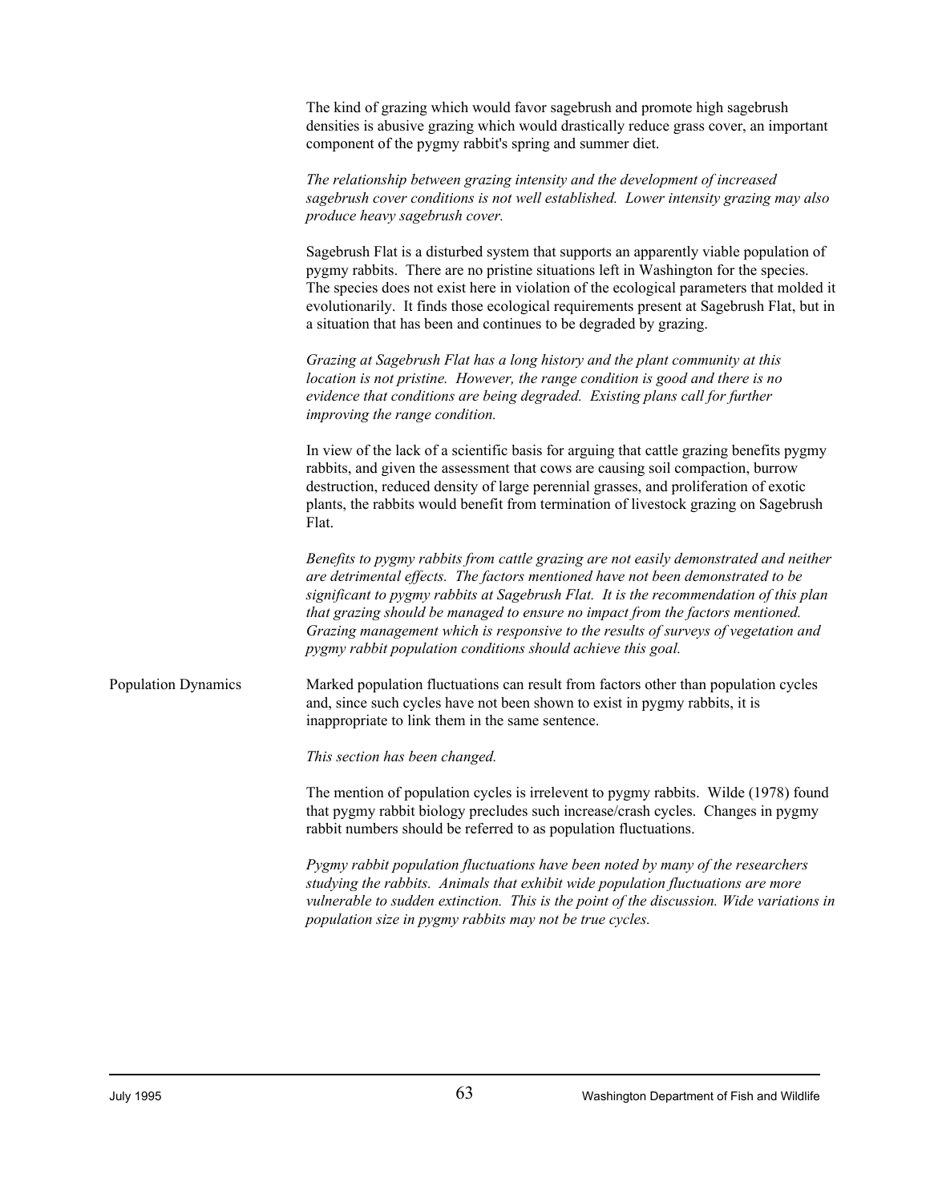The kind of grazing which would favor sagebrush and promote high sagebrush densities is abusive grazing which would drastically reduce grass cover, an important component of the pygmy rabbit's spring and summer diet.

*The relationship between grazing intensity and the development of increased sagebrush cover conditions is not well established. Lower intensity grazing may also produce heavy sagebrush cover.*

Sagebrush Flat is a disturbed system that supports an apparently viable population of pygmy rabbits. There are no pristine situations left in Washington for the species. The species does not exist here in violation of the ecological parameters that molded it evolutionarily. It finds those ecological requirements present at Sagebrush Flat, but in a situation that has been and continues to be degraded by grazing.

*Grazing at Sagebrush Flat has a long history and the plant community at this location is not pristine. However, the range condition is good and there is no evidence that conditions are being degraded. Existing plans call for further improving the range condition.*

In view of the lack of a scientific basis for arguing that cattle grazing benefits pygmy rabbits, and given the assessment that cows are causing soil compaction, burrow destruction, reduced density of large perennial grasses, and proliferation of exotic plants, the rabbits would benefit from termination of livestock grazing on Sagebrush Flat.

*Benefits to pygmy rabbits from cattle grazing are not easily demonstrated and neither are detrimental effects. The factors mentioned have not been demonstrated to be significant to pygmy rabbits at Sagebrush Flat. It is the recommendation of this plan that grazing should be managed to ensure no impact from the factors mentioned. Grazing management which is responsive to the results of surveys of vegetation and pygmy rabbit population conditions should achieve this goal.*

**Population Dynamics**

Marked population fluctuations can result from factors other than population cycles and, since such cycles have not been shown to exist in pygmy rabbits, it is inappropriate to link them in the same sentence.

*This section has been changed.*

The mention of population cycles is irrelevent to pygmy rabbits. Wilde (1978) found that pygmy rabbit biology precludes such increase/crash cycles. Changes in pygmy rabbit numbers should be referred to as population fluctuations.

*Pygmy rabbit population fluctuations have been noted by many of the researchers studying the rabbits. Animals that exhibit wide population fluctuations are more vulnerable to sudden extinction. This is the point of the discussion. Wide variations in population size in pygmy rabbits may not be true cycles.*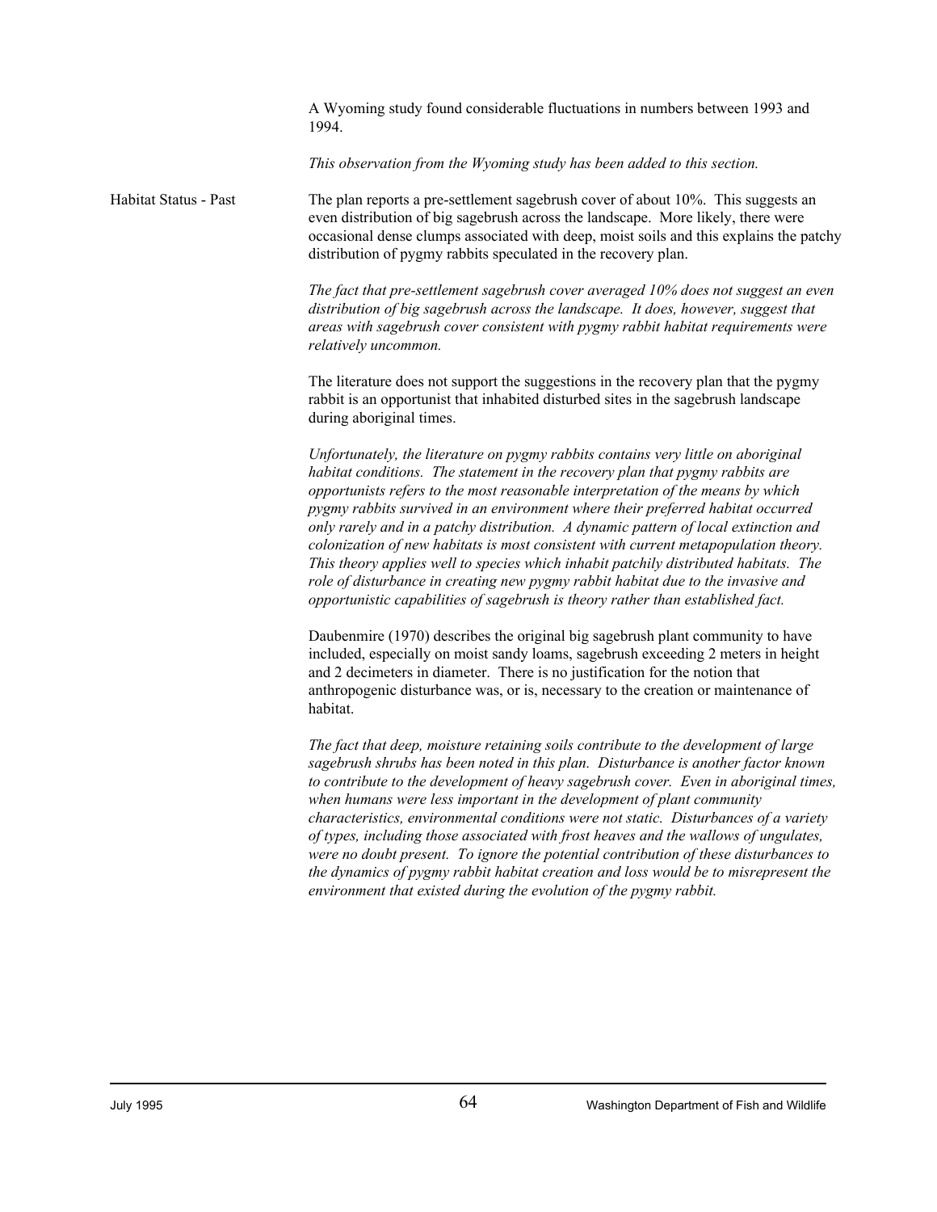A Wyoming study found considerable fluctuations in numbers between 1993 and 1994.

*This observation from the Wyoming study has been added to this section.*

**Habitat Status - Past**

The plan reports a pre-settlement sagebrush cover of about 10%. This suggests an even distribution of big sagebrush across the landscape. More likely, there were occasional dense clumps associated with deep, moist soils and this explains the patchy distribution of pygmy rabbits speculated in the recovery plan.

*The fact that pre-settlement sagebrush cover averaged 10% does not suggest an even distribution of big sagebrush across the landscape. It does, however, suggest that areas with sagebrush cover consistent with pygmy rabbit habitat requirements were relatively uncommon.*

The literature does not support the suggestions in the recovery plan that the pygmy rabbit is an opportunist that inhabited disturbed sites in the sagebrush landscape during aboriginal times.

*Unfortunately, the literature on pygmy rabbits contains very little on aboriginal habitat conditions. The statement in the recovery plan that pygmy rabbits are opportunists refers to the most reasonable interpretation of the means by which pygmy rabbits survived in an environment where their preferred habitat occurred only rarely and in a patchy distribution. A dynamic pattern of local extinction and colonization of new habitats is most consistent with current metapopulation theory. This theory applies well to species which inhabit patchily distributed habitats. The role of disturbance in creating new pygmy rabbit habitat due to the invasive and opportunistic capabilities of sagebrush is theory rather than established fact.*

Daubenmire (1970) describes the original big sagebrush plant community to have included, especially on moist sandy loams, sagebrush exceeding 2 meters in height and 2 decimeters in diameter. There is no justification for the notion that anthropogenic disturbance was, or is, necessary to the creation or maintenance of habitat.

*The fact that deep, moisture retaining soils contribute to the development of large sagebrush shrubs has been noted in this plan. Disturbance is another factor known to contribute to the development of heavy sagebrush cover. Even in aboriginal times, when humans were less important in the development of plant community characteristics, environmental conditions were not static. Disturbances of a variety of types, including those associated with frost heaves and the wallows of ungulates, were no doubt present. To ignore the potential contribution of these disturbances to the dynamics of pygmy rabbit habitat creation and loss would be to misrepresent the environment that existed during the evolution of the pygmy rabbit.*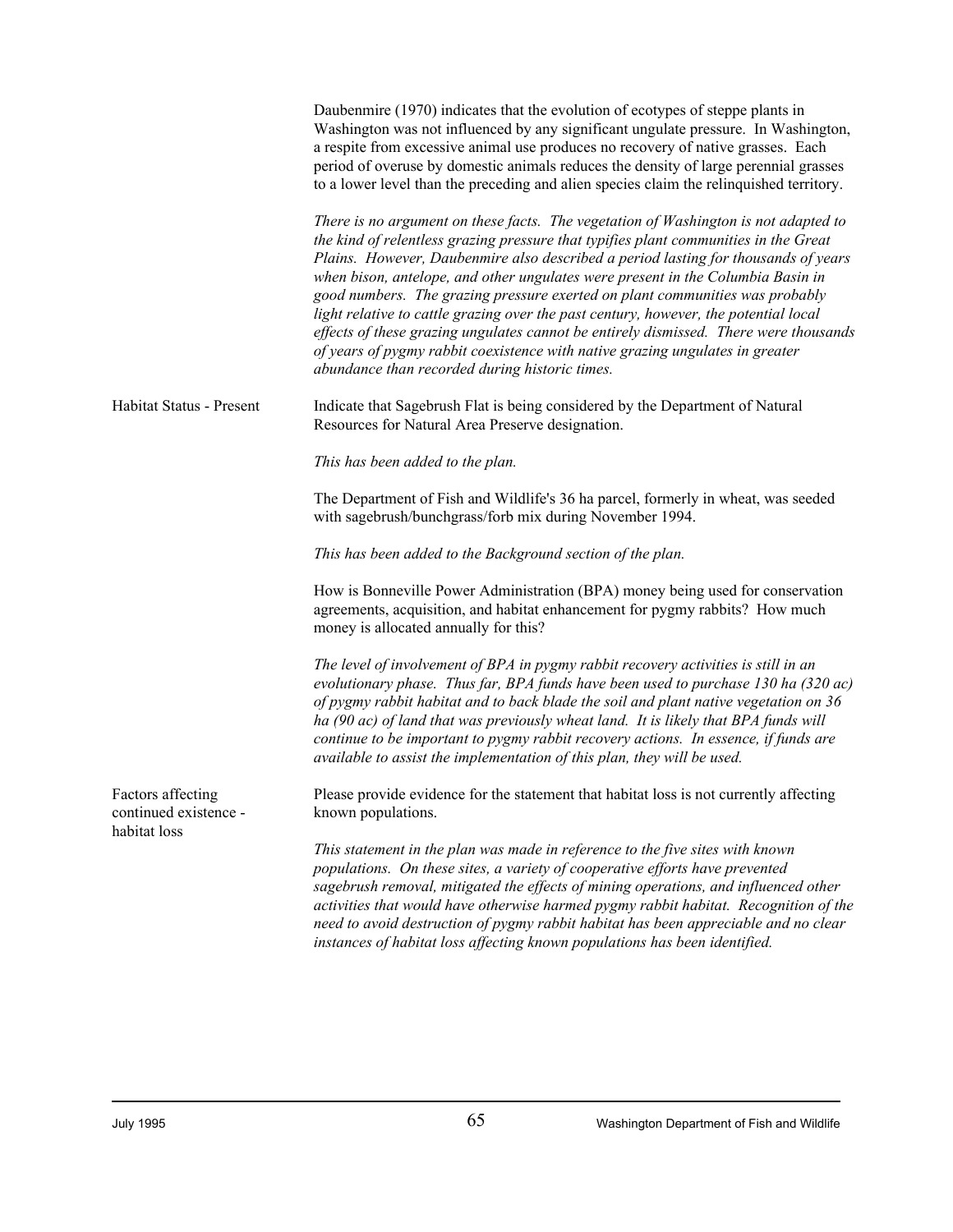Daubenmire (1970) indicates that the evolution of ecotypes of steppe plants in Washington was not influenced by any significant ungulate pressure. In Washington, a respite from excessive animal use produces no recovery of native grasses. Each period of overuse by domestic animals reduces the density of large perennial grasses to a lower level than the preceding and alien species claim the relinquished territory.

*There is no argument on these facts. The vegetation of Washington is not adapted to the kind of relentless grazing pressure that typifies plant communities in the Great Plains. However, Daubenmire also described a period lasting for thousands of years when bison, antelope, and other ungulates were present in the Columbia Basin in good numbers. The grazing pressure exerted on plant communities was probably light relative to cattle grazing over the past century, however, the potential local effects of these grazing ungulates cannot be entirely dismissed. There were thousands of years of pygmy rabbit coexistence with native grazing ungulates in greater abundance than recorded during historic times.*

Habitat Status - Present

Indicate that Sagebrush Flat is being considered by the Department of Natural Resources for Natural Area Preserve designation.

*This has been added to the plan.*

The Department of Fish and Wildlife's 36 ha parcel, formerly in wheat, was seeded with sagebrush/bunchgrass/forb mix during November 1994.

*This has been added to the Background section of the plan.*

How is Bonneville Power Administration (BPA) money being used for conservation agreements, acquisition, and habitat enhancement for pygmy rabbits? How much money is allocated annually for this?

*The level of involvement of BPA in pygmy rabbit recovery activities is still in an evolutionary phase. Thus far, BPA funds have been used to purchase 130 ha (320 ac) of pygmy rabbit habitat and to back blade the soil and plant native vegetation on 36 ha (90 ac) of land that was previously wheat land. It is likely that BPA funds will continue to be important to pygmy rabbit recovery actions. In essence, if funds are available to assist the implementation of this plan, they will be used.*

Factors affecting continued existence - habitat loss

Please provide evidence for the statement that habitat loss is not currently affecting known populations.

*This statement in the plan was made in reference to the five sites with known populations. On these sites, a variety of cooperative efforts have prevented sagebrush removal, mitigated the effects of mining operations, and influenced other activities that would have otherwise harmed pygmy rabbit habitat. Recognition of the need to avoid destruction of pygmy rabbit habitat has been appreciable and no clear instances of habitat loss affecting known populations has been identified.*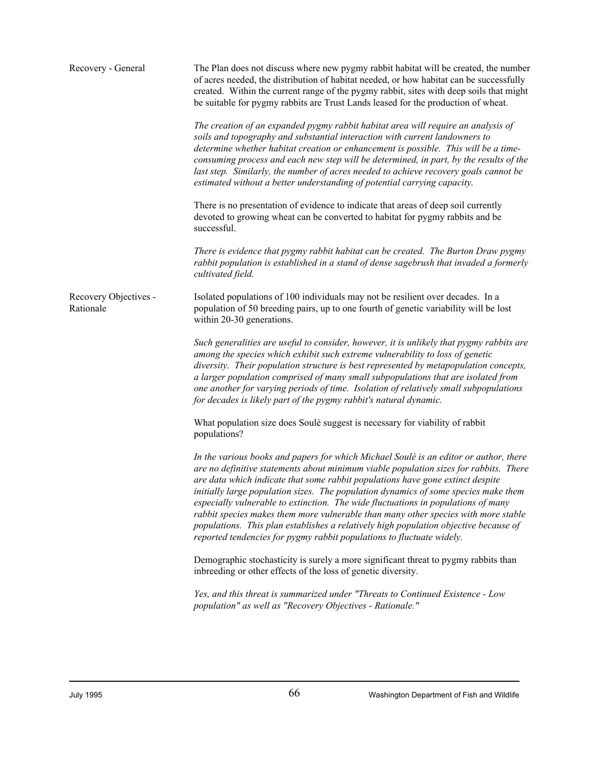**Recovery - General**

The Plan does not discuss where new pygmy rabbit habitat will be created, the number of acres needed, the distribution of habitat needed, or how habitat can be successfully created. Within the current range of the pygmy rabbit, sites with deep soils that might be suitable for pygmy rabbits are Trust Lands leased for the production of wheat.

*The creation of an expanded pygmy rabbit habitat area will require an analysis of soils and topography and substantial interaction with current landowners to determine whether habitat creation or enhancement is possible. This will be a time-consuming process and each new step will be determined, in part, by the results of the last step. Similarly, the number of acres needed to achieve recovery goals cannot be estimated without a better understanding of potential carrying capacity.*

There is no presentation of evidence to indicate that areas of deep soil currently devoted to growing wheat can be converted to habitat for pygmy rabbits and be successful.

*There is evidence that pygmy rabbit habitat can be created. The Burton Draw pygmy rabbit population is established in a stand of dense sagebrush that invaded a formerly cultivated field.*

**Recovery Objectives - Rationale**

Isolated populations of 100 individuals may not be resilient over decades. In a population of 50 breeding pairs, up to one fourth of genetic variability will be lost within 20-30 generations.

*Such generalities are useful to consider, however, it is unlikely that pygmy rabbits are among the species which exhibit such extreme vulnerability to loss of genetic diversity. Their population structure is best represented by metapopulation concepts, a larger population comprised of many small subpopulations that are isolated from one another for varying periods of time. Isolation of relatively small subpopulations for decades is likely part of the pygmy rabbit's natural dynamic.*

What population size does Soulè suggest is necessary for viability of rabbit populations?

*In the various books and papers for which Michael Soulè is an editor or author, there are no definitive statements about minimum viable population sizes for rabbits. There are data which indicate that some rabbit populations have gone extinct despite initially large population sizes. The population dynamics of some species make them especially vulnerable to extinction. The wide fluctuations in populations of many rabbit species makes them more vulnerable than many other species with more stable populations. This plan establishes a relatively high population objective because of reported tendencies for pygmy rabbit populations to fluctuate widely.*

Demographic stochasticity is surely a more significant threat to pygmy rabbits than inbreeding or other effects of the loss of genetic diversity.

*Yes, and this threat is summarized under "Threats to Continued Existence - Low population" as well as "Recovery Objectives - Rationale."*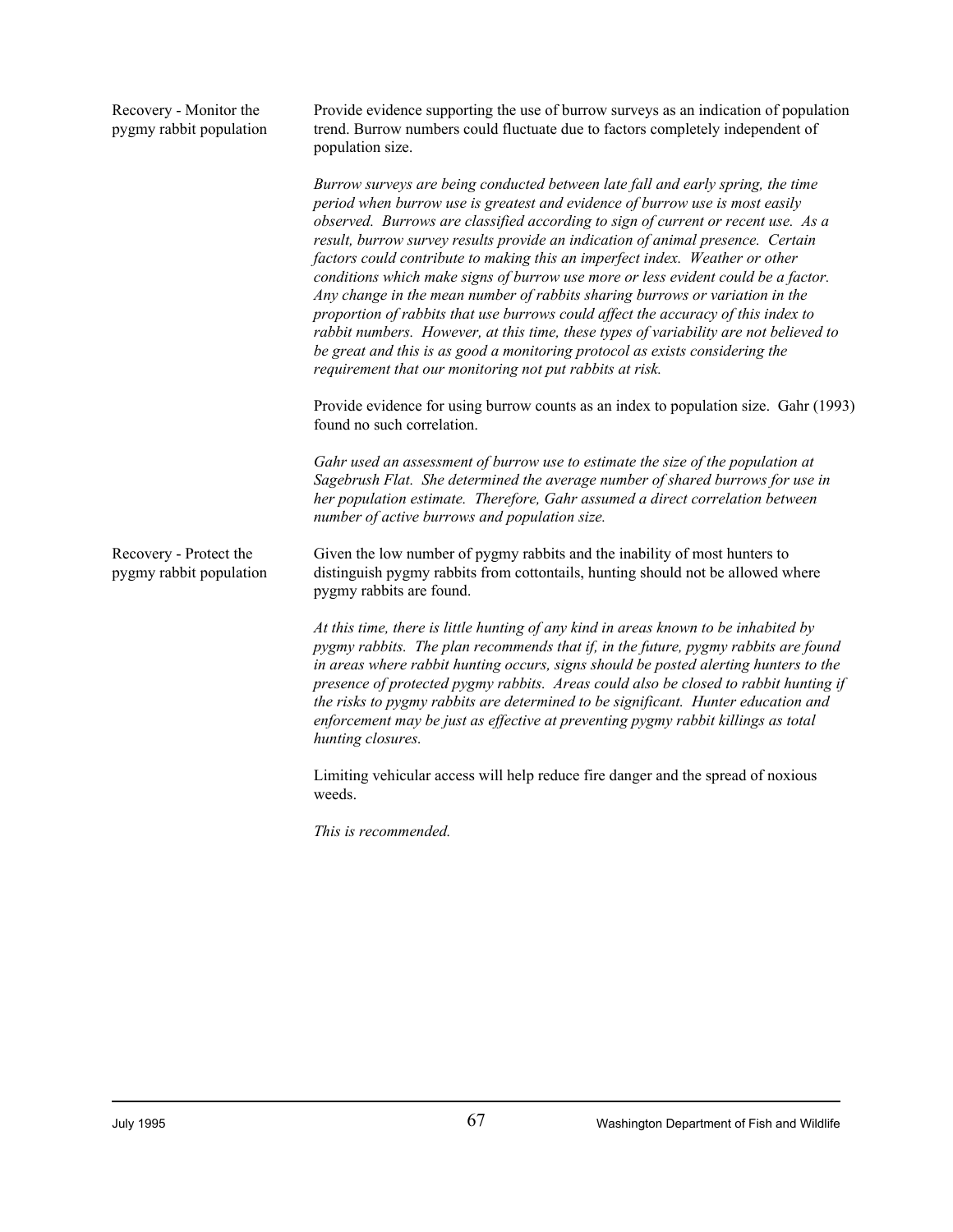Recovery - Monitor the pygmy rabbit population

Provide evidence supporting the use of burrow surveys as an indication of population trend. Burrow numbers could fluctuate due to factors completely independent of population size.

*Burrow surveys are being conducted between late fall and early spring, the time period when burrow use is greatest and evidence of burrow use is most easily observed. Burrows are classified according to sign of current or recent use. As a result, burrow survey results provide an indication of animal presence. Certain factors could contribute to making this an imperfect index. Weather or other conditions which make signs of burrow use more or less evident could be a factor. Any change in the mean number of rabbits sharing burrows or variation in the proportion of rabbits that use burrows could affect the accuracy of this index to rabbit numbers. However, at this time, these types of variability are not believed to be great and this is as good a monitoring protocol as exists considering the requirement that our monitoring not put rabbits at risk.*

Provide evidence for using burrow counts as an index to population size. Gahr (1993) found no such correlation.

*Gahr used an assessment of burrow use to estimate the size of the population at Sagebrush Flat. She determined the average number of shared burrows for use in her population estimate. Therefore, Gahr assumed a direct correlation between number of active burrows and population size.*

Recovery - Protect the pygmy rabbit population

Given the low number of pygmy rabbits and the inability of most hunters to distinguish pygmy rabbits from cottontails, hunting should not be allowed where pygmy rabbits are found.

*At this time, there is little hunting of any kind in areas known to be inhabited by pygmy rabbits. The plan recommends that if, in the future, pygmy rabbits are found in areas where rabbit hunting occurs, signs should be posted alerting hunters to the presence of protected pygmy rabbits. Areas could also be closed to rabbit hunting if the risks to pygmy rabbits are determined to be significant. Hunter education and enforcement may be just as effective at preventing pygmy rabbit killings as total hunting closures.*

Limiting vehicular access will help reduce fire danger and the spread of noxious weeds.

*This is recommended.*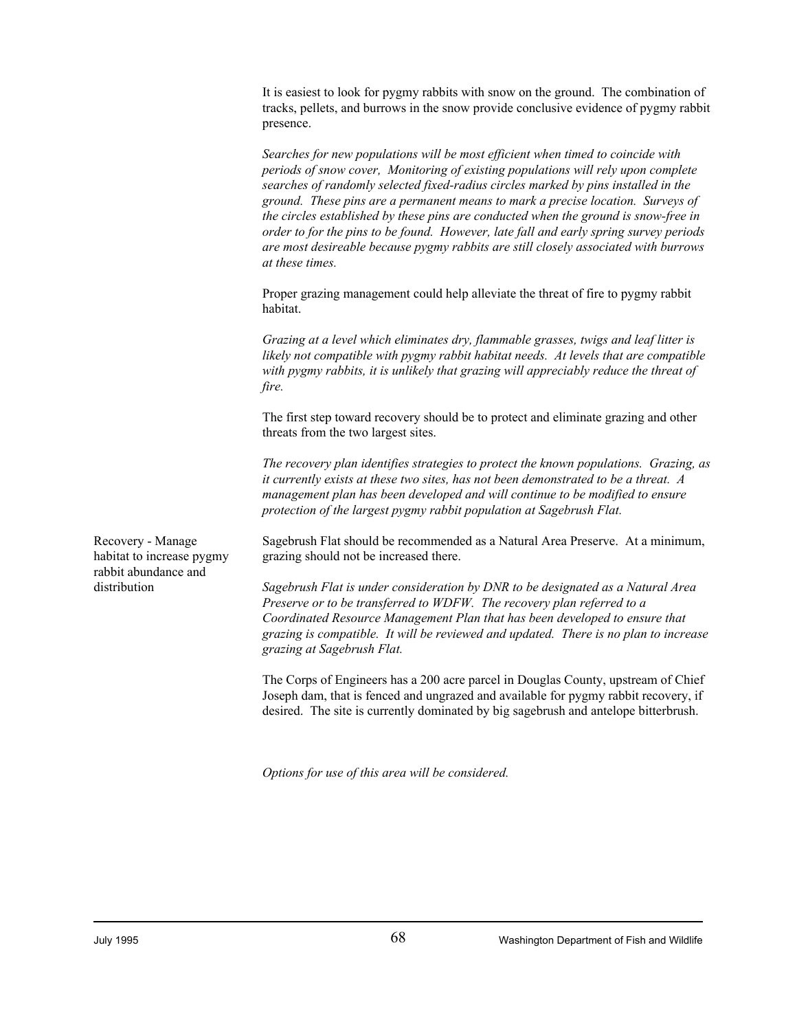It is easiest to look for pygmy rabbits with snow on the ground. The combination of tracks, pellets, and burrows in the snow provide conclusive evidence of pygmy rabbit presence.

*Searches for new populations will be most efficient when timed to coincide with periods of snow cover, Monitoring of existing populations will rely upon complete searches of randomly selected fixed-radius circles marked by pins installed in the ground. These pins are a permanent means to mark a precise location. Surveys of the circles established by these pins are conducted when the ground is snow-free in order to for the pins to be found. However, late fall and early spring survey periods are most desireable because pygmy rabbits are still closely associated with burrows at these times.*

Proper grazing management could help alleviate the threat of fire to pygmy rabbit habitat.

*Grazing at a level which eliminates dry, flammable grasses, twigs and leaf litter is likely not compatible with pygmy rabbit habitat needs. At levels that are compatible with pygmy rabbits, it is unlikely that grazing will appreciably reduce the threat of fire.*

The first step toward recovery should be to protect and eliminate grazing and other threats from the two largest sites.

*The recovery plan identifies strategies to protect the known populations. Grazing, as it currently exists at these two sites, has not been demonstrated to be a threat. A management plan has been developed and will continue to be modified to ensure protection of the largest pygmy rabbit population at Sagebrush Flat.*

Recovery - Manage habitat to increase pygmy rabbit abundance and distribution

Sagebrush Flat should be recommended as a Natural Area Preserve. At a minimum, grazing should not be increased there.

*Sagebrush Flat is under consideration by DNR to be designated as a Natural Area Preserve or to be transferred to WDFW. The recovery plan referred to a Coordinated Resource Management Plan that has been developed to ensure that grazing is compatible. It will be reviewed and updated. There is no plan to increase grazing at Sagebrush Flat.*

The Corps of Engineers has a 200 acre parcel in Douglas County, upstream of Chief Joseph dam, that is fenced and ungrazed and available for pygmy rabbit recovery, if desired. The site is currently dominated by big sagebrush and antelope bitterbrush.

*Options for use of this area will be considered.*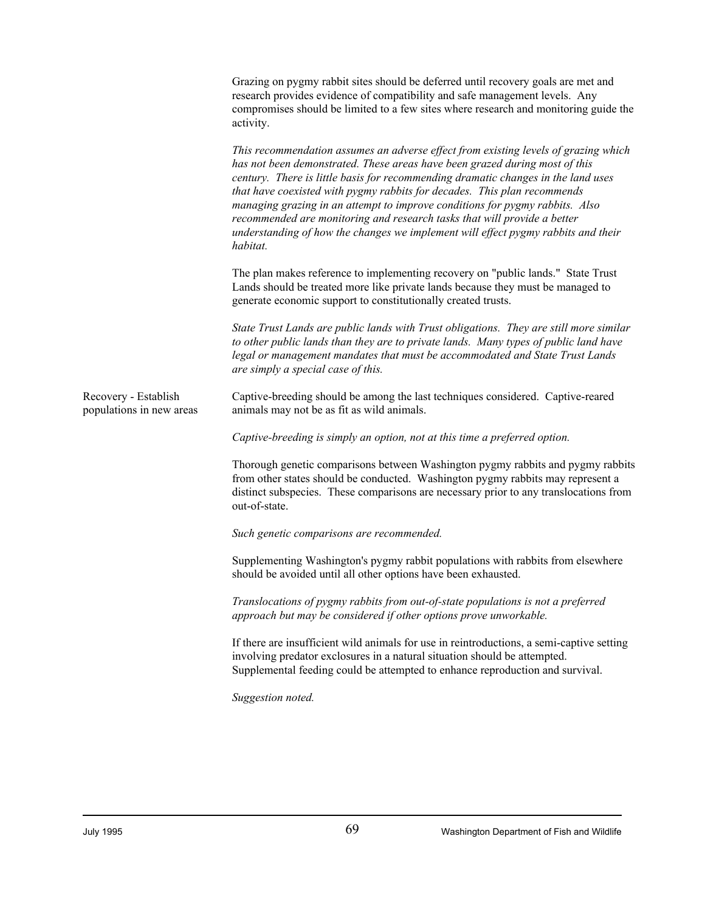Grazing on pygmy rabbit sites should be deferred until recovery goals are met and research provides evidence of compatibility and safe management levels. Any compromises should be limited to a few sites where research and monitoring guide the activity.

*This recommendation assumes an adverse effect from existing levels of grazing which has not been demonstrated. These areas have been grazed during most of this century. There is little basis for recommending dramatic changes in the land uses that have coexisted with pygmy rabbits for decades. This plan recommends managing grazing in an attempt to improve conditions for pygmy rabbits. Also recommended are monitoring and research tasks that will provide a better understanding of how the changes we implement will effect pygmy rabbits and their habitat.*

The plan makes reference to implementing recovery on "public lands." State Trust Lands should be treated more like private lands because they must be managed to generate economic support to constitutionally created trusts.

*State Trust Lands are public lands with Trust obligations. They are still more similar to other public lands than they are to private lands. Many types of public land have legal or management mandates that must be accommodated and State Trust Lands are simply a special case of this.*

Recovery - Establish populations in new areas

Captive-breeding should be among the last techniques considered. Captive-reared animals may not be as fit as wild animals.

*Captive-breeding is simply an option, not at this time a preferred option.*

Thorough genetic comparisons between Washington pygmy rabbits and pygmy rabbits from other states should be conducted. Washington pygmy rabbits may represent a distinct subspecies. These comparisons are necessary prior to any translocations from out-of-state.

*Such genetic comparisons are recommended.*

Supplementing Washington's pygmy rabbit populations with rabbits from elsewhere should be avoided until all other options have been exhausted.

*Translocations of pygmy rabbits from out-of-state populations is not a preferred approach but may be considered if other options prove unworkable.*

If there are insufficient wild animals for use in reintroductions, a semi-captive setting involving predator exclosures in a natural situation should be attempted. Supplemental feeding could be attempted to enhance reproduction and survival.

*Suggestion noted.*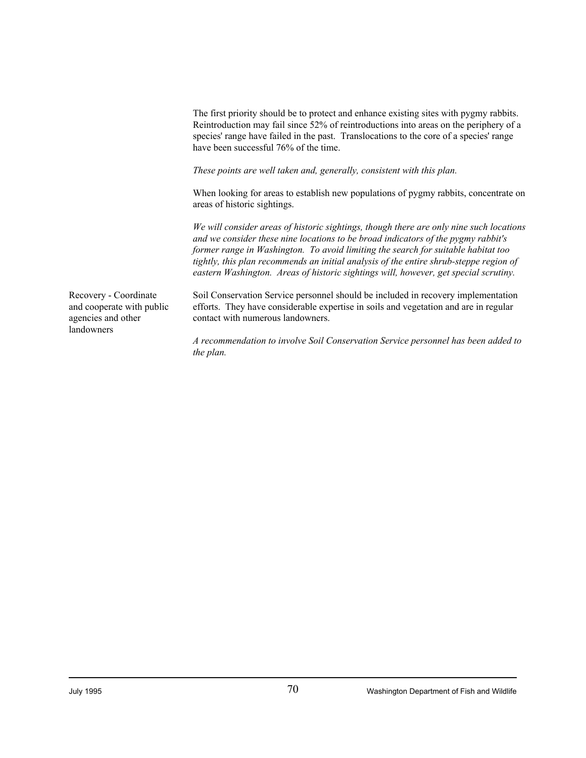The first priority should be to protect and enhance existing sites with pygmy rabbits. Reintroduction may fail since 52% of reintroductions into areas on the periphery of a species' range have failed in the past. Translocations to the core of a species' range have been successful 76% of the time.

*These points are well taken and, generally, consistent with this plan.*

When looking for areas to establish new populations of pygmy rabbits, concentrate on areas of historic sightings.

*We will consider areas of historic sightings, though there are only nine such locations and we consider these nine locations to be broad indicators of the pygmy rabbit's former range in Washington. To avoid limiting the search for suitable habitat too tightly, this plan recommends an initial analysis of the entire shrub-steppe region of eastern Washington. Areas of historic sightings will, however, get special scrutiny.*

Recovery - Coordinate and cooperate with public agencies and other landowners

Soil Conservation Service personnel should be included in recovery implementation efforts. They have considerable expertise in soils and vegetation and are in regular contact with numerous landowners.

*A recommendation to involve Soil Conservation Service personnel has been added to the plan.*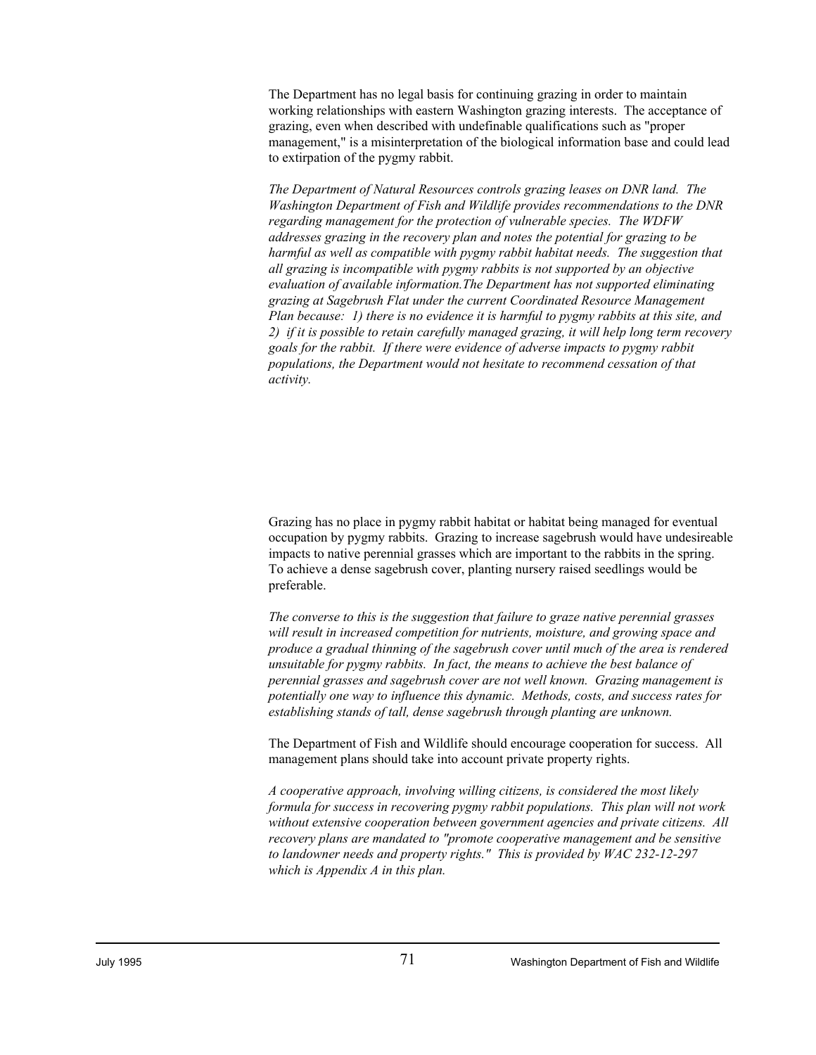The Department has no legal basis for continuing grazing in order to maintain working relationships with eastern Washington grazing interests. The acceptance of grazing, even when described with undefinable qualifications such as "proper management," is a misinterpretation of the biological information base and could lead to extirpation of the pygmy rabbit.

*The Department of Natural Resources controls grazing leases on DNR land. The Washington Department of Fish and Wildlife provides recommendations to the DNR regarding management for the protection of vulnerable species. The WDFW addresses grazing in the recovery plan and notes the potential for grazing to be harmful as well as compatible with pygmy rabbit habitat needs. The suggestion that all grazing is incompatible with pygmy rabbits is not supported by an objective evaluation of available information.The Department has not supported eliminating grazing at Sagebrush Flat under the current Coordinated Resource Management Plan because: 1) there is no evidence it is harmful to pygmy rabbits at this site, and 2) if it is possible to retain carefully managed grazing, it will help long term recovery goals for the rabbit. If there were evidence of adverse impacts to pygmy rabbit populations, the Department would not hesitate to recommend cessation of that activity.*

Grazing has no place in pygmy rabbit habitat or habitat being managed for eventual occupation by pygmy rabbits. Grazing to increase sagebrush would have undesireable impacts to native perennial grasses which are important to the rabbits in the spring. To achieve a dense sagebrush cover, planting nursery raised seedlings would be preferable.

*The converse to this is the suggestion that failure to graze native perennial grasses will result in increased competition for nutrients, moisture, and growing space and produce a gradual thinning of the sagebrush cover until much of the area is rendered unsuitable for pygmy rabbits. In fact, the means to achieve the best balance of perennial grasses and sagebrush cover are not well known. Grazing management is potentially one way to influence this dynamic. Methods, costs, and success rates for establishing stands of tall, dense sagebrush through planting are unknown.*

The Department of Fish and Wildlife should encourage cooperation for success. All management plans should take into account private property rights.

*A cooperative approach, involving willing citizens, is considered the most likely formula for success in recovering pygmy rabbit populations. This plan will not work without extensive cooperation between government agencies and private citizens. All recovery plans are mandated to "promote cooperative management and be sensitive to landowner needs and property rights." This is provided by WAC 232-12-297 which is Appendix A in this plan.*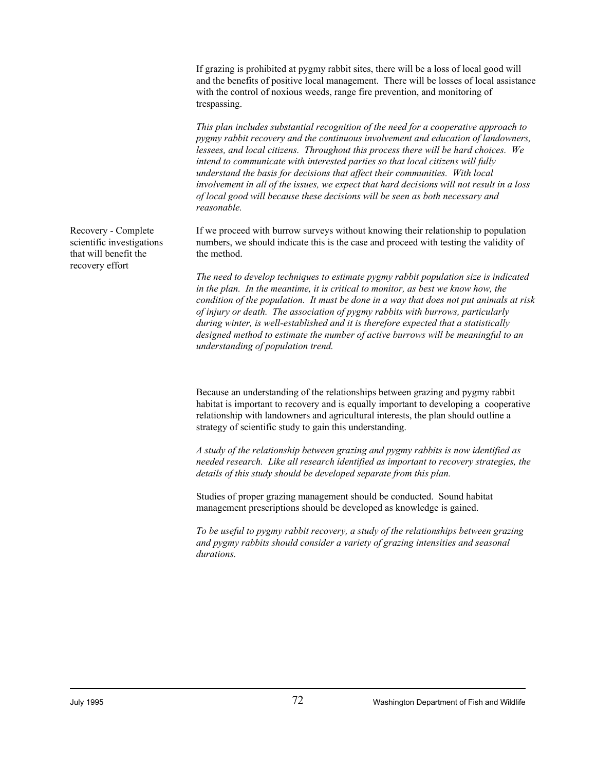If grazing is prohibited at pygmy rabbit sites, there will be a loss of local good will and the benefits of positive local management. There will be losses of local assistance with the control of noxious weeds, range fire prevention, and monitoring of trespassing.

*This plan includes substantial recognition of the need for a cooperative approach to pygmy rabbit recovery and the continuous involvement and education of landowners, lessees, and local citizens. Throughout this process there will be hard choices. We intend to communicate with interested parties so that local citizens will fully understand the basis for decisions that affect their communities. With local involvement in all of the issues, we expect that hard decisions will not result in a loss of local good will because these decisions will be seen as both necessary and reasonable.*

Recovery - Complete scientific investigations that will benefit the recovery effort

If we proceed with burrow surveys without knowing their relationship to population numbers, we should indicate this is the case and proceed with testing the validity of the method.

*The need to develop techniques to estimate pygmy rabbit population size is indicated in the plan. In the meantime, it is critical to monitor, as best we know how, the condition of the population. It must be done in a way that does not put animals at risk of injury or death. The association of pygmy rabbits with burrows, particularly during winter, is well-established and it is therefore expected that a statistically designed method to estimate the number of active burrows will be meaningful to an understanding of population trend.*

Because an understanding of the relationships between grazing and pygmy rabbit habitat is important to recovery and is equally important to developing a cooperative relationship with landowners and agricultural interests, the plan should outline a strategy of scientific study to gain this understanding.

*A study of the relationship between grazing and pygmy rabbits is now identified as needed research. Like all research identified as important to recovery strategies, the details of this study should be developed separate from this plan.*

Studies of proper grazing management should be conducted. Sound habitat management prescriptions should be developed as knowledge is gained.

*To be useful to pygmy rabbit recovery, a study of the relationships between grazing and pygmy rabbits should consider a variety of grazing intensities and seasonal durations.*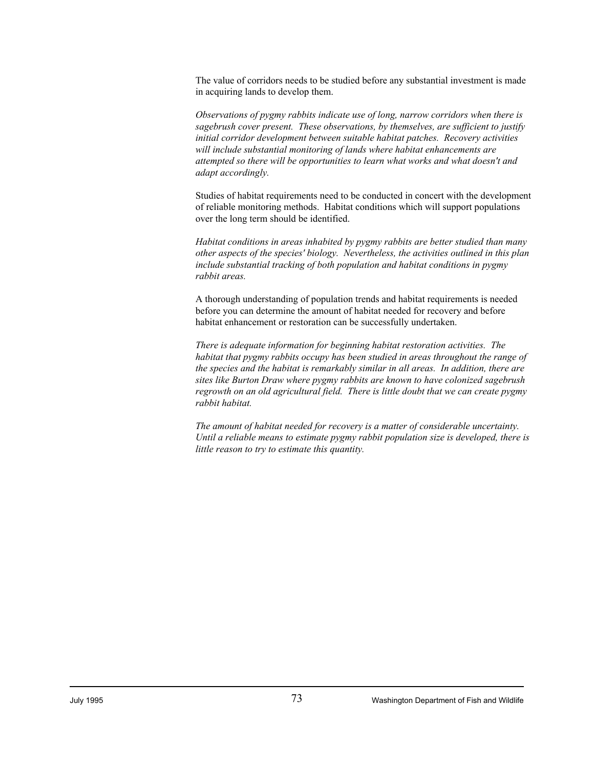The value of corridors needs to be studied before any substantial investment is made in acquiring lands to develop them.

*Observations of pygmy rabbits indicate use of long, narrow corridors when there is sagebrush cover present. These observations, by themselves, are sufficient to justify initial corridor development between suitable habitat patches. Recovery activities will include substantial monitoring of lands where habitat enhancements are attempted so there will be opportunities to learn what works and what doesn't and adapt accordingly.*

Studies of habitat requirements need to be conducted in concert with the development of reliable monitoring methods. Habitat conditions which will support populations over the long term should be identified.

*Habitat conditions in areas inhabited by pygmy rabbits are better studied than many other aspects of the species' biology. Nevertheless, the activities outlined in this plan include substantial tracking of both population and habitat conditions in pygmy rabbit areas.*

A thorough understanding of population trends and habitat requirements is needed before you can determine the amount of habitat needed for recovery and before habitat enhancement or restoration can be successfully undertaken.

*There is adequate information for beginning habitat restoration activities. The habitat that pygmy rabbits occupy has been studied in areas throughout the range of the species and the habitat is remarkably similar in all areas. In addition, there are sites like Burton Draw where pygmy rabbits are known to have colonized sagebrush regrowth on an old agricultural field. There is little doubt that we can create pygmy rabbit habitat.*

*The amount of habitat needed for recovery is a matter of considerable uncertainty. Until a reliable means to estimate pygmy rabbit population size is developed, there is little reason to try to estimate this quantity.*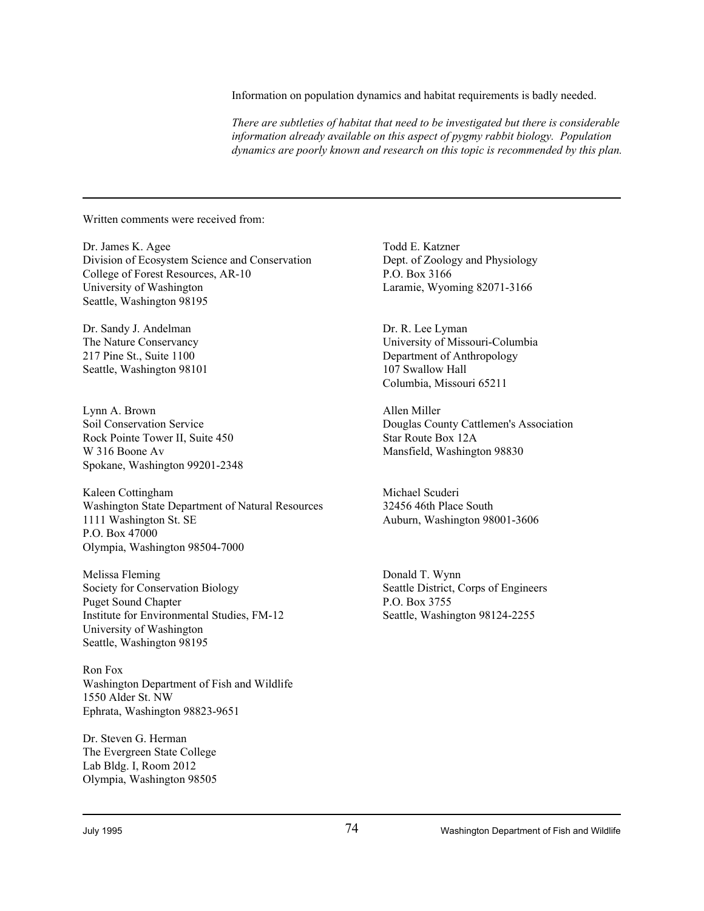Information on population dynamics and habitat requirements is badly needed.

*There are subtleties of habitat that need to be investigated but there is considerable information already available on this aspect of pygmy rabbit biology. Population dynamics are poorly known and research on this topic is recommended by this plan.*

---

Written comments were received from:

Dr. James K. Agee
Division of Ecosystem Science and Conservation
College of Forest Resources, AR-10
University of Washington
Seattle, Washington 98195

Dr. Sandy J. Andelman
The Nature Conservancy
217 Pine St., Suite 1100
Seattle, Washington 98101

Lynn A. Brown
Soil Conservation Service
Rock Pointe Tower II, Suite 450
W 316 Boone Av
Spokane, Washington 99201-2348

Kaleen Cottingham
Washington State Department of Natural Resources
1111 Washington St. SE
P.O. Box 47000
Olympia, Washington 98504-7000

Melissa Fleming
Society for Conservation Biology
Puget Sound Chapter
Institute for Environmental Studies, FM-12
University of Washington
Seattle, Washington 98195

Ron Fox
Washington Department of Fish and Wildlife
1550 Alder St. NW
Ephrata, Washington 98823-9651

Dr. Steven G. Herman
The Evergreen State College
Lab Bldg. I, Room 2012
Olympia, Washington 98505

Todd E. Katzner
Dept. of Zoology and Physiology
P.O. Box 3166
Laramie, Wyoming 82071-3166

Dr. R. Lee Lyman
University of Missouri-Columbia
Department of Anthropology
107 Swallow Hall
Columbia, Missouri 65211

Allen Miller
Douglas County Cattlemen's Association
Star Route Box 12A
Mansfield, Washington 98830

Michael Scuderi
32456 46th Place South
Auburn, Washington 98001-3606

Donald T. Wynn
Seattle District, Corps of Engineers
P.O. Box 3755
Seattle, Washington 98124-2255